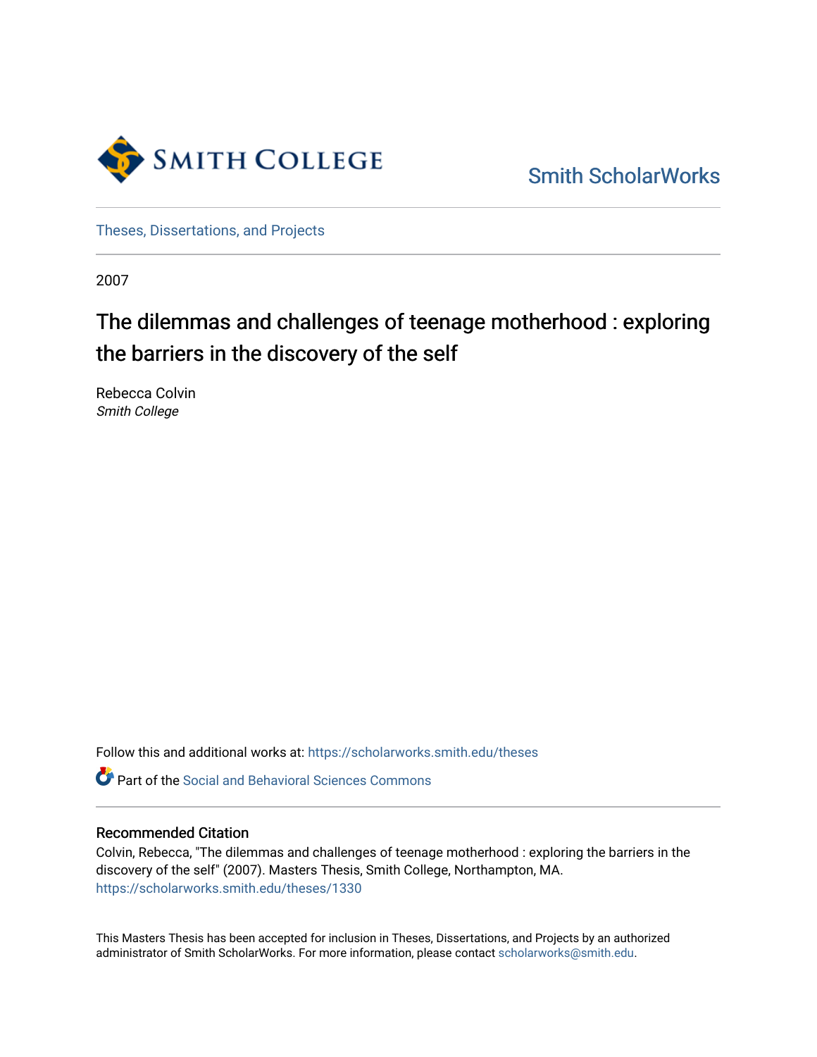Smith College

Smith ScholarWorks

Theses, Dissertations, and Projects

2007

# The dilemmas and challenges of teenage motherhood : exploring the barriers in the discovery of the self

Rebecca Colvin
*Smith College*

Follow this and additional works at: https://scholarworks.smith.edu/theses

Part of the Social and Behavioral Sciences Commons

## Recommended Citation

Colvin, Rebecca, "The dilemmas and challenges of teenage motherhood : exploring the barriers in the discovery of the self" (2007). Masters Thesis, Smith College, Northampton, MA.
https://scholarworks.smith.edu/theses/1330

This Masters Thesis has been accepted for inclusion in Theses, Dissertations, and Projects by an authorized administrator of Smith ScholarWorks. For more information, please contact scholarworks@smith.edu.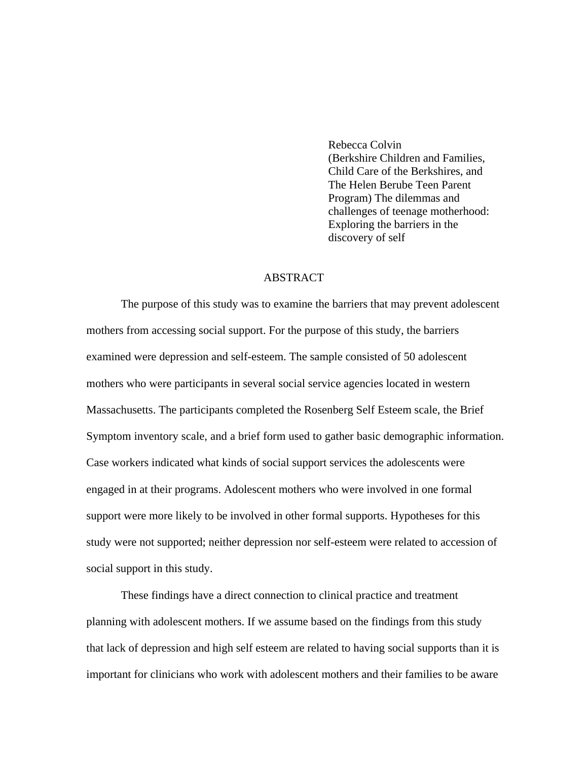Rebecca Colvin
(Berkshire Children and Families, Child Care of the Berkshires, and The Helen Berube Teen Parent Program) The dilemmas and challenges of teenage motherhood: Exploring the barriers in the discovery of self

## ABSTRACT

The purpose of this study was to examine the barriers that may prevent adolescent mothers from accessing social support. For the purpose of this study, the barriers examined were depression and self-esteem. The sample consisted of 50 adolescent mothers who were participants in several social service agencies located in western Massachusetts. The participants completed the Rosenberg Self Esteem scale, the Brief Symptom inventory scale, and a brief form used to gather basic demographic information. Case workers indicated what kinds of social support services the adolescents were engaged in at their programs. Adolescent mothers who were involved in one formal support were more likely to be involved in other formal supports. Hypotheses for this study were not supported; neither depression nor self-esteem were related to accession of social support in this study.

These findings have a direct connection to clinical practice and treatment planning with adolescent mothers. If we assume based on the findings from this study that lack of depression and high self esteem are related to having social supports than it is important for clinicians who work with adolescent mothers and their families to be aware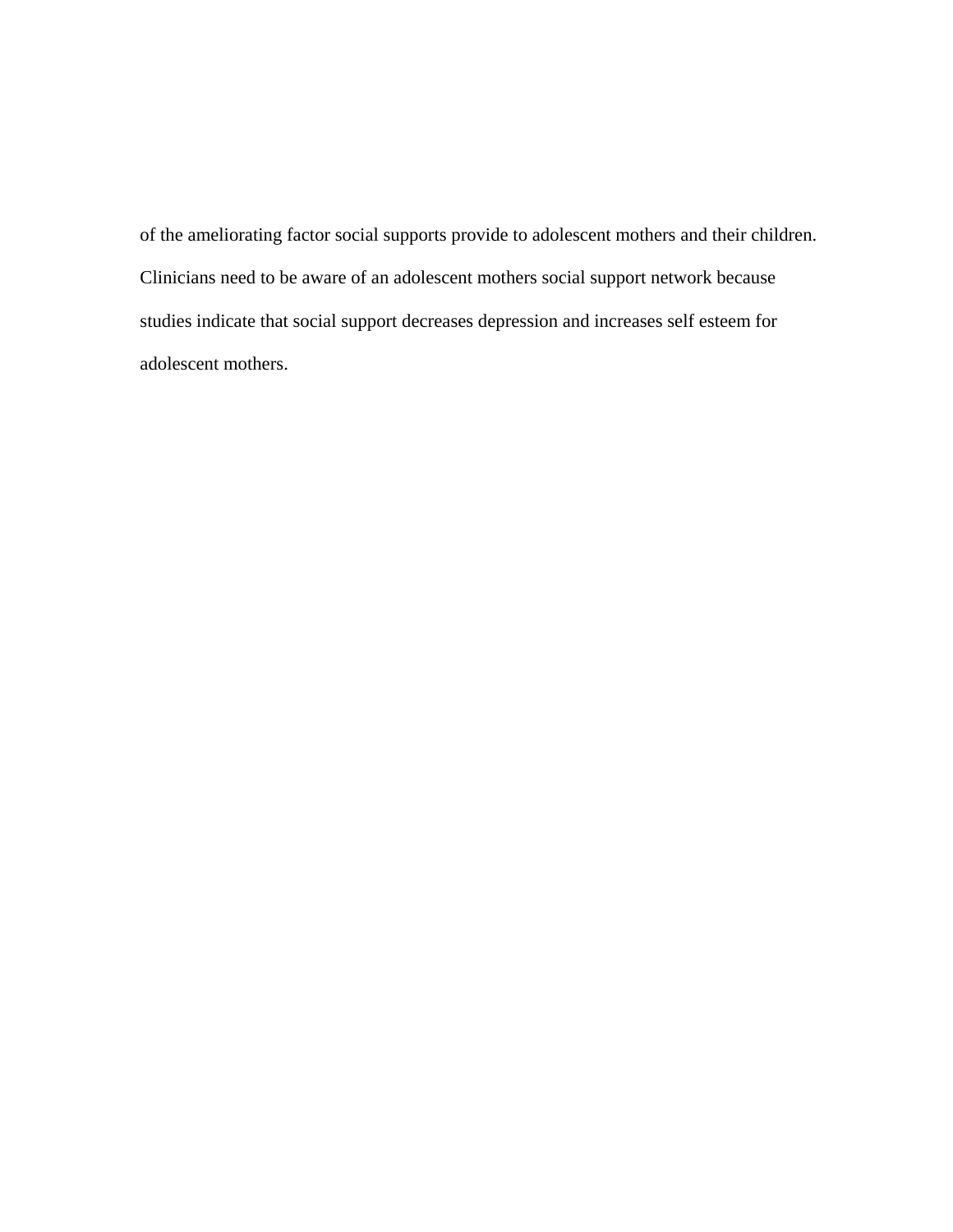of the ameliorating factor social supports provide to adolescent mothers and their children. Clinicians need to be aware of an adolescent mothers social support network because studies indicate that social support decreases depression and increases self esteem for adolescent mothers.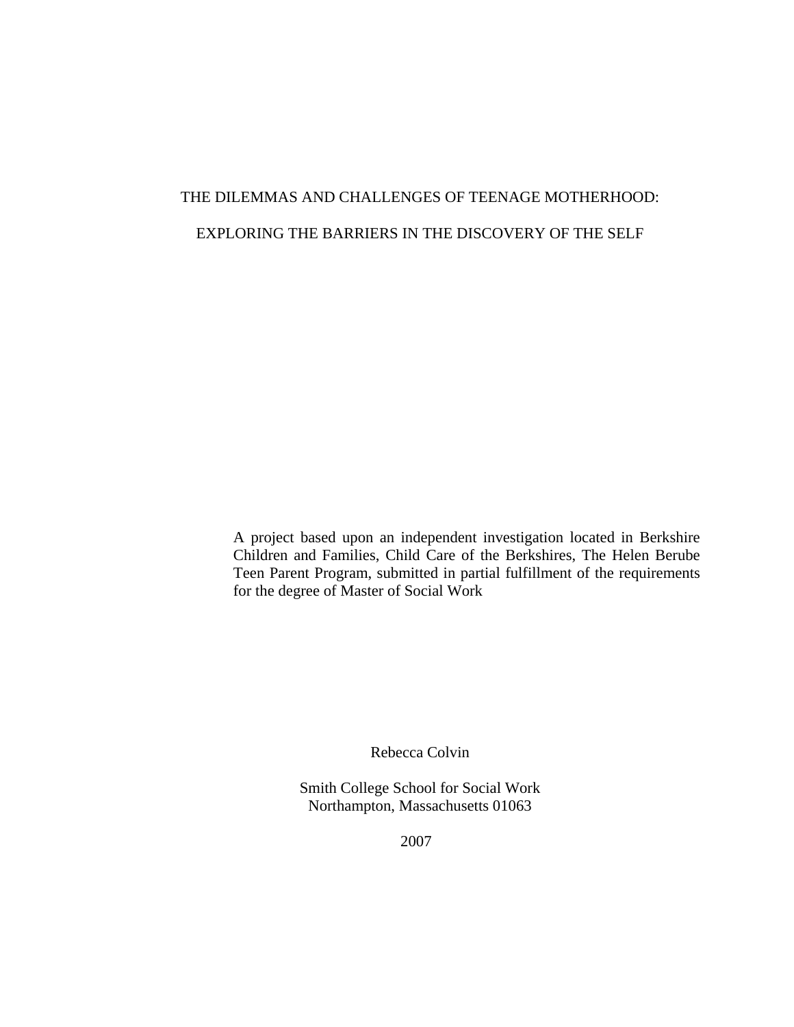# THE DILEMMAS AND CHALLENGES OF TEENAGE MOTHERHOOD:

# EXPLORING THE BARRIERS IN THE DISCOVERY OF THE SELF

A project based upon an independent investigation located in Berkshire Children and Families, Child Care of the Berkshires, The Helen Berube Teen Parent Program, submitted in partial fulfillment of the requirements for the degree of Master of Social Work

Rebecca Colvin

Smith College School for Social Work
Northampton, Massachusetts 01063

2007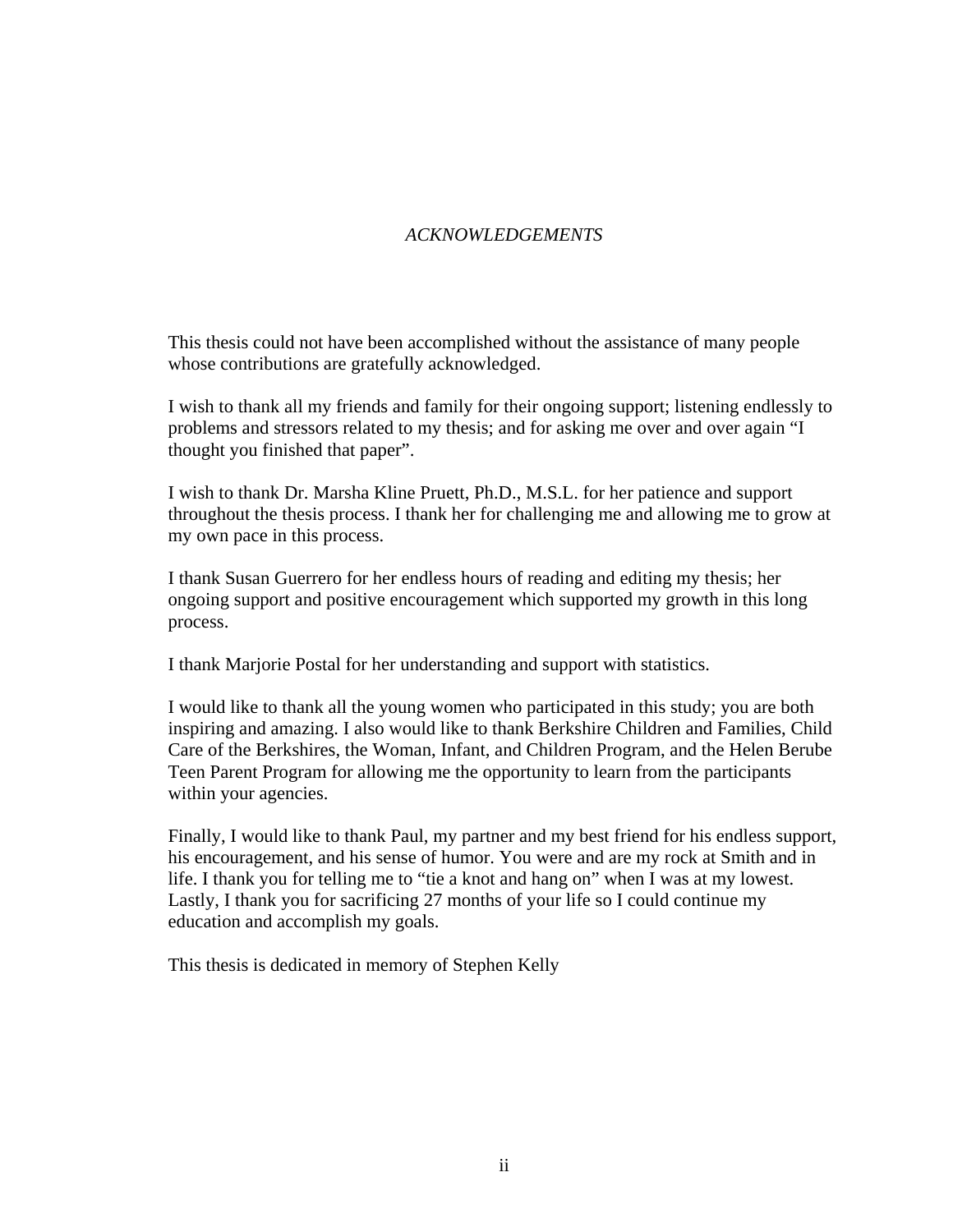# *ACKNOWLEDGEMENTS*

This thesis could not have been accomplished without the assistance of many people whose contributions are gratefully acknowledged.

I wish to thank all my friends and family for their ongoing support; listening endlessly to problems and stressors related to my thesis; and for asking me over and over again "I thought you finished that paper".

I wish to thank Dr. Marsha Kline Pruett, Ph.D., M.S.L. for her patience and support throughout the thesis process. I thank her for challenging me and allowing me to grow at my own pace in this process.

I thank Susan Guerrero for her endless hours of reading and editing my thesis; her ongoing support and positive encouragement which supported my growth in this long process.

I thank Marjorie Postal for her understanding and support with statistics.

I would like to thank all the young women who participated in this study; you are both inspiring and amazing. I also would like to thank Berkshire Children and Families, Child Care of the Berkshires, the Woman, Infant, and Children Program, and the Helen Berube Teen Parent Program for allowing me the opportunity to learn from the participants within your agencies.

Finally, I would like to thank Paul, my partner and my best friend for his endless support, his encouragement, and his sense of humor. You were and are my rock at Smith and in life. I thank you for telling me to "tie a knot and hang on" when I was at my lowest. Lastly, I thank you for sacrificing 27 months of your life so I could continue my education and accomplish my goals.

This thesis is dedicated in memory of Stephen Kelly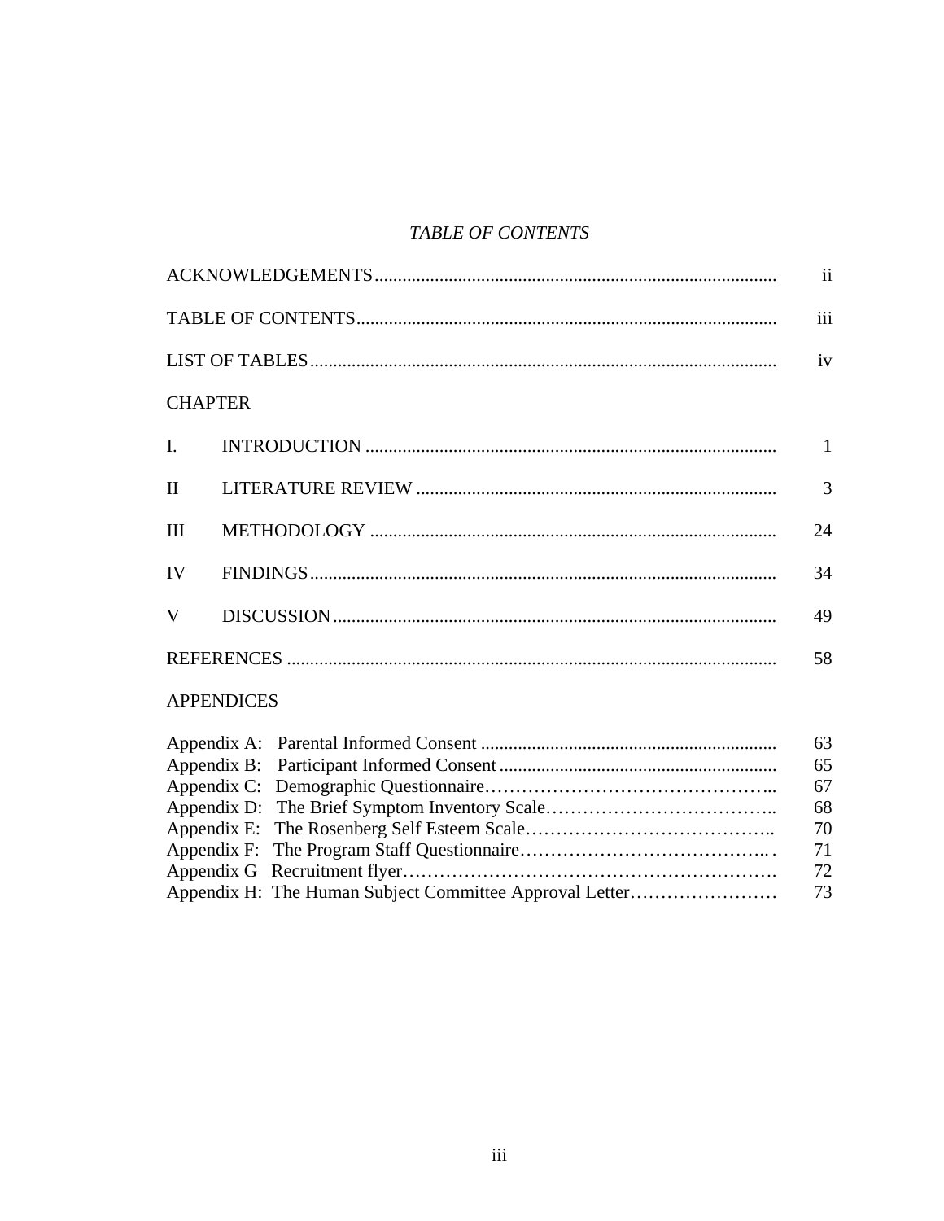# *TABLE OF CONTENTS*

| | |
|---|---|
| ACKNOWLEDGEMENTS | ii |
| TABLE OF CONTENTS | iii |
| LIST OF TABLES | iv |
| CHAPTER | |
| I. INTRODUCTION | 1 |
| II LITERATURE REVIEW | 3 |
| III METHODOLOGY | 24 |
| IV FINDINGS | 34 |
| V DISCUSSION | 49 |
| REFERENCES | 58 |
| APPENDICES | |
| Appendix A: Parental Informed Consent | 63 |
| Appendix B: Participant Informed Consent | 65 |
| Appendix C: Demographic Questionnaire | 67 |
| Appendix D: The Brief Symptom Inventory Scale | 68 |
| Appendix E: The Rosenberg Self Esteem Scale | 70 |
| Appendix F: The Program Staff Questionnaire | 71 |
| Appendix G Recruitment flyer | 72 |
| Appendix H: The Human Subject Committee Approval Letter | 73 |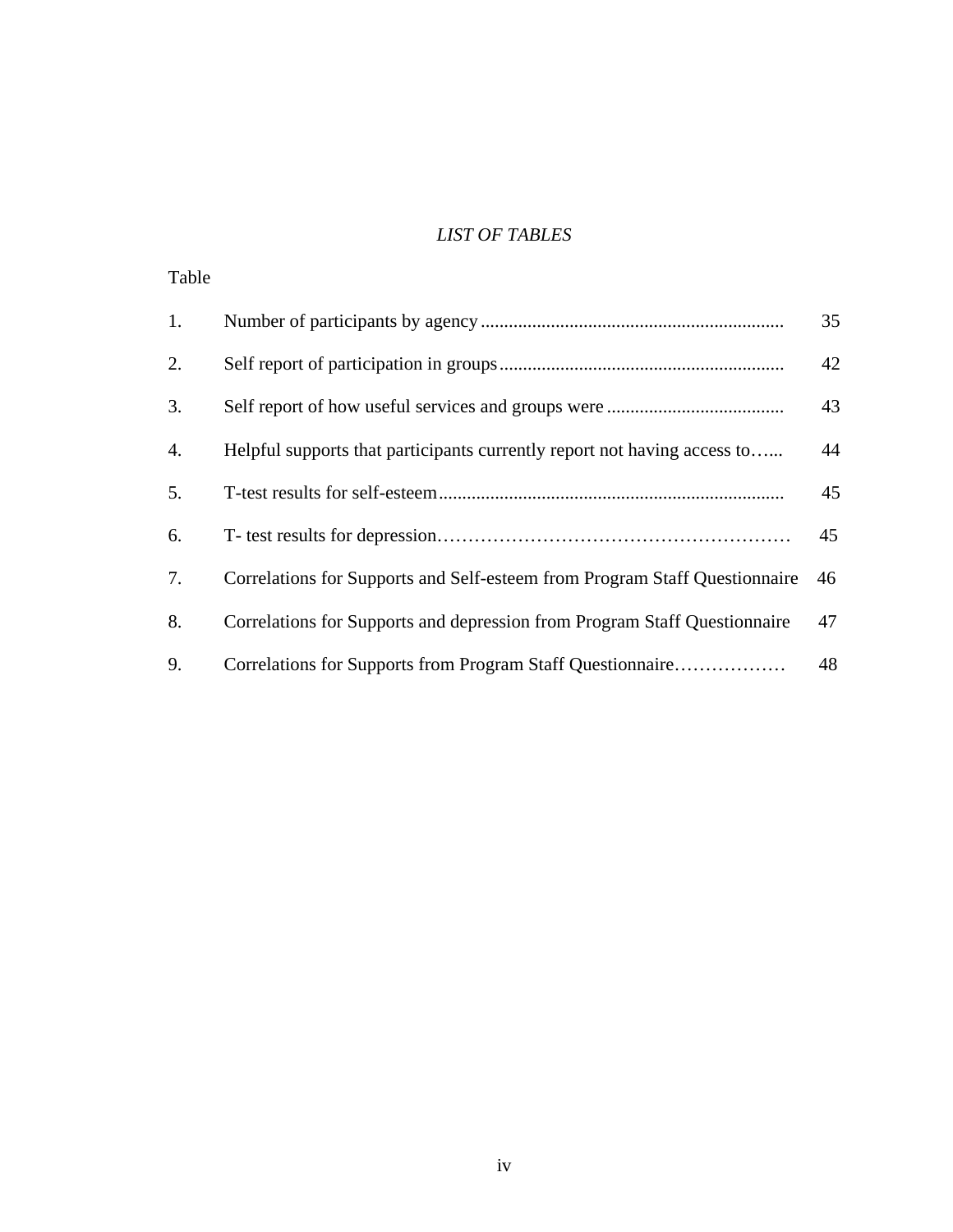*LIST OF TABLES*

Table

| | | |
|---|---|---|
| 1. | Number of participants by agency | 35 |
| 2. | Self report of participation in groups | 42 |
| 3. | Self report of how useful services and groups were | 43 |
| 4. | Helpful supports that participants currently report not having access to | 44 |
| 5. | T-test results for self-esteem | 45 |
| 6. | T- test results for depression | 45 |
| 7. | Correlations for Supports and Self-esteem from Program Staff Questionnaire | 46 |
| 8. | Correlations for Supports and depression from Program Staff Questionnaire | 47 |
| 9. | Correlations for Supports from Program Staff Questionnaire | 48 |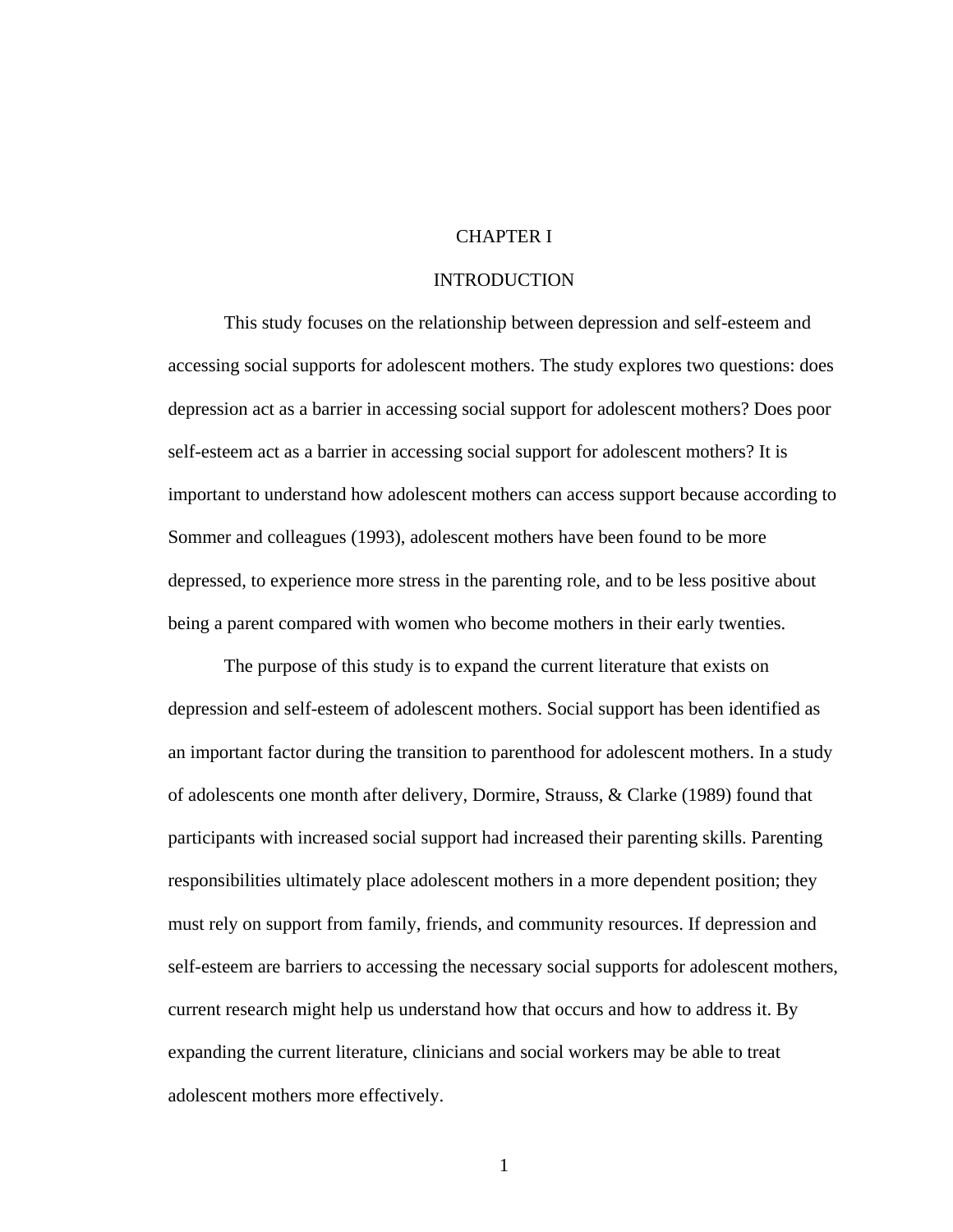# CHAPTER I

## INTRODUCTION

This study focuses on the relationship between depression and self-esteem and accessing social supports for adolescent mothers. The study explores two questions: does depression act as a barrier in accessing social support for adolescent mothers? Does poor self-esteem act as a barrier in accessing social support for adolescent mothers? It is important to understand how adolescent mothers can access support because according to Sommer and colleagues (1993), adolescent mothers have been found to be more depressed, to experience more stress in the parenting role, and to be less positive about being a parent compared with women who become mothers in their early twenties.

The purpose of this study is to expand the current literature that exists on depression and self-esteem of adolescent mothers. Social support has been identified as an important factor during the transition to parenthood for adolescent mothers. In a study of adolescents one month after delivery, Dormire, Strauss, & Clarke (1989) found that participants with increased social support had increased their parenting skills. Parenting responsibilities ultimately place adolescent mothers in a more dependent position; they must rely on support from family, friends, and community resources. If depression and self-esteem are barriers to accessing the necessary social supports for adolescent mothers, current research might help us understand how that occurs and how to address it. By expanding the current literature, clinicians and social workers may be able to treat adolescent mothers more effectively.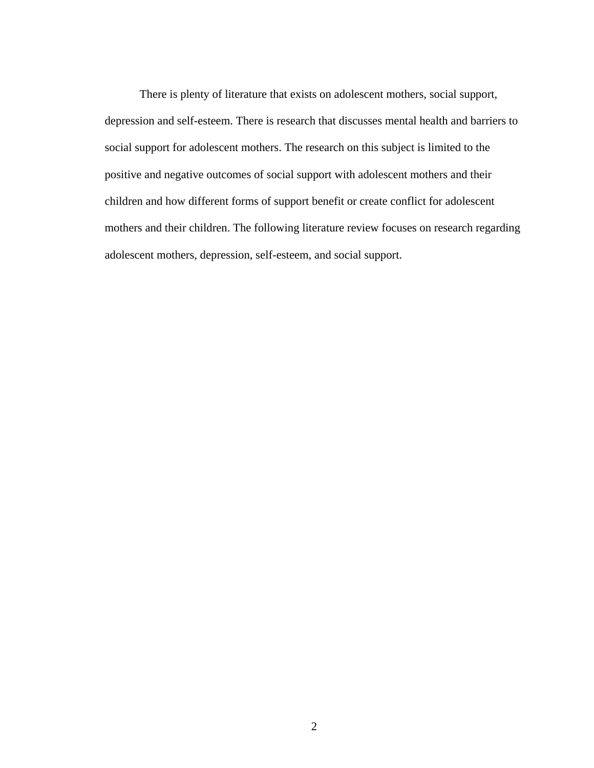There is plenty of literature that exists on adolescent mothers, social support, depression and self-esteem. There is research that discusses mental health and barriers to social support for adolescent mothers. The research on this subject is limited to the positive and negative outcomes of social support with adolescent mothers and their children and how different forms of support benefit or create conflict for adolescent mothers and their children. The following literature review focuses on research regarding adolescent mothers, depression, self-esteem, and social support.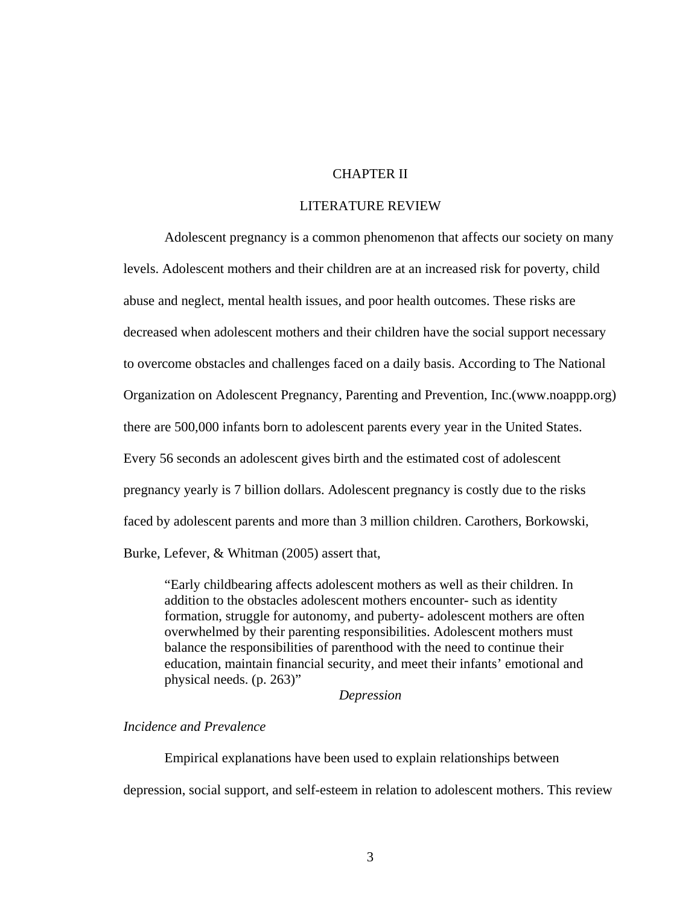# CHAPTER II

# LITERATURE REVIEW

Adolescent pregnancy is a common phenomenon that affects our society on many levels. Adolescent mothers and their children are at an increased risk for poverty, child abuse and neglect, mental health issues, and poor health outcomes. These risks are decreased when adolescent mothers and their children have the social support necessary to overcome obstacles and challenges faced on a daily basis. According to The National Organization on Adolescent Pregnancy, Parenting and Prevention, Inc.(www.noappp.org) there are 500,000 infants born to adolescent parents every year in the United States. Every 56 seconds an adolescent gives birth and the estimated cost of adolescent pregnancy yearly is 7 billion dollars. Adolescent pregnancy is costly due to the risks faced by adolescent parents and more than 3 million children. Carothers, Borkowski, Burke, Lefever, & Whitman (2005) assert that,

> "Early childbearing affects adolescent mothers as well as their children. In addition to the obstacles adolescent mothers encounter- such as identity formation, struggle for autonomy, and puberty- adolescent mothers are often overwhelmed by their parenting responsibilities. Adolescent mothers must balance the responsibilities of parenthood with the need to continue their education, maintain financial security, and meet their infants' emotional and physical needs. (p. 263)"

## *Depression*

### *Incidence and Prevalence*

Empirical explanations have been used to explain relationships between depression, social support, and self-esteem in relation to adolescent mothers. This review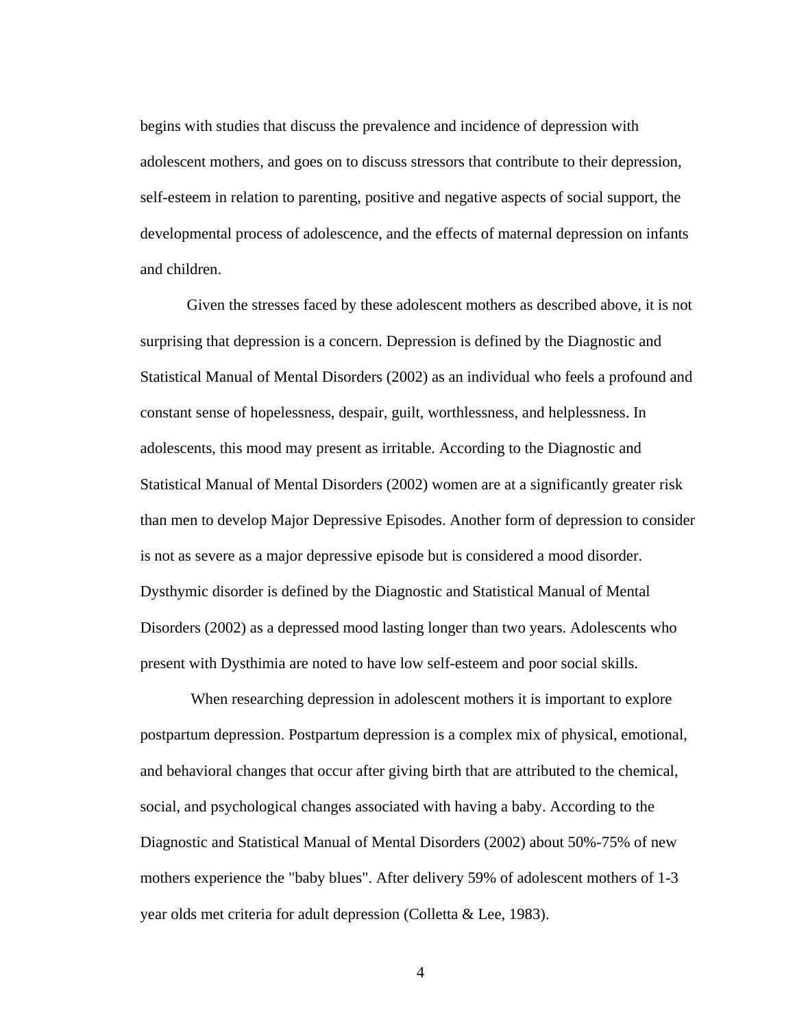begins with studies that discuss the prevalence and incidence of depression with adolescent mothers, and goes on to discuss stressors that contribute to their depression, self-esteem in relation to parenting, positive and negative aspects of social support, the developmental process of adolescence, and the effects of maternal depression on infants and children.

Given the stresses faced by these adolescent mothers as described above, it is not surprising that depression is a concern. Depression is defined by the Diagnostic and Statistical Manual of Mental Disorders (2002) as an individual who feels a profound and constant sense of hopelessness, despair, guilt, worthlessness, and helplessness. In adolescents, this mood may present as irritable. According to the Diagnostic and Statistical Manual of Mental Disorders (2002) women are at a significantly greater risk than men to develop Major Depressive Episodes. Another form of depression to consider is not as severe as a major depressive episode but is considered a mood disorder. Dysthymic disorder is defined by the Diagnostic and Statistical Manual of Mental Disorders (2002) as a depressed mood lasting longer than two years. Adolescents who present with Dysthimia are noted to have low self-esteem and poor social skills.

When researching depression in adolescent mothers it is important to explore postpartum depression. Postpartum depression is a complex mix of physical, emotional, and behavioral changes that occur after giving birth that are attributed to the chemical, social, and psychological changes associated with having a baby. According to the Diagnostic and Statistical Manual of Mental Disorders (2002) about 50%-75% of new mothers experience the "baby blues". After delivery 59% of adolescent mothers of 1-3 year olds met criteria for adult depression (Colletta & Lee, 1983).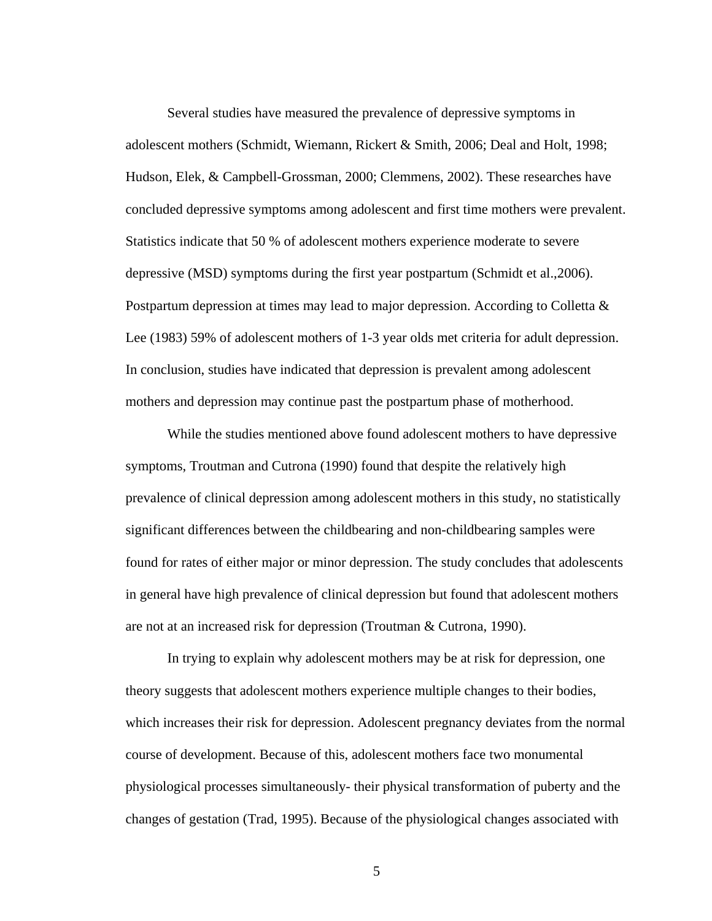Several studies have measured the prevalence of depressive symptoms in adolescent mothers (Schmidt, Wiemann, Rickert & Smith, 2006; Deal and Holt, 1998; Hudson, Elek, & Campbell-Grossman, 2000; Clemmens, 2002). These researches have concluded depressive symptoms among adolescent and first time mothers were prevalent. Statistics indicate that 50 % of adolescent mothers experience moderate to severe depressive (MSD) symptoms during the first year postpartum (Schmidt et al.,2006). Postpartum depression at times may lead to major depression. According to Colletta & Lee (1983) 59% of adolescent mothers of 1-3 year olds met criteria for adult depression. In conclusion, studies have indicated that depression is prevalent among adolescent mothers and depression may continue past the postpartum phase of motherhood.

While the studies mentioned above found adolescent mothers to have depressive symptoms, Troutman and Cutrona (1990) found that despite the relatively high prevalence of clinical depression among adolescent mothers in this study, no statistically significant differences between the childbearing and non-childbearing samples were found for rates of either major or minor depression. The study concludes that adolescents in general have high prevalence of clinical depression but found that adolescent mothers are not at an increased risk for depression (Troutman & Cutrona, 1990).

In trying to explain why adolescent mothers may be at risk for depression, one theory suggests that adolescent mothers experience multiple changes to their bodies, which increases their risk for depression. Adolescent pregnancy deviates from the normal course of development. Because of this, adolescent mothers face two monumental physiological processes simultaneously- their physical transformation of puberty and the changes of gestation (Trad, 1995). Because of the physiological changes associated with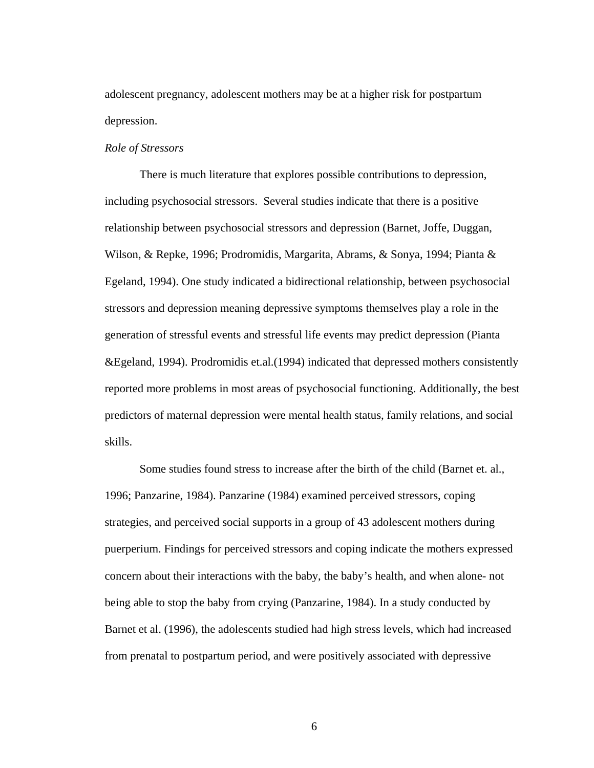adolescent pregnancy, adolescent mothers may be at a higher risk for postpartum depression.

*Role of Stressors*

There is much literature that explores possible contributions to depression, including psychosocial stressors. Several studies indicate that there is a positive relationship between psychosocial stressors and depression (Barnet, Joffe, Duggan, Wilson, & Repke, 1996; Prodromidis, Margarita, Abrams, & Sonya, 1994; Pianta & Egeland, 1994). One study indicated a bidirectional relationship, between psychosocial stressors and depression meaning depressive symptoms themselves play a role in the generation of stressful events and stressful life events may predict depression (Pianta &Egeland, 1994). Prodromidis et.al.(1994) indicated that depressed mothers consistently reported more problems in most areas of psychosocial functioning. Additionally, the best predictors of maternal depression were mental health status, family relations, and social skills.

Some studies found stress to increase after the birth of the child (Barnet et. al., 1996; Panzarine, 1984). Panzarine (1984) examined perceived stressors, coping strategies, and perceived social supports in a group of 43 adolescent mothers during puerperium. Findings for perceived stressors and coping indicate the mothers expressed concern about their interactions with the baby, the baby's health, and when alone- not being able to stop the baby from crying (Panzarine, 1984). In a study conducted by Barnet et al. (1996), the adolescents studied had high stress levels, which had increased from prenatal to postpartum period, and were positively associated with depressive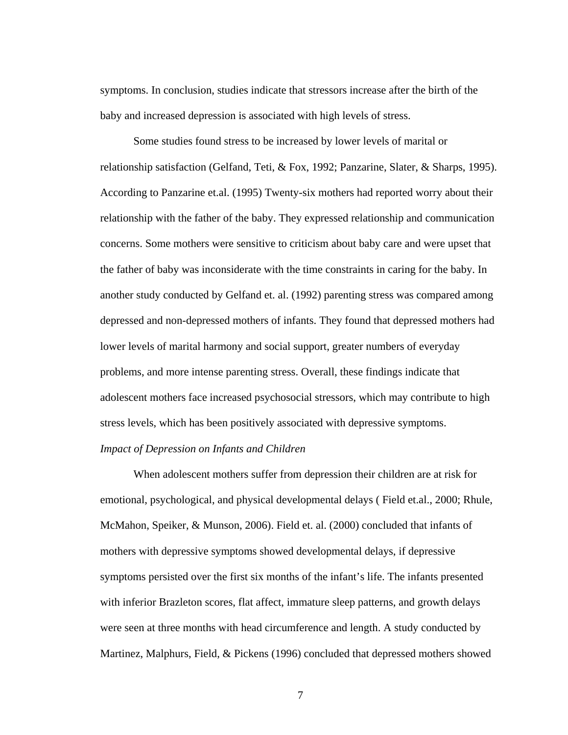symptoms. In conclusion, studies indicate that stressors increase after the birth of the baby and increased depression is associated with high levels of stress.

Some studies found stress to be increased by lower levels of marital or relationship satisfaction (Gelfand, Teti, & Fox, 1992; Panzarine, Slater, & Sharps, 1995). According to Panzarine et.al. (1995) Twenty-six mothers had reported worry about their relationship with the father of the baby. They expressed relationship and communication concerns. Some mothers were sensitive to criticism about baby care and were upset that the father of baby was inconsiderate with the time constraints in caring for the baby. In another study conducted by Gelfand et. al. (1992) parenting stress was compared among depressed and non-depressed mothers of infants. They found that depressed mothers had lower levels of marital harmony and social support, greater numbers of everyday problems, and more intense parenting stress. Overall, these findings indicate that adolescent mothers face increased psychosocial stressors, which may contribute to high stress levels, which has been positively associated with depressive symptoms.

*Impact of Depression on Infants and Children*

When adolescent mothers suffer from depression their children are at risk for emotional, psychological, and physical developmental delays ( Field et.al., 2000; Rhule, McMahon, Speiker, & Munson, 2006). Field et. al. (2000) concluded that infants of mothers with depressive symptoms showed developmental delays, if depressive symptoms persisted over the first six months of the infant's life. The infants presented with inferior Brazleton scores, flat affect, immature sleep patterns, and growth delays were seen at three months with head circumference and length. A study conducted by Martinez, Malphurs, Field, & Pickens (1996) concluded that depressed mothers showed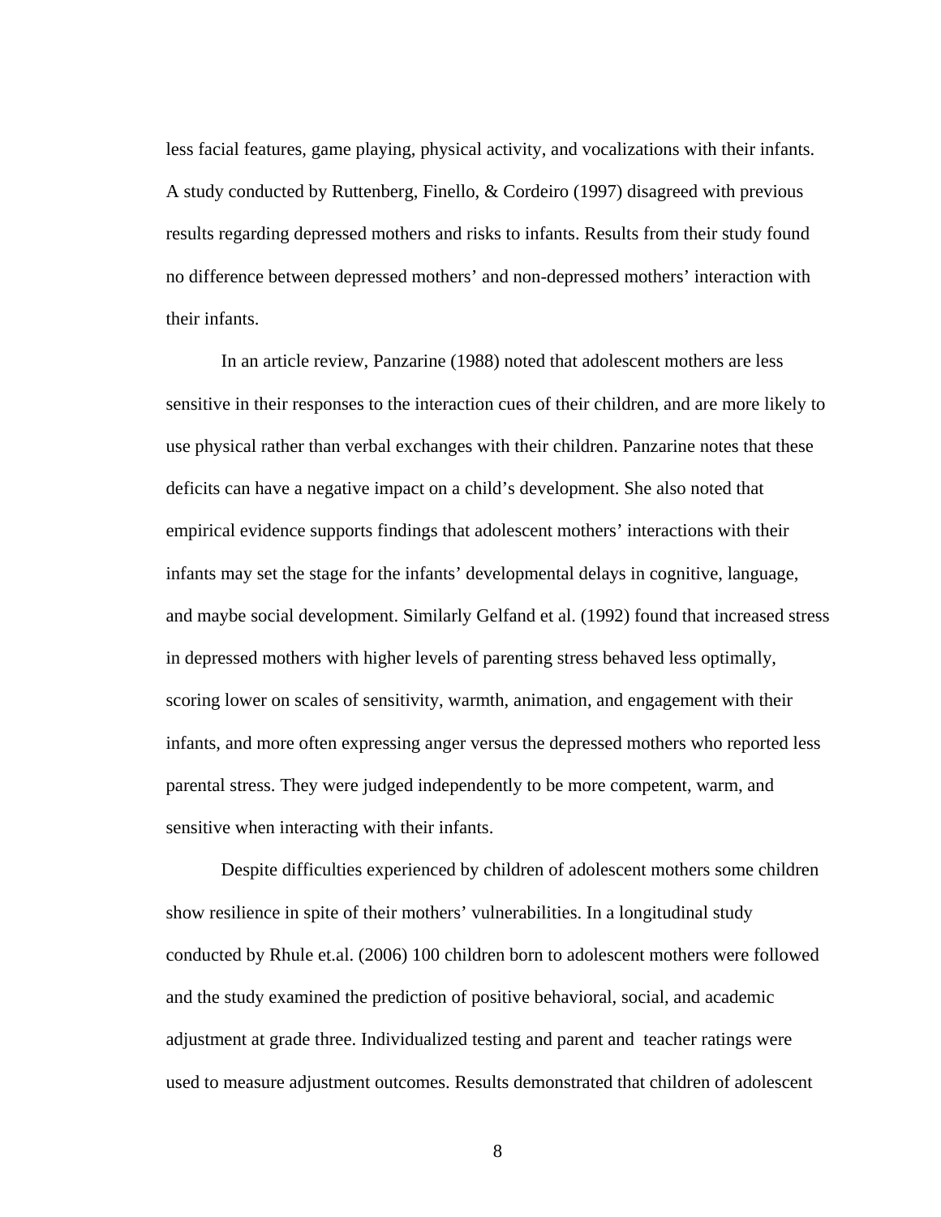less facial features, game playing, physical activity, and vocalizations with their infants. A study conducted by Ruttenberg, Finello, & Cordeiro (1997) disagreed with previous results regarding depressed mothers and risks to infants. Results from their study found no difference between depressed mothers' and non-depressed mothers' interaction with their infants.

In an article review, Panzarine (1988) noted that adolescent mothers are less sensitive in their responses to the interaction cues of their children, and are more likely to use physical rather than verbal exchanges with their children. Panzarine notes that these deficits can have a negative impact on a child's development. She also noted that empirical evidence supports findings that adolescent mothers' interactions with their infants may set the stage for the infants' developmental delays in cognitive, language, and maybe social development. Similarly Gelfand et al. (1992) found that increased stress in depressed mothers with higher levels of parenting stress behaved less optimally, scoring lower on scales of sensitivity, warmth, animation, and engagement with their infants, and more often expressing anger versus the depressed mothers who reported less parental stress. They were judged independently to be more competent, warm, and sensitive when interacting with their infants.

Despite difficulties experienced by children of adolescent mothers some children show resilience in spite of their mothers' vulnerabilities. In a longitudinal study conducted by Rhule et.al. (2006) 100 children born to adolescent mothers were followed and the study examined the prediction of positive behavioral, social, and academic adjustment at grade three. Individualized testing and parent and teacher ratings were used to measure adjustment outcomes. Results demonstrated that children of adolescent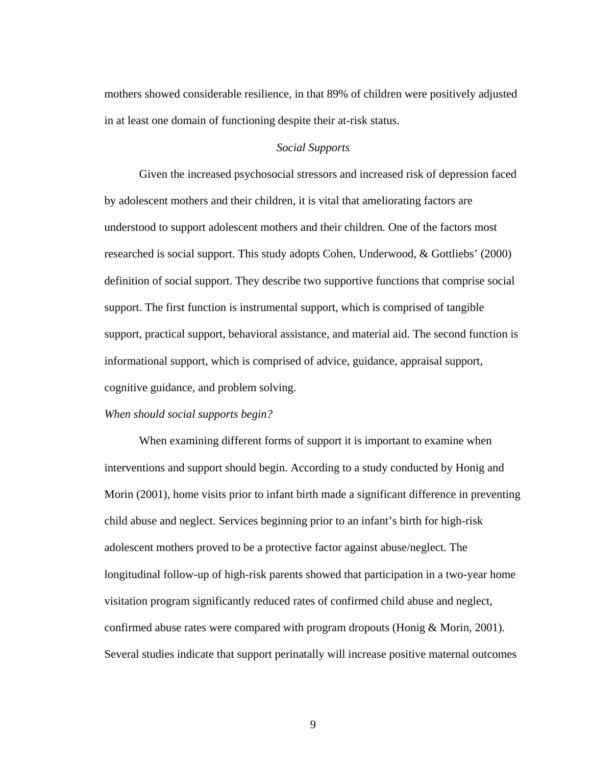mothers showed considerable resilience, in that 89% of children were positively adjusted in at least one domain of functioning despite their at-risk status.

## *Social Supports*

Given the increased psychosocial stressors and increased risk of depression faced by adolescent mothers and their children, it is vital that ameliorating factors are understood to support adolescent mothers and their children. One of the factors most researched is social support. This study adopts Cohen, Underwood, & Gottliebs' (2000) definition of social support. They describe two supportive functions that comprise social support. The first function is instrumental support, which is comprised of tangible support, practical support, behavioral assistance, and material aid. The second function is informational support, which is comprised of advice, guidance, appraisal support, cognitive guidance, and problem solving.

### *When should social supports begin?*

When examining different forms of support it is important to examine when interventions and support should begin. According to a study conducted by Honig and Morin (2001), home visits prior to infant birth made a significant difference in preventing child abuse and neglect. Services beginning prior to an infant's birth for high-risk adolescent mothers proved to be a protective factor against abuse/neglect. The longitudinal follow-up of high-risk parents showed that participation in a two-year home visitation program significantly reduced rates of confirmed child abuse and neglect, confirmed abuse rates were compared with program dropouts (Honig & Morin, 2001). Several studies indicate that support perinatally will increase positive maternal outcomes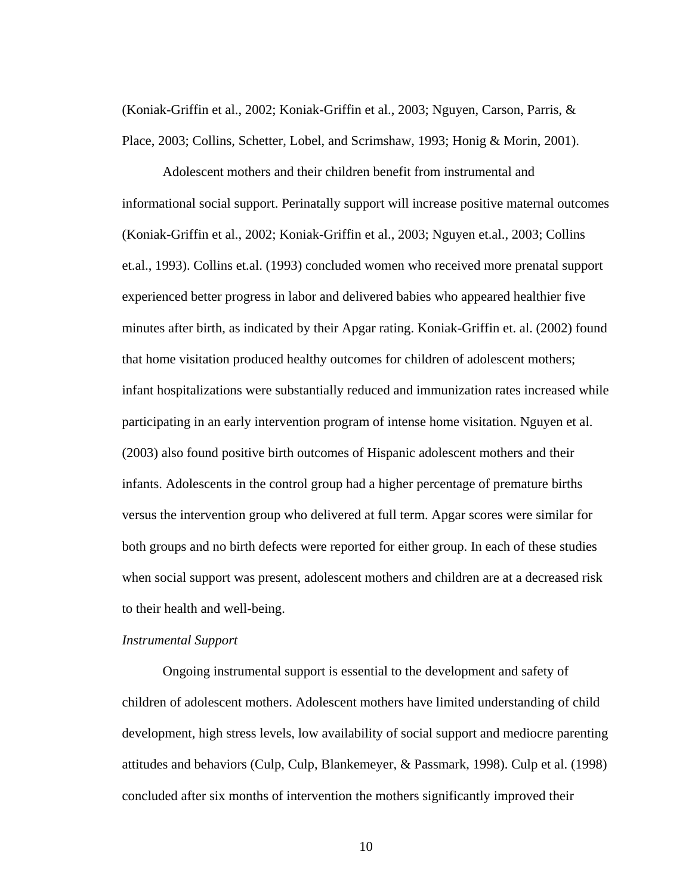(Koniak-Griffin et al., 2002; Koniak-Griffin et al., 2003; Nguyen, Carson, Parris, & Place, 2003; Collins, Schetter, Lobel, and Scrimshaw, 1993; Honig & Morin, 2001).

Adolescent mothers and their children benefit from instrumental and informational social support. Perinatally support will increase positive maternal outcomes (Koniak-Griffin et al., 2002; Koniak-Griffin et al., 2003; Nguyen et.al., 2003; Collins et.al., 1993). Collins et.al. (1993) concluded women who received more prenatal support experienced better progress in labor and delivered babies who appeared healthier five minutes after birth, as indicated by their Apgar rating. Koniak-Griffin et. al. (2002) found that home visitation produced healthy outcomes for children of adolescent mothers; infant hospitalizations were substantially reduced and immunization rates increased while participating in an early intervention program of intense home visitation. Nguyen et al. (2003) also found positive birth outcomes of Hispanic adolescent mothers and their infants. Adolescents in the control group had a higher percentage of premature births versus the intervention group who delivered at full term. Apgar scores were similar for both groups and no birth defects were reported for either group. In each of these studies when social support was present, adolescent mothers and children are at a decreased risk to their health and well-being.

*Instrumental Support*

Ongoing instrumental support is essential to the development and safety of children of adolescent mothers. Adolescent mothers have limited understanding of child development, high stress levels, low availability of social support and mediocre parenting attitudes and behaviors (Culp, Culp, Blankemeyer, & Passmark, 1998). Culp et al. (1998) concluded after six months of intervention the mothers significantly improved their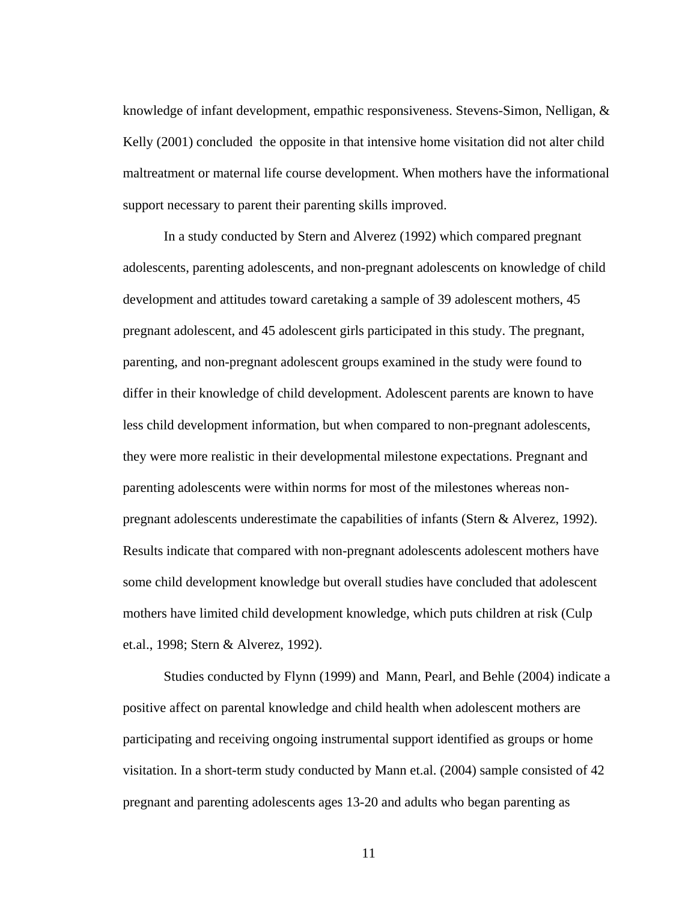knowledge of infant development, empathic responsiveness. Stevens-Simon, Nelligan, & Kelly (2001) concluded the opposite in that intensive home visitation did not alter child maltreatment or maternal life course development. When mothers have the informational support necessary to parent their parenting skills improved.

In a study conducted by Stern and Alverez (1992) which compared pregnant adolescents, parenting adolescents, and non-pregnant adolescents on knowledge of child development and attitudes toward caretaking a sample of 39 adolescent mothers, 45 pregnant adolescent, and 45 adolescent girls participated in this study. The pregnant, parenting, and non-pregnant adolescent groups examined in the study were found to differ in their knowledge of child development. Adolescent parents are known to have less child development information, but when compared to non-pregnant adolescents, they were more realistic in their developmental milestone expectations. Pregnant and parenting adolescents were within norms for most of the milestones whereas non-pregnant adolescents underestimate the capabilities of infants (Stern & Alverez, 1992). Results indicate that compared with non-pregnant adolescents adolescent mothers have some child development knowledge but overall studies have concluded that adolescent mothers have limited child development knowledge, which puts children at risk (Culp et.al., 1998; Stern & Alverez, 1992).

Studies conducted by Flynn (1999) and Mann, Pearl, and Behle (2004) indicate a positive affect on parental knowledge and child health when adolescent mothers are participating and receiving ongoing instrumental support identified as groups or home visitation. In a short-term study conducted by Mann et.al. (2004) sample consisted of 42 pregnant and parenting adolescents ages 13-20 and adults who began parenting as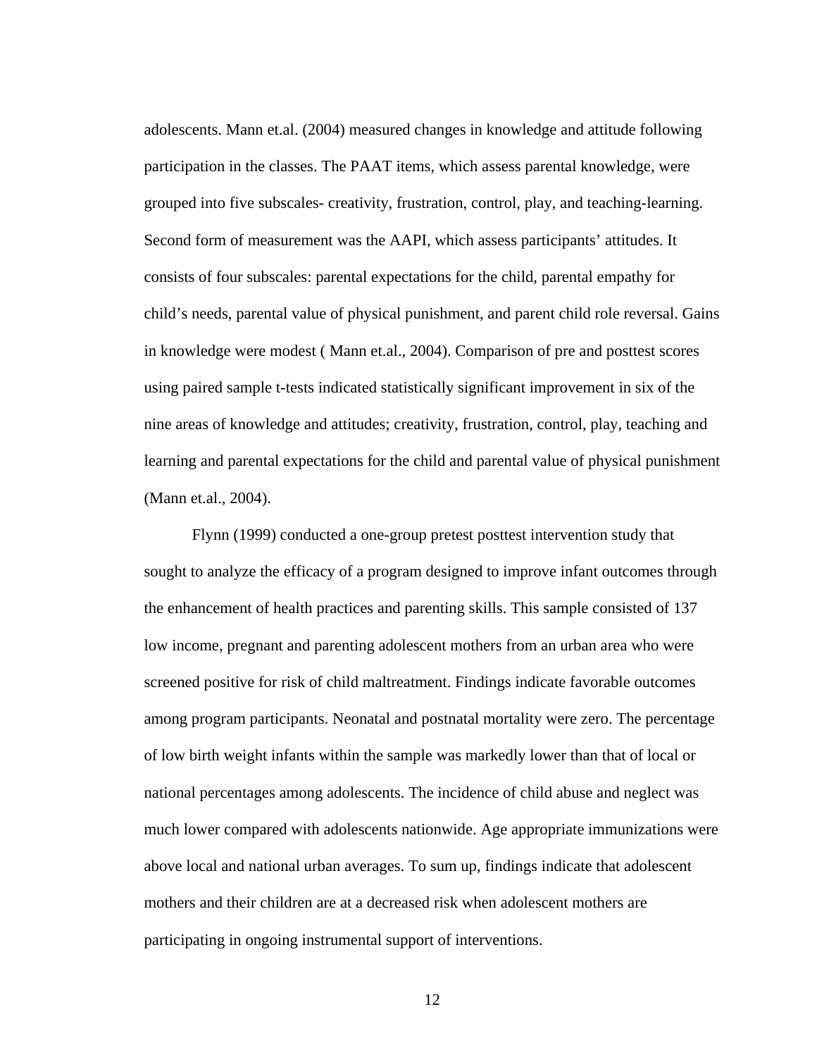adolescents. Mann et.al. (2004) measured changes in knowledge and attitude following participation in the classes. The PAAT items, which assess parental knowledge, were grouped into five subscales- creativity, frustration, control, play, and teaching-learning. Second form of measurement was the AAPI, which assess participants' attitudes. It consists of four subscales: parental expectations for the child, parental empathy for child's needs, parental value of physical punishment, and parent child role reversal. Gains in knowledge were modest ( Mann et.al., 2004). Comparison of pre and posttest scores using paired sample t-tests indicated statistically significant improvement in six of the nine areas of knowledge and attitudes; creativity, frustration, control, play, teaching and learning and parental expectations for the child and parental value of physical punishment (Mann et.al., 2004).

Flynn (1999) conducted a one-group pretest posttest intervention study that sought to analyze the efficacy of a program designed to improve infant outcomes through the enhancement of health practices and parenting skills. This sample consisted of 137 low income, pregnant and parenting adolescent mothers from an urban area who were screened positive for risk of child maltreatment. Findings indicate favorable outcomes among program participants. Neonatal and postnatal mortality were zero. The percentage of low birth weight infants within the sample was markedly lower than that of local or national percentages among adolescents. The incidence of child abuse and neglect was much lower compared with adolescents nationwide. Age appropriate immunizations were above local and national urban averages. To sum up, findings indicate that adolescent mothers and their children are at a decreased risk when adolescent mothers are participating in ongoing instrumental support of interventions.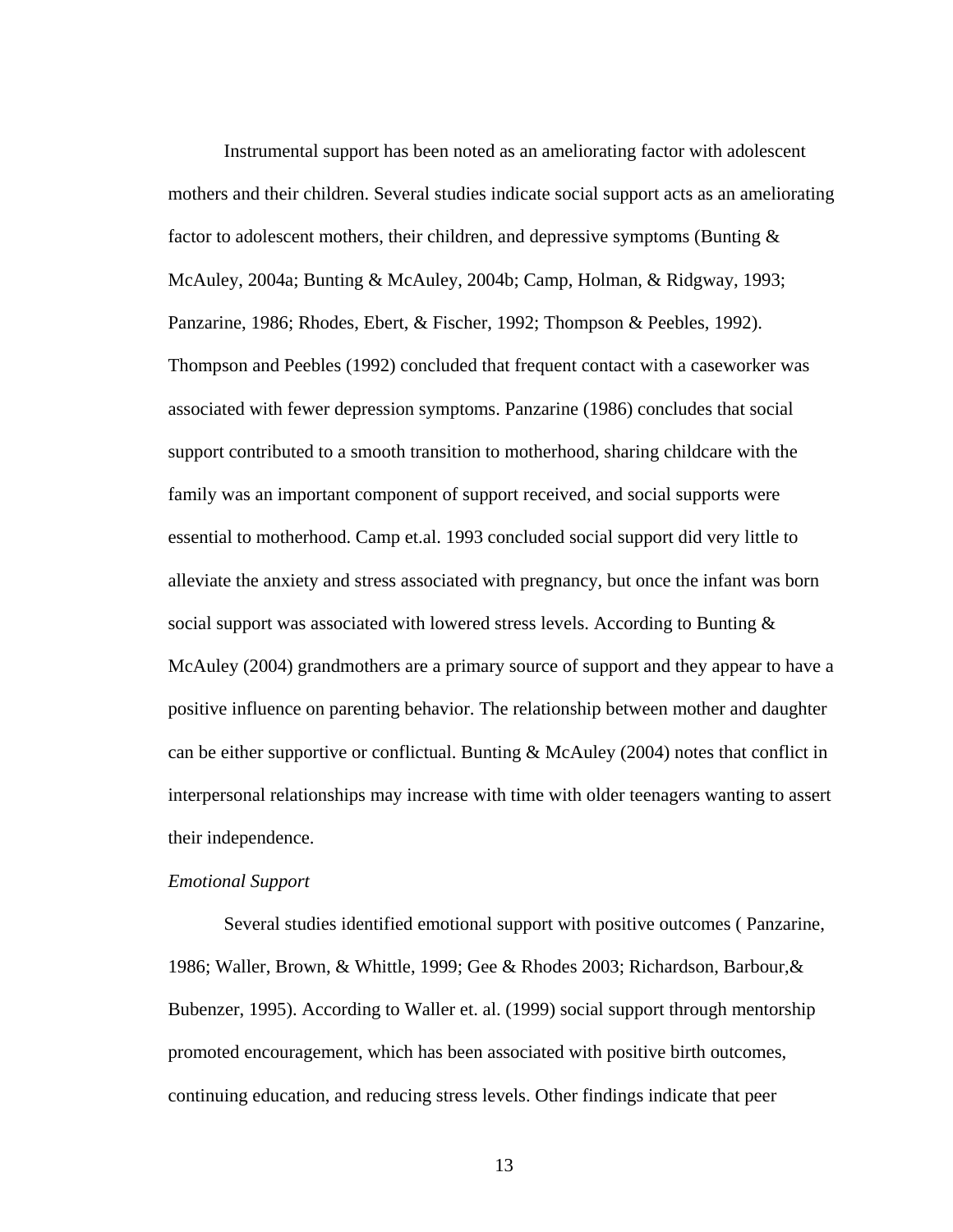Instrumental support has been noted as an ameliorating factor with adolescent mothers and their children. Several studies indicate social support acts as an ameliorating factor to adolescent mothers, their children, and depressive symptoms (Bunting & McAuley, 2004a; Bunting & McAuley, 2004b; Camp, Holman, & Ridgway, 1993; Panzarine, 1986; Rhodes, Ebert, & Fischer, 1992; Thompson & Peebles, 1992). Thompson and Peebles (1992) concluded that frequent contact with a caseworker was associated with fewer depression symptoms. Panzarine (1986) concludes that social support contributed to a smooth transition to motherhood, sharing childcare with the family was an important component of support received, and social supports were essential to motherhood. Camp et.al. 1993 concluded social support did very little to alleviate the anxiety and stress associated with pregnancy, but once the infant was born social support was associated with lowered stress levels. According to Bunting & McAuley (2004) grandmothers are a primary source of support and they appear to have a positive influence on parenting behavior. The relationship between mother and daughter can be either supportive or conflictual. Bunting & McAuley (2004) notes that conflict in interpersonal relationships may increase with time with older teenagers wanting to assert their independence.

*Emotional Support*

Several studies identified emotional support with positive outcomes ( Panzarine, 1986; Waller, Brown, & Whittle, 1999; Gee & Rhodes 2003; Richardson, Barbour,& Bubenzer, 1995). According to Waller et. al. (1999) social support through mentorship promoted encouragement, which has been associated with positive birth outcomes, continuing education, and reducing stress levels. Other findings indicate that peer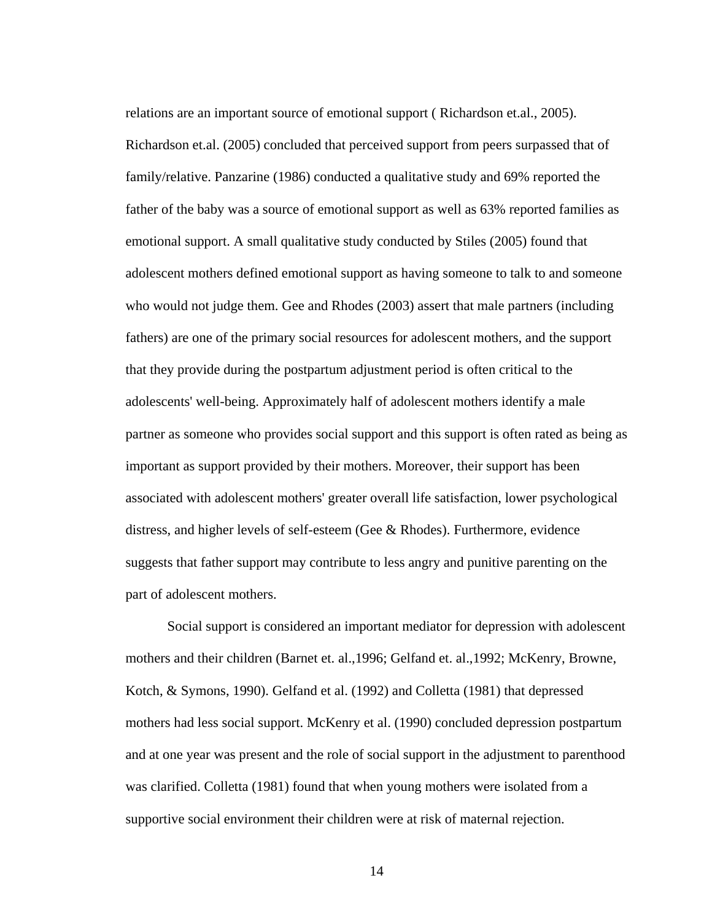relations are an important source of emotional support ( Richardson et.al., 2005). Richardson et.al. (2005) concluded that perceived support from peers surpassed that of family/relative. Panzarine (1986) conducted a qualitative study and 69% reported the father of the baby was a source of emotional support as well as 63% reported families as emotional support. A small qualitative study conducted by Stiles (2005) found that adolescent mothers defined emotional support as having someone to talk to and someone who would not judge them. Gee and Rhodes (2003) assert that male partners (including fathers) are one of the primary social resources for adolescent mothers, and the support that they provide during the postpartum adjustment period is often critical to the adolescents' well-being. Approximately half of adolescent mothers identify a male partner as someone who provides social support and this support is often rated as being as important as support provided by their mothers. Moreover, their support has been associated with adolescent mothers' greater overall life satisfaction, lower psychological distress, and higher levels of self-esteem (Gee & Rhodes). Furthermore, evidence suggests that father support may contribute to less angry and punitive parenting on the part of adolescent mothers.

Social support is considered an important mediator for depression with adolescent mothers and their children (Barnet et. al.,1996; Gelfand et. al.,1992; McKenry, Browne, Kotch, & Symons, 1990). Gelfand et al. (1992) and Colletta (1981) that depressed mothers had less social support. McKenry et al. (1990) concluded depression postpartum and at one year was present and the role of social support in the adjustment to parenthood was clarified. Colletta (1981) found that when young mothers were isolated from a supportive social environment their children were at risk of maternal rejection.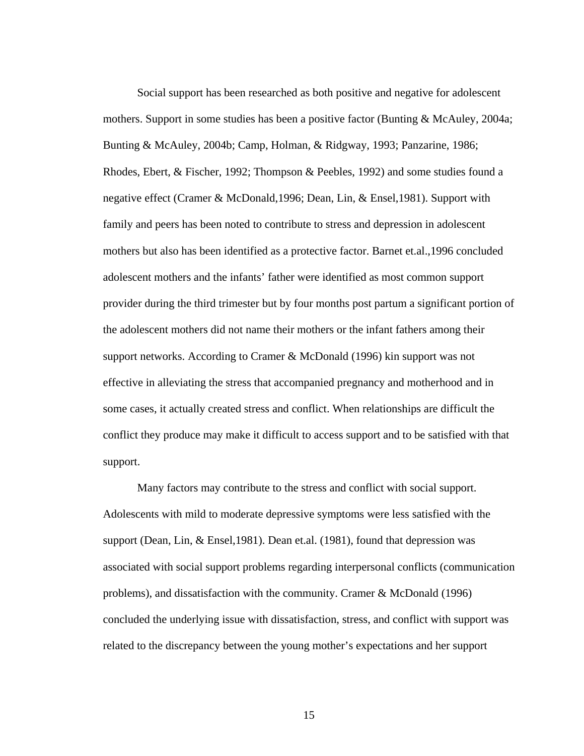Social support has been researched as both positive and negative for adolescent mothers. Support in some studies has been a positive factor (Bunting & McAuley, 2004a; Bunting & McAuley, 2004b; Camp, Holman, & Ridgway, 1993; Panzarine, 1986; Rhodes, Ebert, & Fischer, 1992; Thompson & Peebles, 1992) and some studies found a negative effect (Cramer & McDonald,1996; Dean, Lin, & Ensel,1981). Support with family and peers has been noted to contribute to stress and depression in adolescent mothers but also has been identified as a protective factor. Barnet et.al.,1996 concluded adolescent mothers and the infants' father were identified as most common support provider during the third trimester but by four months post partum a significant portion of the adolescent mothers did not name their mothers or the infant fathers among their support networks. According to Cramer & McDonald (1996) kin support was not effective in alleviating the stress that accompanied pregnancy and motherhood and in some cases, it actually created stress and conflict. When relationships are difficult the conflict they produce may make it difficult to access support and to be satisfied with that support.

Many factors may contribute to the stress and conflict with social support. Adolescents with mild to moderate depressive symptoms were less satisfied with the support (Dean, Lin, & Ensel,1981). Dean et.al. (1981), found that depression was associated with social support problems regarding interpersonal conflicts (communication problems), and dissatisfaction with the community. Cramer & McDonald (1996) concluded the underlying issue with dissatisfaction, stress, and conflict with support was related to the discrepancy between the young mother's expectations and her support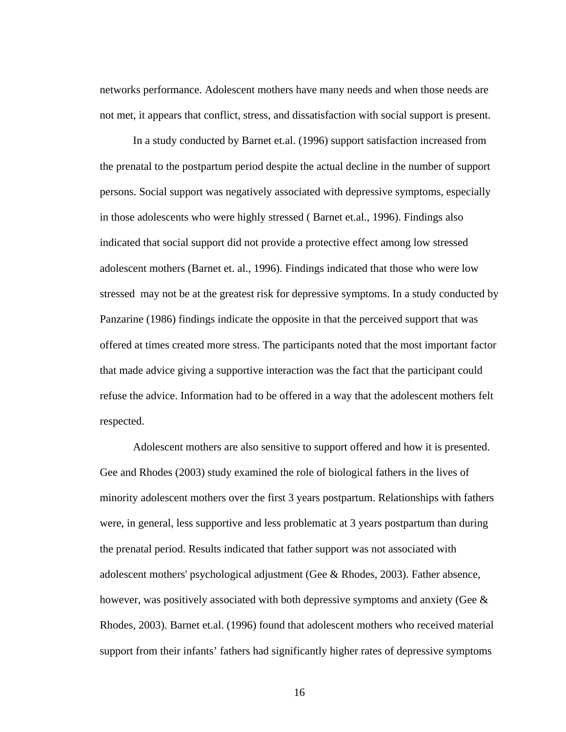networks performance. Adolescent mothers have many needs and when those needs are not met, it appears that conflict, stress, and dissatisfaction with social support is present.

In a study conducted by Barnet et.al. (1996) support satisfaction increased from the prenatal to the postpartum period despite the actual decline in the number of support persons. Social support was negatively associated with depressive symptoms, especially in those adolescents who were highly stressed ( Barnet et.al., 1996). Findings also indicated that social support did not provide a protective effect among low stressed adolescent mothers (Barnet et. al., 1996). Findings indicated that those who were low stressed may not be at the greatest risk for depressive symptoms. In a study conducted by Panzarine (1986) findings indicate the opposite in that the perceived support that was offered at times created more stress. The participants noted that the most important factor that made advice giving a supportive interaction was the fact that the participant could refuse the advice. Information had to be offered in a way that the adolescent mothers felt respected.

Adolescent mothers are also sensitive to support offered and how it is presented. Gee and Rhodes (2003) study examined the role of biological fathers in the lives of minority adolescent mothers over the first 3 years postpartum. Relationships with fathers were, in general, less supportive and less problematic at 3 years postpartum than during the prenatal period. Results indicated that father support was not associated with adolescent mothers' psychological adjustment (Gee & Rhodes, 2003). Father absence, however, was positively associated with both depressive symptoms and anxiety (Gee & Rhodes, 2003). Barnet et.al. (1996) found that adolescent mothers who received material support from their infants' fathers had significantly higher rates of depressive symptoms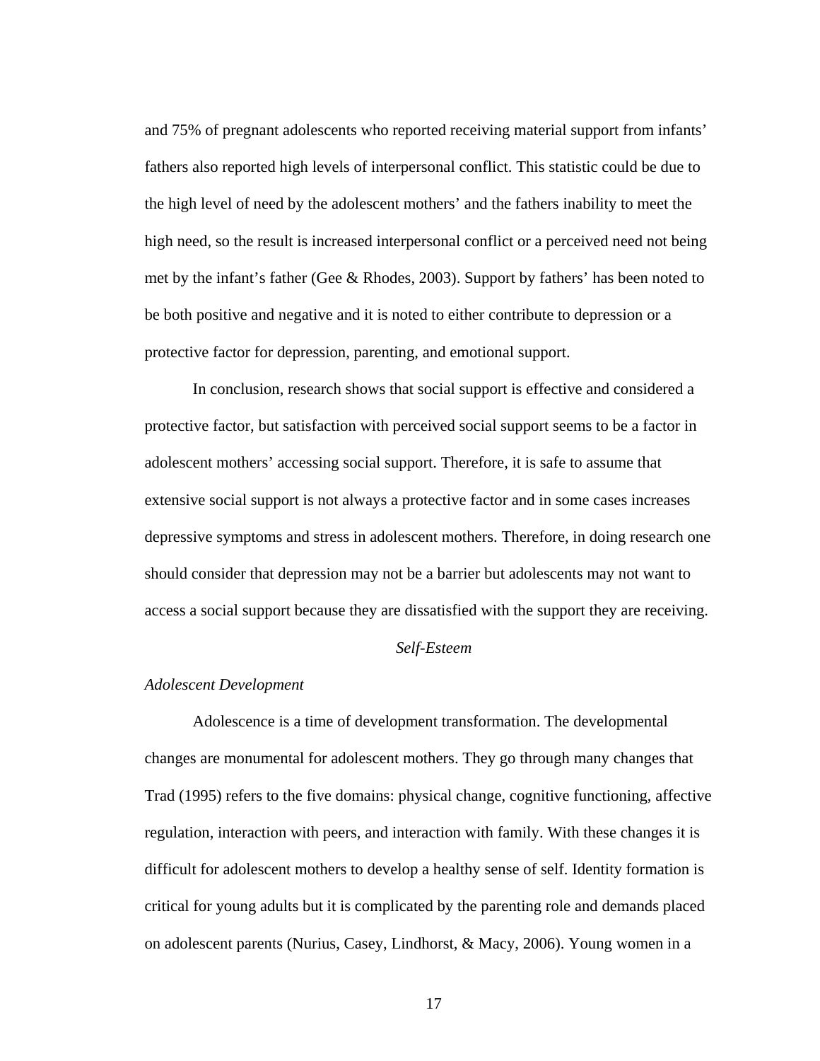and 75% of pregnant adolescents who reported receiving material support from infants' fathers also reported high levels of interpersonal conflict. This statistic could be due to the high level of need by the adolescent mothers' and the fathers inability to meet the high need, so the result is increased interpersonal conflict or a perceived need not being met by the infant's father (Gee & Rhodes, 2003). Support by fathers' has been noted to be both positive and negative and it is noted to either contribute to depression or a protective factor for depression, parenting, and emotional support.

In conclusion, research shows that social support is effective and considered a protective factor, but satisfaction with perceived social support seems to be a factor in adolescent mothers' accessing social support. Therefore, it is safe to assume that extensive social support is not always a protective factor and in some cases increases depressive symptoms and stress in adolescent mothers. Therefore, in doing research one should consider that depression may not be a barrier but adolescents may not want to access a social support because they are dissatisfied with the support they are receiving.

## *Self-Esteem*

### *Adolescent Development*

Adolescence is a time of development transformation. The developmental changes are monumental for adolescent mothers. They go through many changes that Trad (1995) refers to the five domains: physical change, cognitive functioning, affective regulation, interaction with peers, and interaction with family. With these changes it is difficult for adolescent mothers to develop a healthy sense of self. Identity formation is critical for young adults but it is complicated by the parenting role and demands placed on adolescent parents (Nurius, Casey, Lindhorst, & Macy, 2006). Young women in a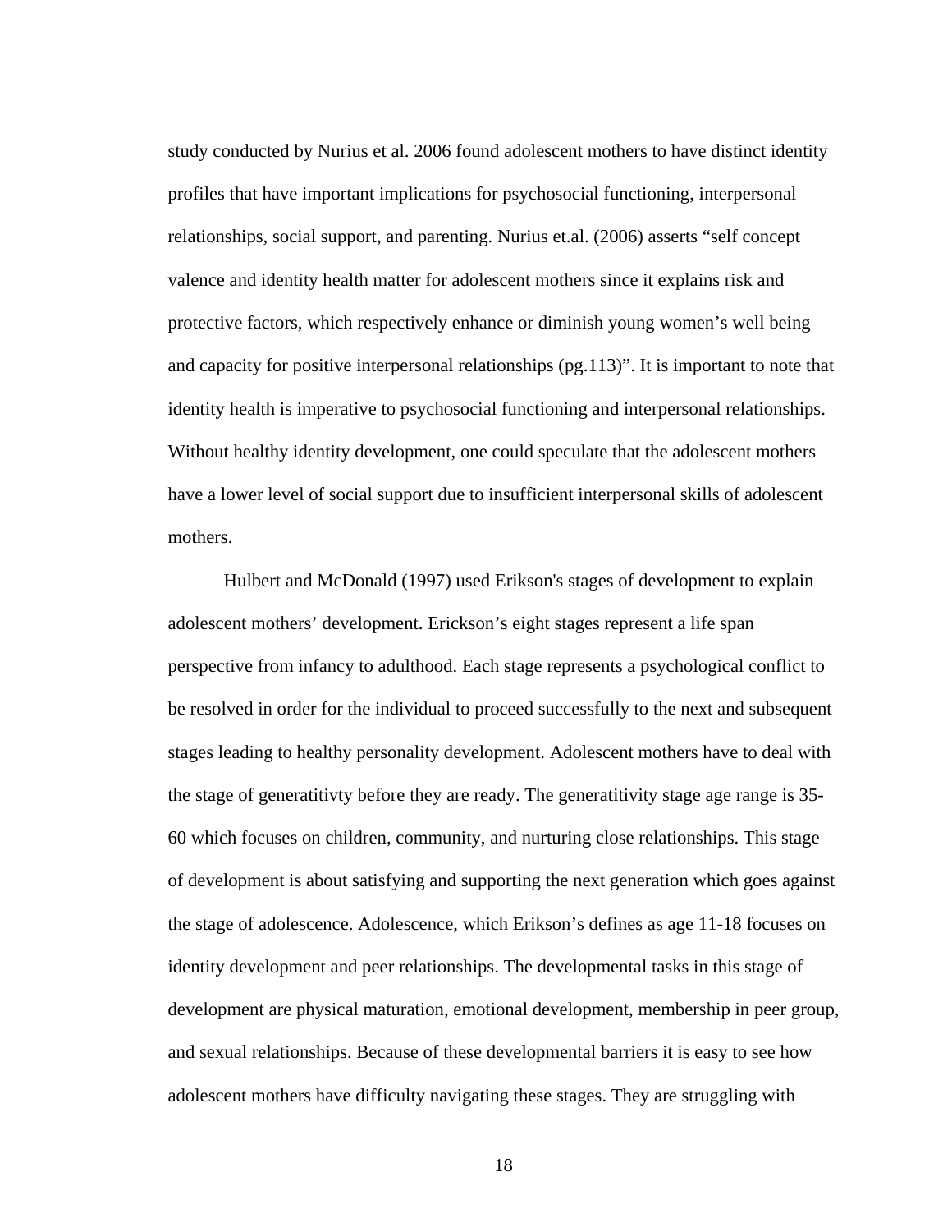study conducted by Nurius et al. 2006 found adolescent mothers to have distinct identity profiles that have important implications for psychosocial functioning, interpersonal relationships, social support, and parenting. Nurius et.al. (2006) asserts "self concept valence and identity health matter for adolescent mothers since it explains risk and protective factors, which respectively enhance or diminish young women's well being and capacity for positive interpersonal relationships (pg.113)". It is important to note that identity health is imperative to psychosocial functioning and interpersonal relationships. Without healthy identity development, one could speculate that the adolescent mothers have a lower level of social support due to insufficient interpersonal skills of adolescent mothers.

Hulbert and McDonald (1997) used Erikson's stages of development to explain adolescent mothers' development. Erickson's eight stages represent a life span perspective from infancy to adulthood. Each stage represents a psychological conflict to be resolved in order for the individual to proceed successfully to the next and subsequent stages leading to healthy personality development. Adolescent mothers have to deal with the stage of generatitivty before they are ready. The generatitivity stage age range is 35-60 which focuses on children, community, and nurturing close relationships. This stage of development is about satisfying and supporting the next generation which goes against the stage of adolescence. Adolescence, which Erikson's defines as age 11-18 focuses on identity development and peer relationships. The developmental tasks in this stage of development are physical maturation, emotional development, membership in peer group, and sexual relationships. Because of these developmental barriers it is easy to see how adolescent mothers have difficulty navigating these stages. They are struggling with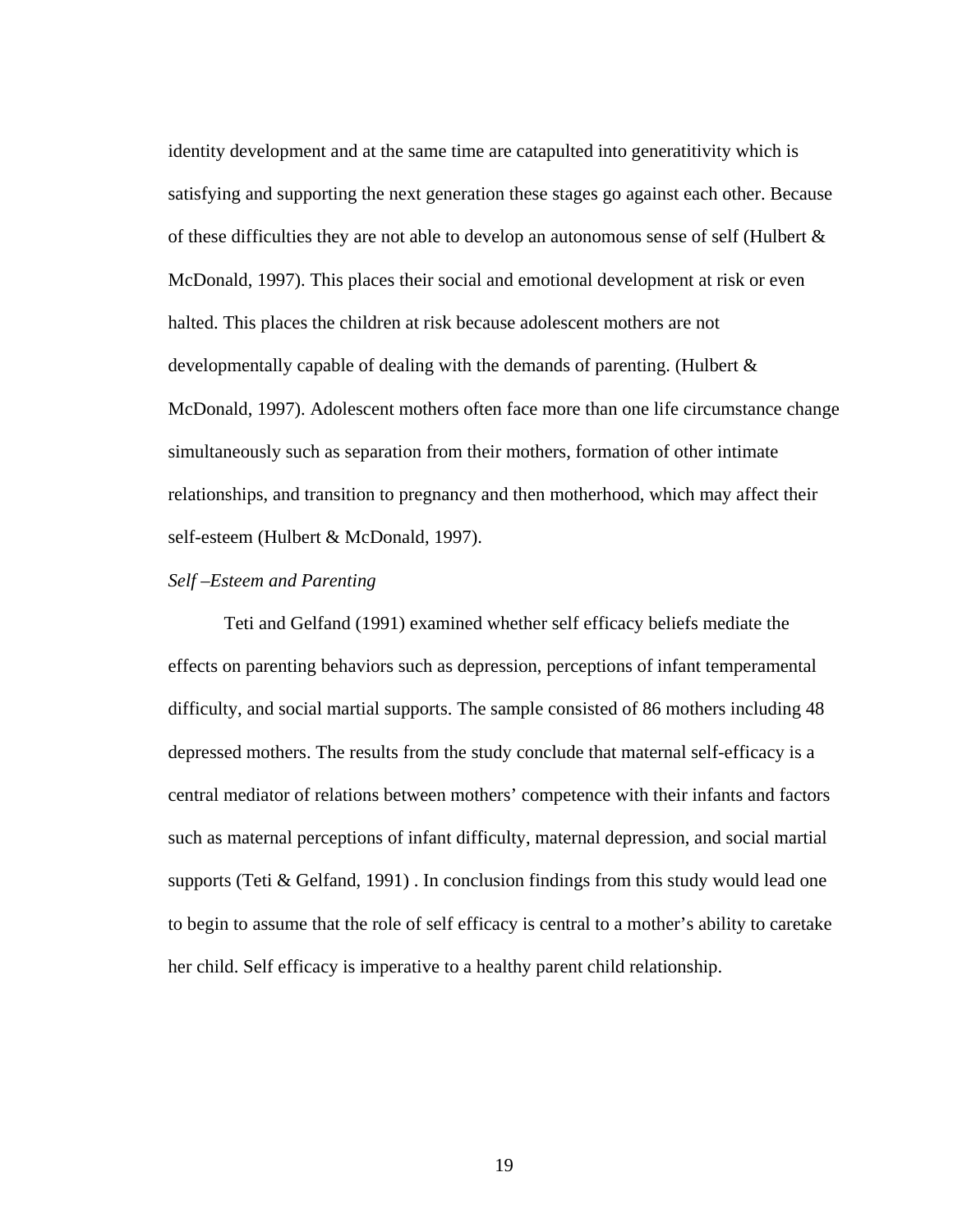identity development and at the same time are catapulted into generatitivity which is satisfying and supporting the next generation these stages go against each other. Because of these difficulties they are not able to develop an autonomous sense of self (Hulbert & McDonald, 1997). This places their social and emotional development at risk or even halted. This places the children at risk because adolescent mothers are not developmentally capable of dealing with the demands of parenting. (Hulbert & McDonald, 1997). Adolescent mothers often face more than one life circumstance change simultaneously such as separation from their mothers, formation of other intimate relationships, and transition to pregnancy and then motherhood, which may affect their self-esteem (Hulbert & McDonald, 1997).

*Self –Esteem and Parenting*

Teti and Gelfand (1991) examined whether self efficacy beliefs mediate the effects on parenting behaviors such as depression, perceptions of infant temperamental difficulty, and social martial supports. The sample consisted of 86 mothers including 48 depressed mothers. The results from the study conclude that maternal self-efficacy is a central mediator of relations between mothers' competence with their infants and factors such as maternal perceptions of infant difficulty, maternal depression, and social martial supports (Teti & Gelfand, 1991) . In conclusion findings from this study would lead one to begin to assume that the role of self efficacy is central to a mother's ability to caretake her child. Self efficacy is imperative to a healthy parent child relationship.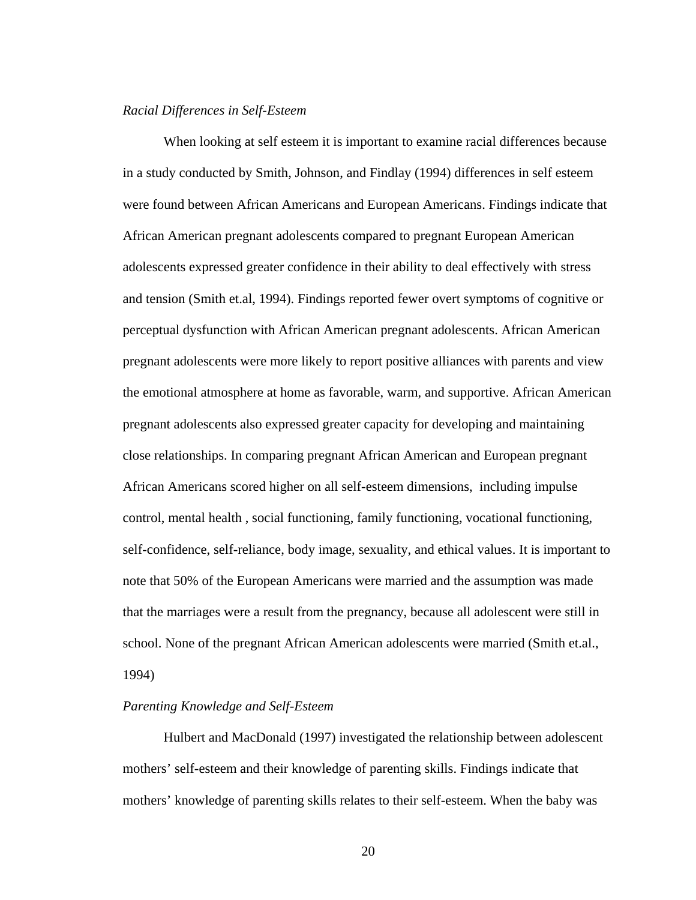*Racial Differences in Self-Esteem*

When looking at self esteem it is important to examine racial differences because in a study conducted by Smith, Johnson, and Findlay (1994) differences in self esteem were found between African Americans and European Americans. Findings indicate that African American pregnant adolescents compared to pregnant European American adolescents expressed greater confidence in their ability to deal effectively with stress and tension (Smith et.al, 1994). Findings reported fewer overt symptoms of cognitive or perceptual dysfunction with African American pregnant adolescents. African American pregnant adolescents were more likely to report positive alliances with parents and view the emotional atmosphere at home as favorable, warm, and supportive. African American pregnant adolescents also expressed greater capacity for developing and maintaining close relationships. In comparing pregnant African American and European pregnant African Americans scored higher on all self-esteem dimensions, including impulse control, mental health , social functioning, family functioning, vocational functioning, self-confidence, self-reliance, body image, sexuality, and ethical values. It is important to note that 50% of the European Americans were married and the assumption was made that the marriages were a result from the pregnancy, because all adolescent were still in school. None of the pregnant African American adolescents were married (Smith et.al., 1994)

*Parenting Knowledge and Self-Esteem*

Hulbert and MacDonald (1997) investigated the relationship between adolescent mothers' self-esteem and their knowledge of parenting skills. Findings indicate that mothers' knowledge of parenting skills relates to their self-esteem. When the baby was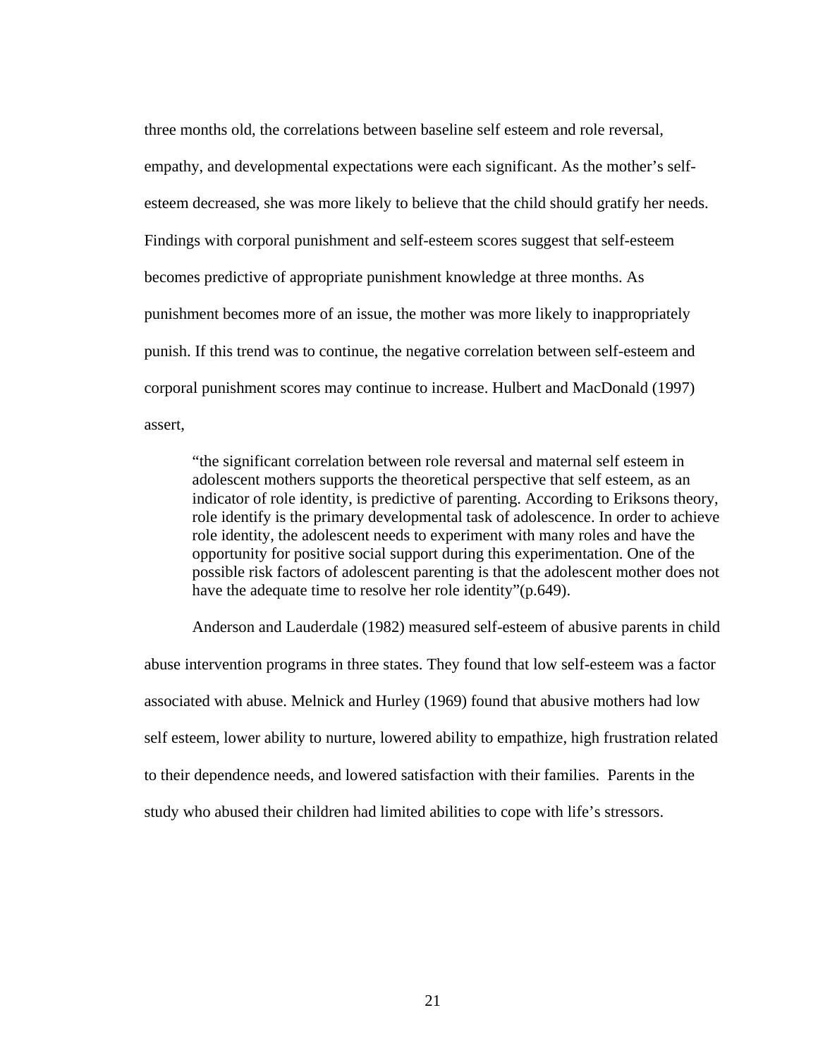three months old, the correlations between baseline self esteem and role reversal, empathy, and developmental expectations were each significant. As the mother's self-esteem decreased, she was more likely to believe that the child should gratify her needs. Findings with corporal punishment and self-esteem scores suggest that self-esteem becomes predictive of appropriate punishment knowledge at three months. As punishment becomes more of an issue, the mother was more likely to inappropriately punish. If this trend was to continue, the negative correlation between self-esteem and corporal punishment scores may continue to increase. Hulbert and MacDonald (1997) assert,

> "the significant correlation between role reversal and maternal self esteem in adolescent mothers supports the theoretical perspective that self esteem, as an indicator of role identity, is predictive of parenting. According to Eriksons theory, role identify is the primary developmental task of adolescence. In order to achieve role identity, the adolescent needs to experiment with many roles and have the opportunity for positive social support during this experimentation. One of the possible risk factors of adolescent parenting is that the adolescent mother does not have the adequate time to resolve her role identity"(p.649).

Anderson and Lauderdale (1982) measured self-esteem of abusive parents in child abuse intervention programs in three states. They found that low self-esteem was a factor associated with abuse. Melnick and Hurley (1969) found that abusive mothers had low self esteem, lower ability to nurture, lowered ability to empathize, high frustration related to their dependence needs, and lowered satisfaction with their families. Parents in the study who abused their children had limited abilities to cope with life's stressors.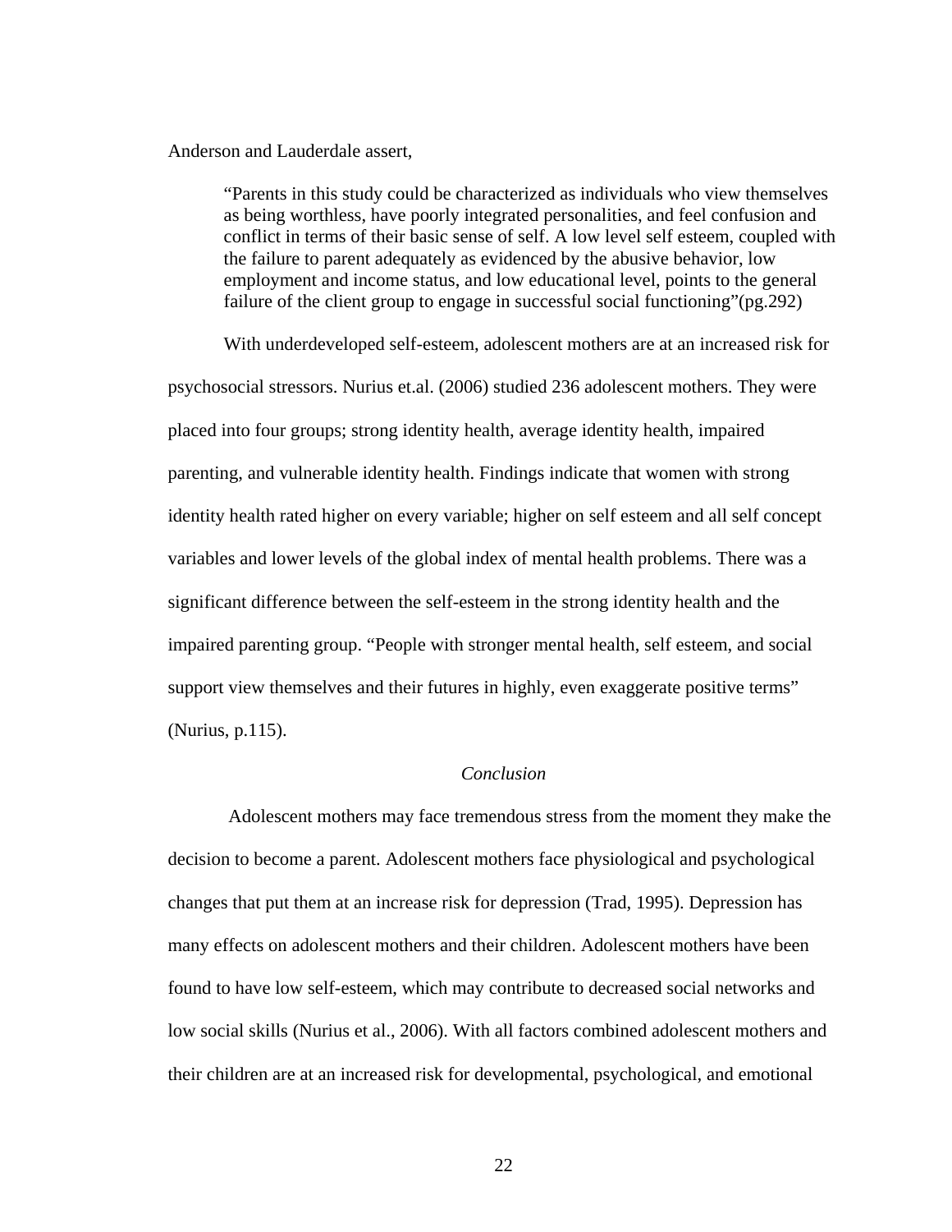Anderson and Lauderdale assert,

> "Parents in this study could be characterized as individuals who view themselves as being worthless, have poorly integrated personalities, and feel confusion and conflict in terms of their basic sense of self. A low level self esteem, coupled with the failure to parent adequately as evidenced by the abusive behavior, low employment and income status, and low educational level, points to the general failure of the client group to engage in successful social functioning"(pg.292)

With underdeveloped self-esteem, adolescent mothers are at an increased risk for psychosocial stressors. Nurius et.al. (2006) studied 236 adolescent mothers. They were placed into four groups; strong identity health, average identity health, impaired parenting, and vulnerable identity health. Findings indicate that women with strong identity health rated higher on every variable; higher on self esteem and all self concept variables and lower levels of the global index of mental health problems. There was a significant difference between the self-esteem in the strong identity health and the impaired parenting group. "People with stronger mental health, self esteem, and social support view themselves and their futures in highly, even exaggerate positive terms" (Nurius, p.115).

*Conclusion*

Adolescent mothers may face tremendous stress from the moment they make the decision to become a parent. Adolescent mothers face physiological and psychological changes that put them at an increase risk for depression (Trad, 1995). Depression has many effects on adolescent mothers and their children. Adolescent mothers have been found to have low self-esteem, which may contribute to decreased social networks and low social skills (Nurius et al., 2006). With all factors combined adolescent mothers and their children are at an increased risk for developmental, psychological, and emotional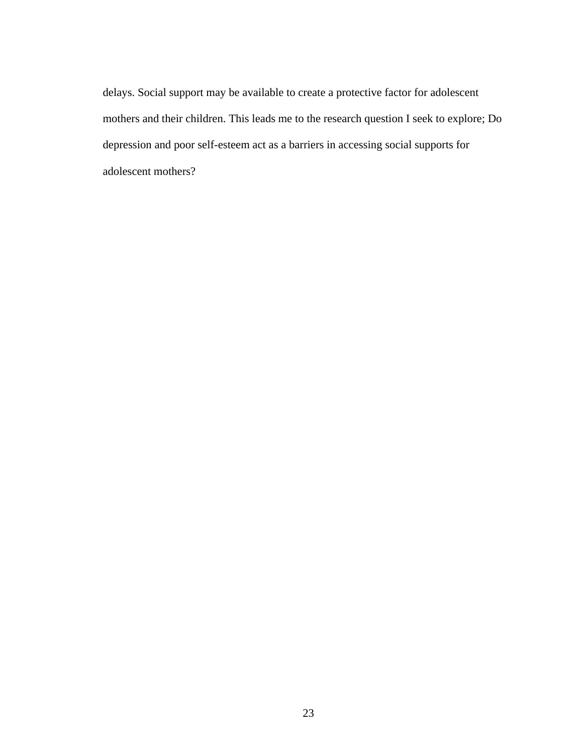delays. Social support may be available to create a protective factor for adolescent mothers and their children. This leads me to the research question I seek to explore; Do depression and poor self-esteem act as a barriers in accessing social supports for adolescent mothers?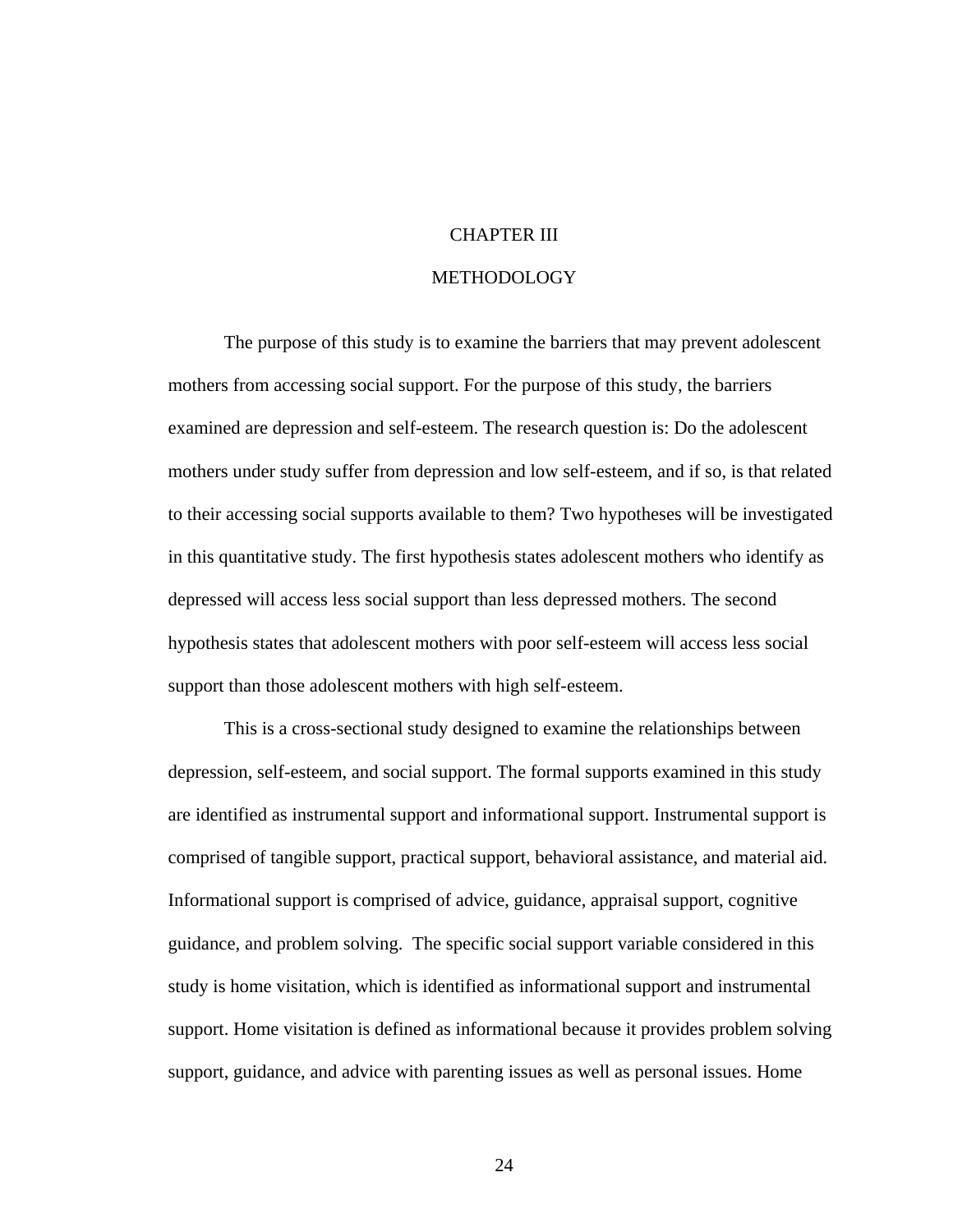# CHAPTER III

# METHODOLOGY

The purpose of this study is to examine the barriers that may prevent adolescent mothers from accessing social support. For the purpose of this study, the barriers examined are depression and self-esteem. The research question is: Do the adolescent mothers under study suffer from depression and low self-esteem, and if so, is that related to their accessing social supports available to them? Two hypotheses will be investigated in this quantitative study. The first hypothesis states adolescent mothers who identify as depressed will access less social support than less depressed mothers. The second hypothesis states that adolescent mothers with poor self-esteem will access less social support than those adolescent mothers with high self-esteem.

This is a cross-sectional study designed to examine the relationships between depression, self-esteem, and social support. The formal supports examined in this study are identified as instrumental support and informational support. Instrumental support is comprised of tangible support, practical support, behavioral assistance, and material aid. Informational support is comprised of advice, guidance, appraisal support, cognitive guidance, and problem solving. The specific social support variable considered in this study is home visitation, which is identified as informational support and instrumental support. Home visitation is defined as informational because it provides problem solving support, guidance, and advice with parenting issues as well as personal issues. Home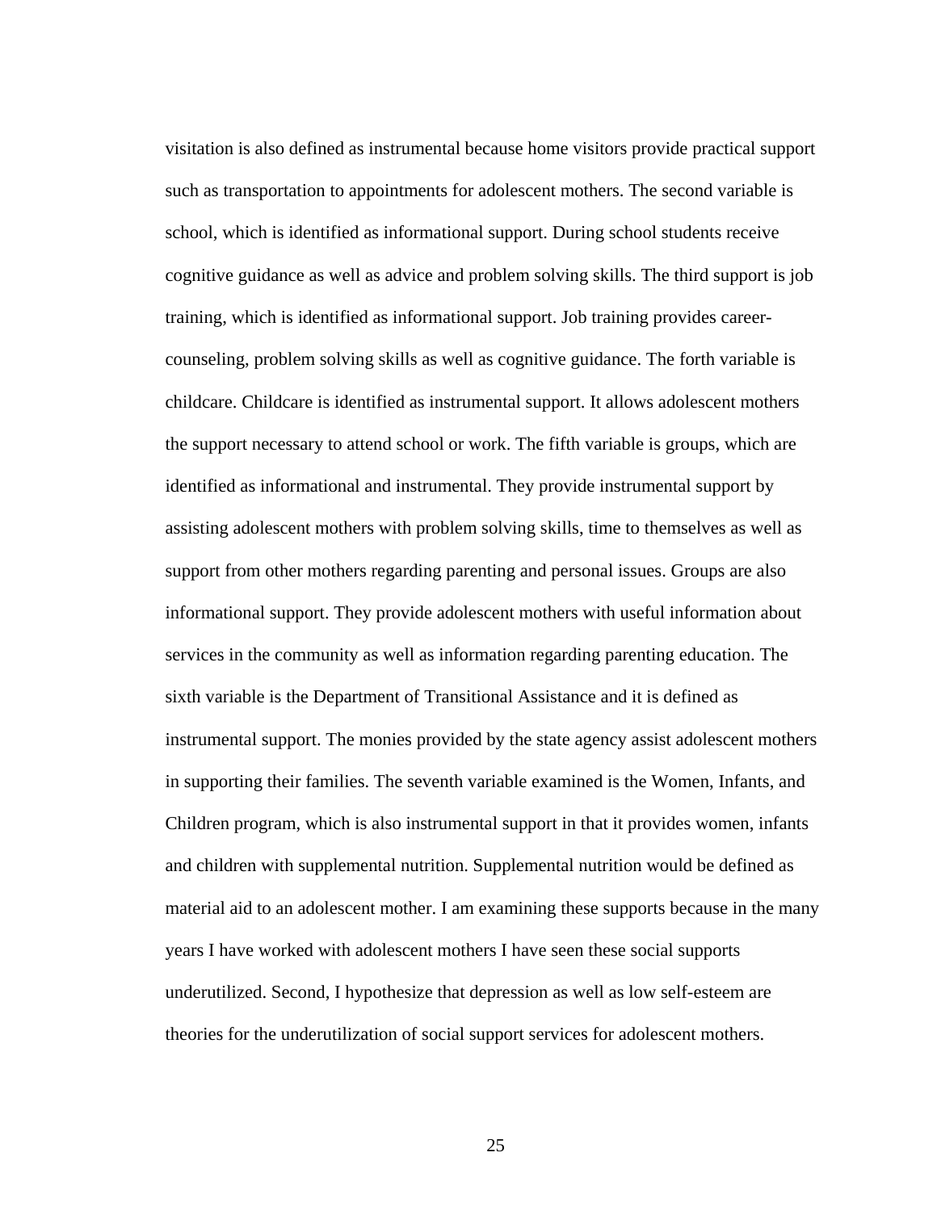visitation is also defined as instrumental because home visitors provide practical support such as transportation to appointments for adolescent mothers. The second variable is school, which is identified as informational support. During school students receive cognitive guidance as well as advice and problem solving skills. The third support is job training, which is identified as informational support. Job training provides career-counseling, problem solving skills as well as cognitive guidance. The forth variable is childcare. Childcare is identified as instrumental support. It allows adolescent mothers the support necessary to attend school or work. The fifth variable is groups, which are identified as informational and instrumental. They provide instrumental support by assisting adolescent mothers with problem solving skills, time to themselves as well as support from other mothers regarding parenting and personal issues. Groups are also informational support. They provide adolescent mothers with useful information about services in the community as well as information regarding parenting education. The sixth variable is the Department of Transitional Assistance and it is defined as instrumental support. The monies provided by the state agency assist adolescent mothers in supporting their families. The seventh variable examined is the Women, Infants, and Children program, which is also instrumental support in that it provides women, infants and children with supplemental nutrition. Supplemental nutrition would be defined as material aid to an adolescent mother. I am examining these supports because in the many years I have worked with adolescent mothers I have seen these social supports underutilized. Second, I hypothesize that depression as well as low self-esteem are theories for the underutilization of social support services for adolescent mothers.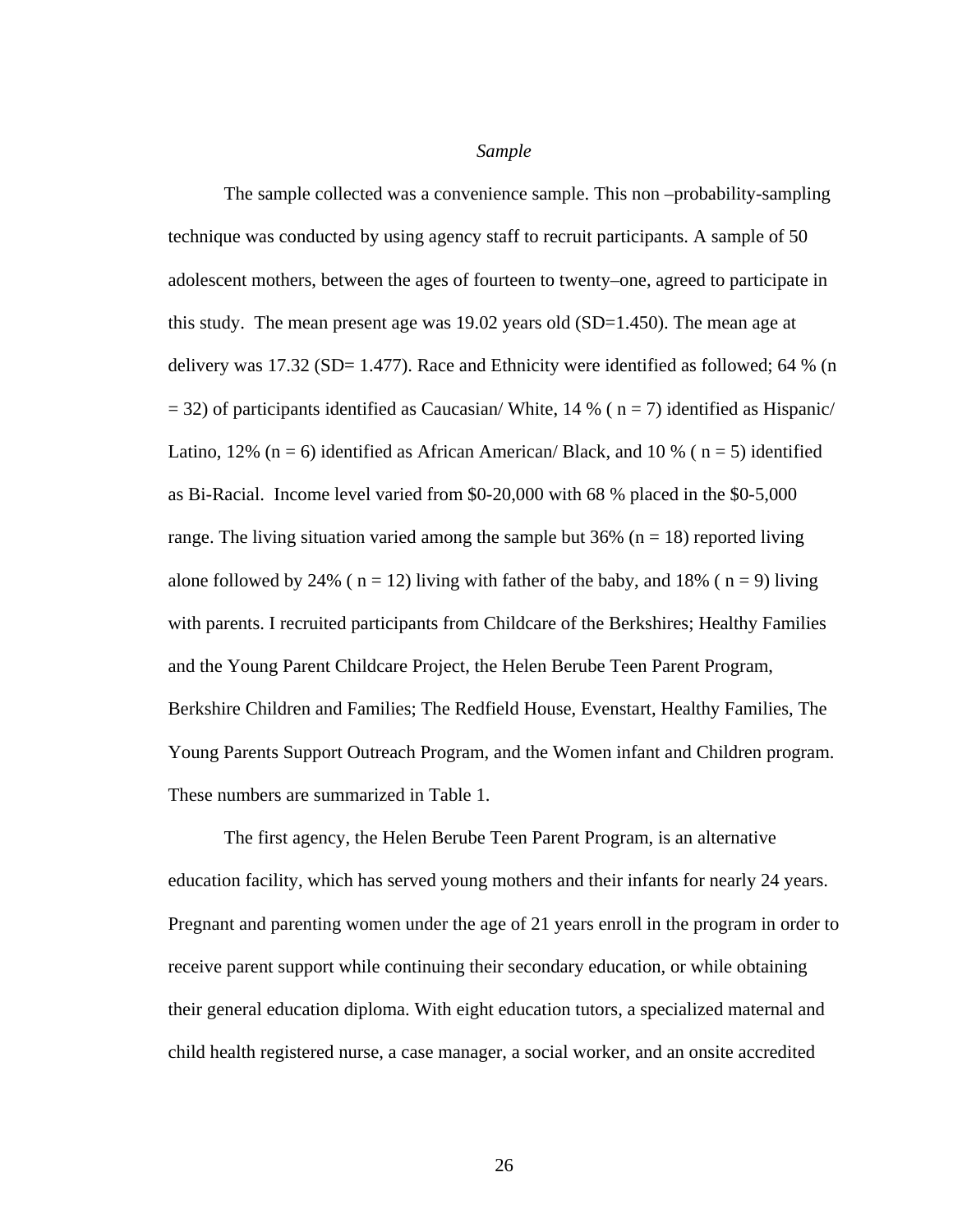*Sample*

The sample collected was a convenience sample. This non –probability-sampling technique was conducted by using agency staff to recruit participants. A sample of 50 adolescent mothers, between the ages of fourteen to twenty–one, agreed to participate in this study. The mean present age was 19.02 years old (SD=1.450). The mean age at delivery was 17.32 (SD= 1.477). Race and Ethnicity were identified as followed; 64 % (n = 32) of participants identified as Caucasian/ White, 14 % ( n = 7) identified as Hispanic/ Latino, 12% (n = 6) identified as African American/ Black, and 10 % ( n = 5) identified as Bi-Racial. Income level varied from $0-20,000 with 68 % placed in the $0-5,000 range. The living situation varied among the sample but 36% (n = 18) reported living alone followed by 24% ( n = 12) living with father of the baby, and 18% ( n = 9) living with parents. I recruited participants from Childcare of the Berkshires; Healthy Families and the Young Parent Childcare Project, the Helen Berube Teen Parent Program, Berkshire Children and Families; The Redfield House, Evenstart, Healthy Families, The Young Parents Support Outreach Program, and the Women infant and Children program. These numbers are summarized in Table 1.

The first agency, the Helen Berube Teen Parent Program, is an alternative education facility, which has served young mothers and their infants for nearly 24 years. Pregnant and parenting women under the age of 21 years enroll in the program in order to receive parent support while continuing their secondary education, or while obtaining their general education diploma. With eight education tutors, a specialized maternal and child health registered nurse, a case manager, a social worker, and an onsite accredited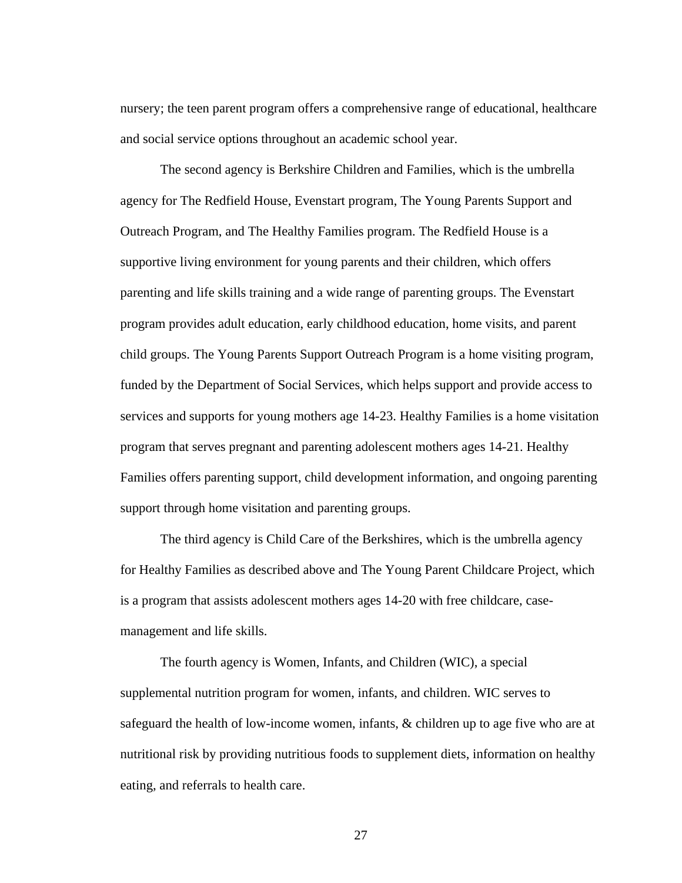nursery; the teen parent program offers a comprehensive range of educational, healthcare and social service options throughout an academic school year.

The second agency is Berkshire Children and Families, which is the umbrella agency for The Redfield House, Evenstart program, The Young Parents Support and Outreach Program, and The Healthy Families program. The Redfield House is a supportive living environment for young parents and their children, which offers parenting and life skills training and a wide range of parenting groups. The Evenstart program provides adult education, early childhood education, home visits, and parent child groups. The Young Parents Support Outreach Program is a home visiting program, funded by the Department of Social Services, which helps support and provide access to services and supports for young mothers age 14-23. Healthy Families is a home visitation program that serves pregnant and parenting adolescent mothers ages 14-21. Healthy Families offers parenting support, child development information, and ongoing parenting support through home visitation and parenting groups.

The third agency is Child Care of the Berkshires, which is the umbrella agency for Healthy Families as described above and The Young Parent Childcare Project, which is a program that assists adolescent mothers ages 14-20 with free childcare, case-management and life skills.

The fourth agency is Women, Infants, and Children (WIC), a special supplemental nutrition program for women, infants, and children. WIC serves to safeguard the health of low-income women, infants, & children up to age five who are at nutritional risk by providing nutritious foods to supplement diets, information on healthy eating, and referrals to health care.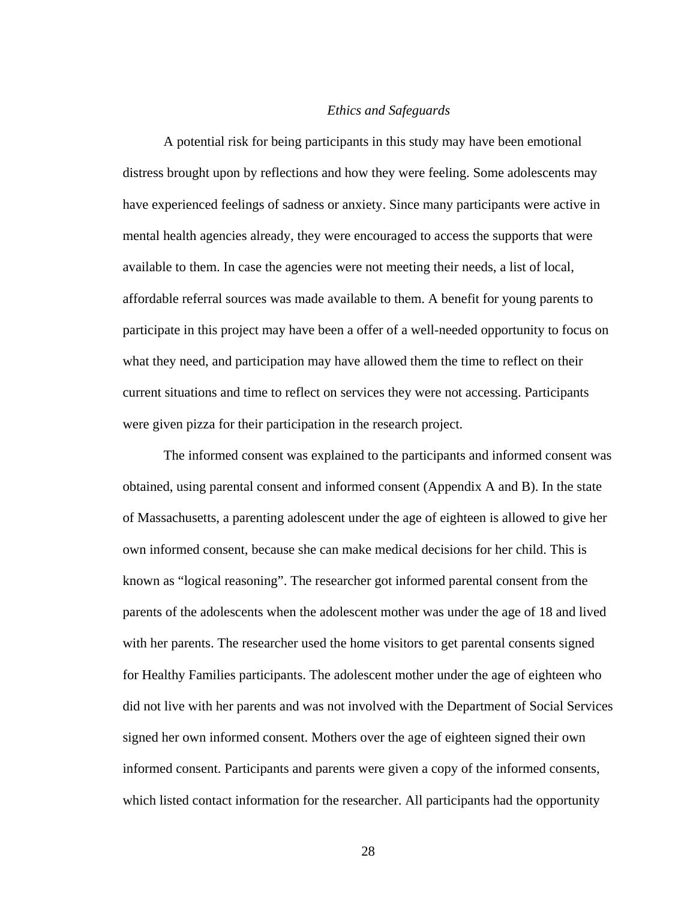*Ethics and Safeguards*

A potential risk for being participants in this study may have been emotional distress brought upon by reflections and how they were feeling. Some adolescents may have experienced feelings of sadness or anxiety. Since many participants were active in mental health agencies already, they were encouraged to access the supports that were available to them. In case the agencies were not meeting their needs, a list of local, affordable referral sources was made available to them. A benefit for young parents to participate in this project may have been a offer of a well-needed opportunity to focus on what they need, and participation may have allowed them the time to reflect on their current situations and time to reflect on services they were not accessing. Participants were given pizza for their participation in the research project.

The informed consent was explained to the participants and informed consent was obtained, using parental consent and informed consent (Appendix A and B). In the state of Massachusetts, a parenting adolescent under the age of eighteen is allowed to give her own informed consent, because she can make medical decisions for her child. This is known as "logical reasoning". The researcher got informed parental consent from the parents of the adolescents when the adolescent mother was under the age of 18 and lived with her parents. The researcher used the home visitors to get parental consents signed for Healthy Families participants. The adolescent mother under the age of eighteen who did not live with her parents and was not involved with the Department of Social Services signed her own informed consent. Mothers over the age of eighteen signed their own informed consent. Participants and parents were given a copy of the informed consents, which listed contact information for the researcher. All participants had the opportunity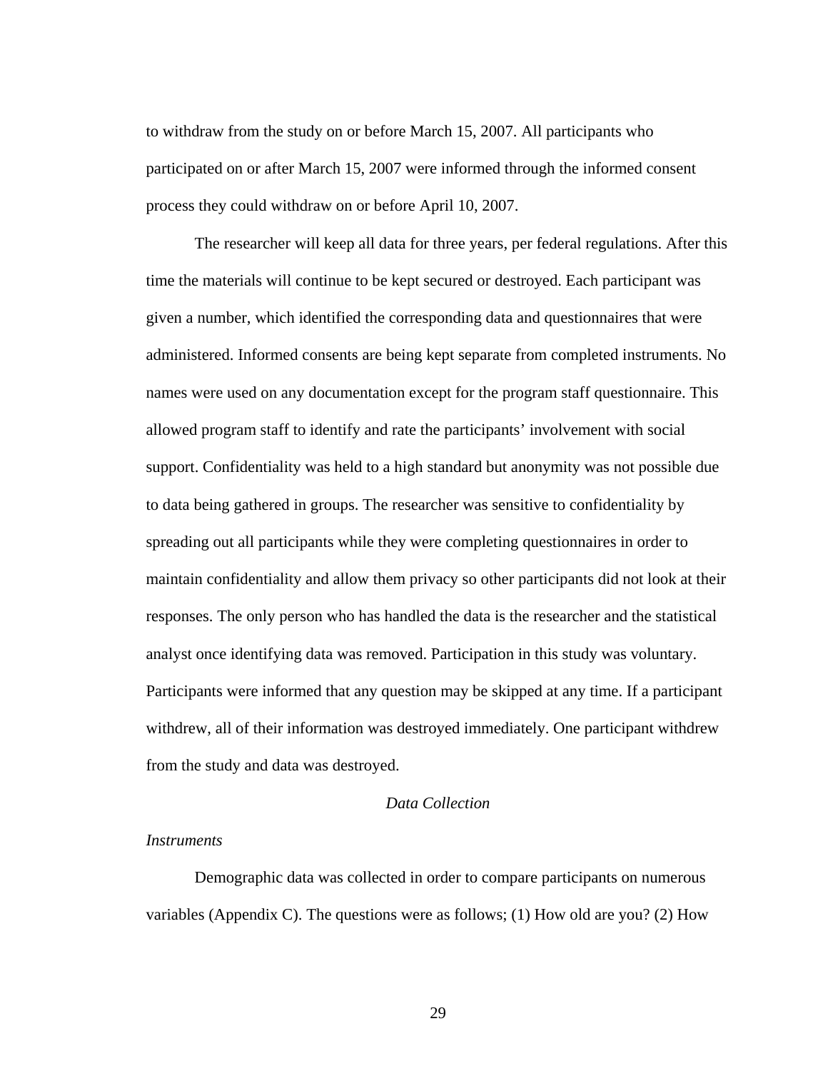to withdraw from the study on or before March 15, 2007. All participants who participated on or after March 15, 2007 were informed through the informed consent process they could withdraw on or before April 10, 2007.

The researcher will keep all data for three years, per federal regulations. After this time the materials will continue to be kept secured or destroyed. Each participant was given a number, which identified the corresponding data and questionnaires that were administered. Informed consents are being kept separate from completed instruments. No names were used on any documentation except for the program staff questionnaire. This allowed program staff to identify and rate the participants' involvement with social support. Confidentiality was held to a high standard but anonymity was not possible due to data being gathered in groups. The researcher was sensitive to confidentiality by spreading out all participants while they were completing questionnaires in order to maintain confidentiality and allow them privacy so other participants did not look at their responses. The only person who has handled the data is the researcher and the statistical analyst once identifying data was removed. Participation in this study was voluntary. Participants were informed that any question may be skipped at any time. If a participant withdrew, all of their information was destroyed immediately. One participant withdrew from the study and data was destroyed.

## *Data Collection*

### *Instruments*

Demographic data was collected in order to compare participants on numerous variables (Appendix C). The questions were as follows; (1) How old are you? (2) How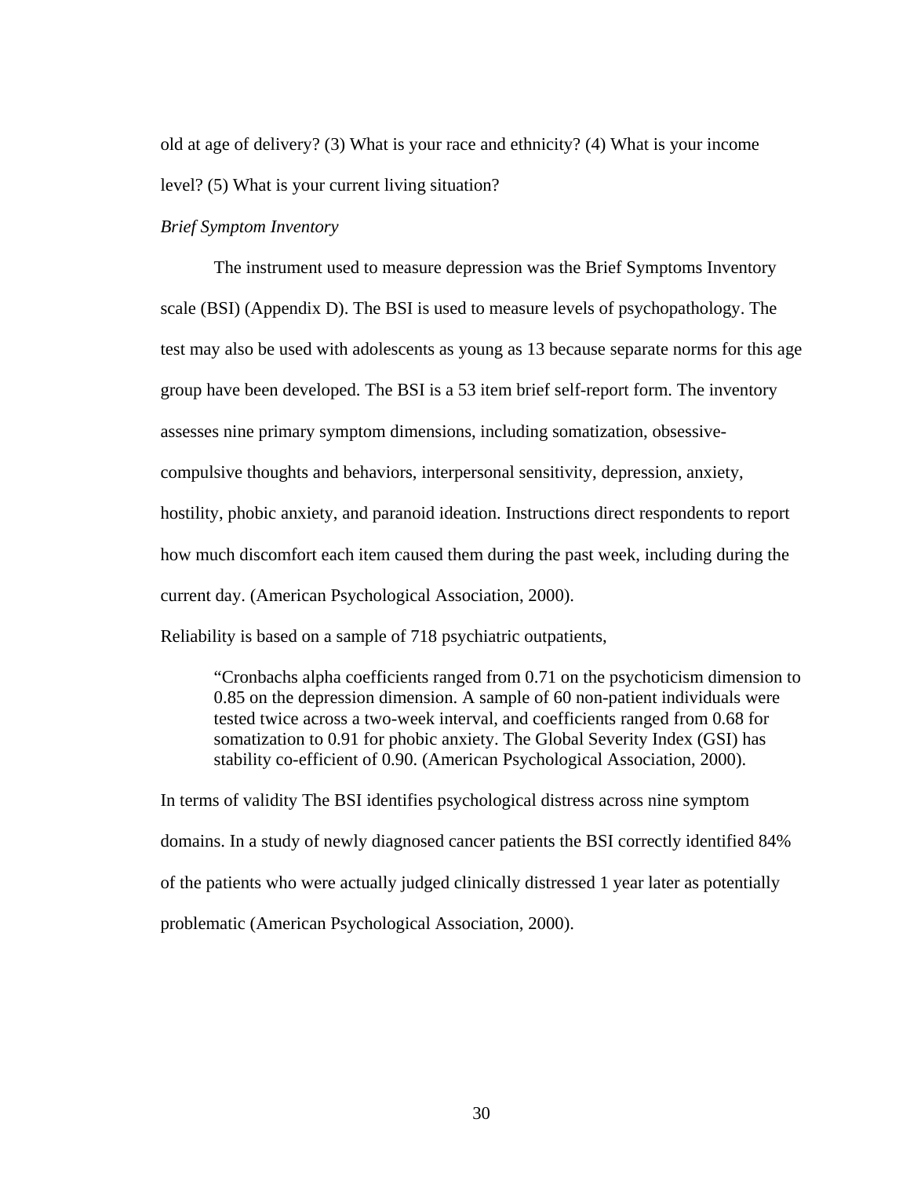old at age of delivery? (3) What is your race and ethnicity? (4) What is your income level? (5) What is your current living situation?

*Brief Symptom Inventory*

The instrument used to measure depression was the Brief Symptoms Inventory scale (BSI) (Appendix D). The BSI is used to measure levels of psychopathology. The test may also be used with adolescents as young as 13 because separate norms for this age group have been developed. The BSI is a 53 item brief self-report form. The inventory assesses nine primary symptom dimensions, including somatization, obsessive-compulsive thoughts and behaviors, interpersonal sensitivity, depression, anxiety, hostility, phobic anxiety, and paranoid ideation. Instructions direct respondents to report how much discomfort each item caused them during the past week, including during the current day. (American Psychological Association, 2000).

Reliability is based on a sample of 718 psychiatric outpatients,

> "Cronbachs alpha coefficients ranged from 0.71 on the psychoticism dimension to 0.85 on the depression dimension. A sample of 60 non-patient individuals were tested twice across a two-week interval, and coefficients ranged from 0.68 for somatization to 0.91 for phobic anxiety. The Global Severity Index (GSI) has stability co-efficient of 0.90. (American Psychological Association, 2000).

In terms of validity The BSI identifies psychological distress across nine symptom domains. In a study of newly diagnosed cancer patients the BSI correctly identified 84% of the patients who were actually judged clinically distressed 1 year later as potentially problematic (American Psychological Association, 2000).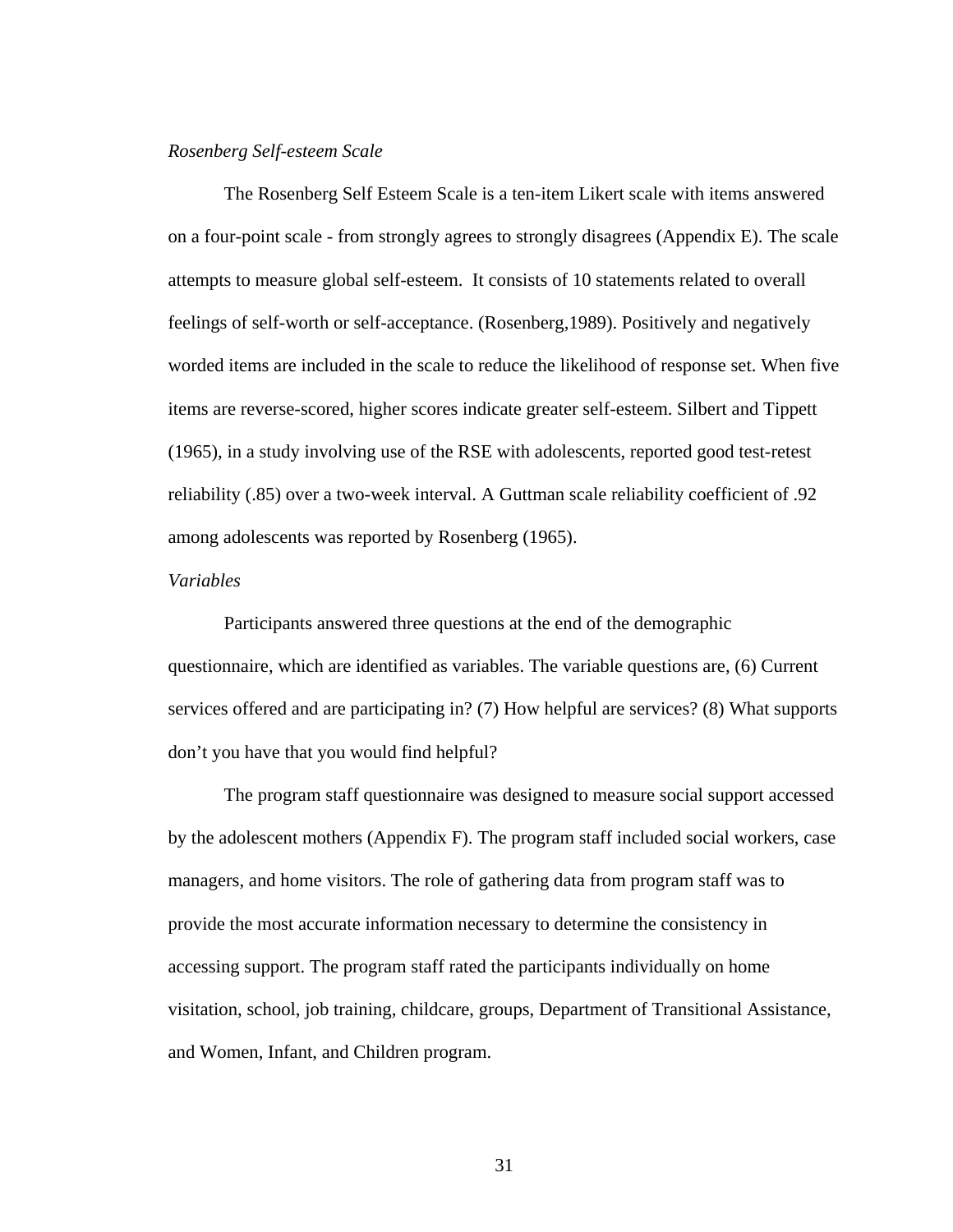*Rosenberg Self-esteem Scale*

The Rosenberg Self Esteem Scale is a ten-item Likert scale with items answered on a four-point scale - from strongly agrees to strongly disagrees (Appendix E). The scale attempts to measure global self-esteem. It consists of 10 statements related to overall feelings of self-worth or self-acceptance. (Rosenberg,1989). Positively and negatively worded items are included in the scale to reduce the likelihood of response set. When five items are reverse-scored, higher scores indicate greater self-esteem. Silbert and Tippett (1965), in a study involving use of the RSE with adolescents, reported good test-retest reliability (.85) over a two-week interval. A Guttman scale reliability coefficient of .92 among adolescents was reported by Rosenberg (1965).

*Variables*

Participants answered three questions at the end of the demographic questionnaire, which are identified as variables. The variable questions are, (6) Current services offered and are participating in? (7) How helpful are services? (8) What supports don't you have that you would find helpful?

The program staff questionnaire was designed to measure social support accessed by the adolescent mothers (Appendix F). The program staff included social workers, case managers, and home visitors. The role of gathering data from program staff was to provide the most accurate information necessary to determine the consistency in accessing support. The program staff rated the participants individually on home visitation, school, job training, childcare, groups, Department of Transitional Assistance, and Women, Infant, and Children program.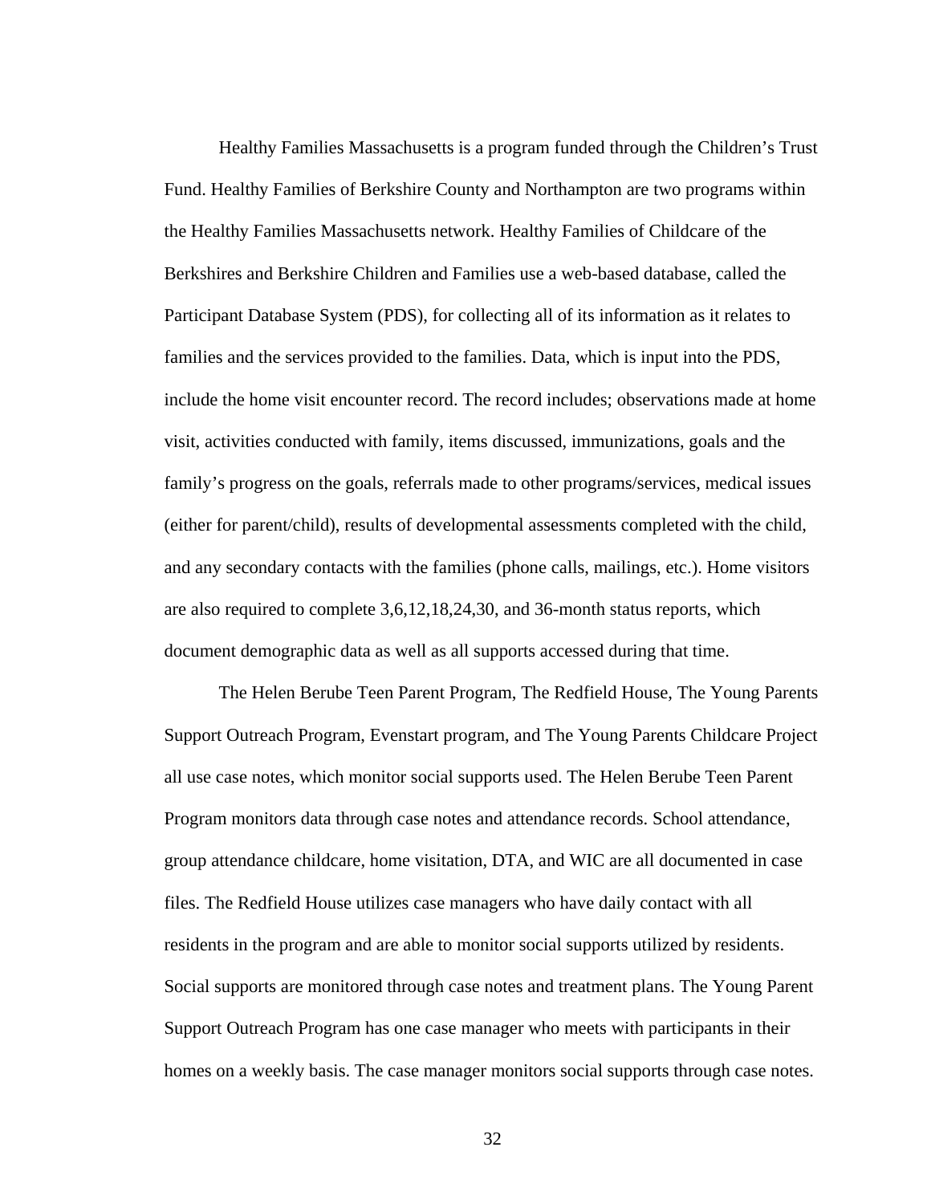Healthy Families Massachusetts is a program funded through the Children's Trust Fund. Healthy Families of Berkshire County and Northampton are two programs within the Healthy Families Massachusetts network. Healthy Families of Childcare of the Berkshires and Berkshire Children and Families use a web-based database, called the Participant Database System (PDS), for collecting all of its information as it relates to families and the services provided to the families. Data, which is input into the PDS, include the home visit encounter record. The record includes; observations made at home visit, activities conducted with family, items discussed, immunizations, goals and the family's progress on the goals, referrals made to other programs/services, medical issues (either for parent/child), results of developmental assessments completed with the child, and any secondary contacts with the families (phone calls, mailings, etc.). Home visitors are also required to complete 3,6,12,18,24,30, and 36-month status reports, which document demographic data as well as all supports accessed during that time.

The Helen Berube Teen Parent Program, The Redfield House, The Young Parents Support Outreach Program, Evenstart program, and The Young Parents Childcare Project all use case notes, which monitor social supports used. The Helen Berube Teen Parent Program monitors data through case notes and attendance records. School attendance, group attendance childcare, home visitation, DTA, and WIC are all documented in case files. The Redfield House utilizes case managers who have daily contact with all residents in the program and are able to monitor social supports utilized by residents. Social supports are monitored through case notes and treatment plans. The Young Parent Support Outreach Program has one case manager who meets with participants in their homes on a weekly basis. The case manager monitors social supports through case notes.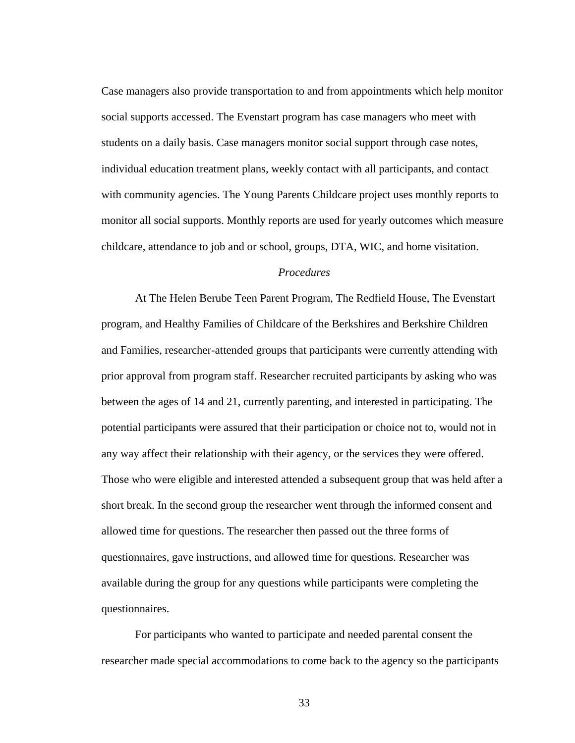Case managers also provide transportation to and from appointments which help monitor social supports accessed. The Evenstart program has case managers who meet with students on a daily basis. Case managers monitor social support through case notes, individual education treatment plans, weekly contact with all participants, and contact with community agencies. The Young Parents Childcare project uses monthly reports to monitor all social supports. Monthly reports are used for yearly outcomes which measure childcare, attendance to job and or school, groups, DTA, WIC, and home visitation.

### *Procedures*

At The Helen Berube Teen Parent Program, The Redfield House, The Evenstart program, and Healthy Families of Childcare of the Berkshires and Berkshire Children and Families, researcher-attended groups that participants were currently attending with prior approval from program staff. Researcher recruited participants by asking who was between the ages of 14 and 21, currently parenting, and interested in participating. The potential participants were assured that their participation or choice not to, would not in any way affect their relationship with their agency, or the services they were offered. Those who were eligible and interested attended a subsequent group that was held after a short break. In the second group the researcher went through the informed consent and allowed time for questions. The researcher then passed out the three forms of questionnaires, gave instructions, and allowed time for questions. Researcher was available during the group for any questions while participants were completing the questionnaires.

For participants who wanted to participate and needed parental consent the researcher made special accommodations to come back to the agency so the participants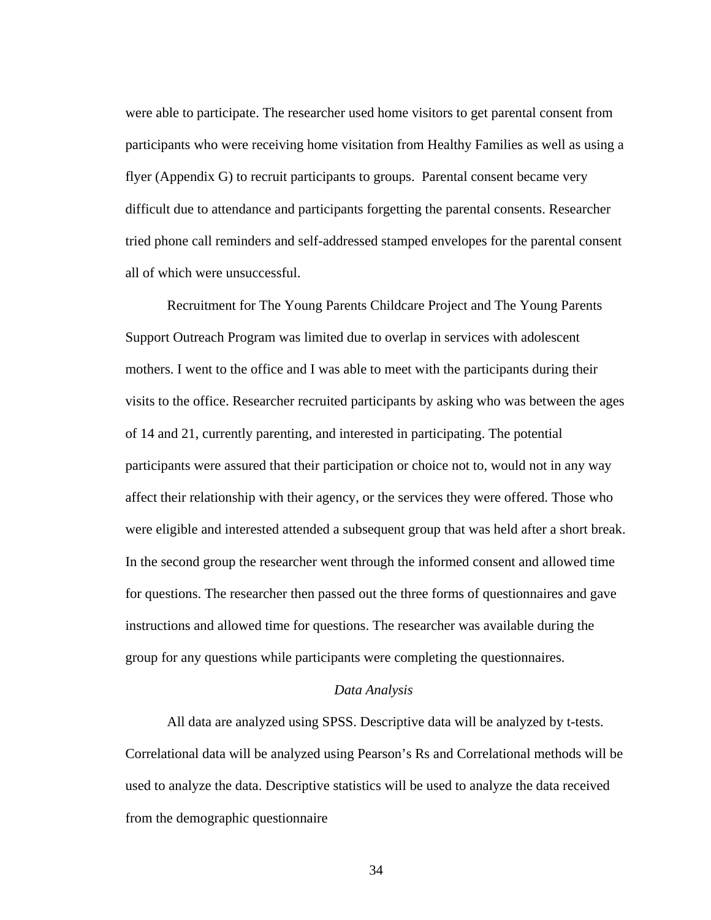were able to participate. The researcher used home visitors to get parental consent from participants who were receiving home visitation from Healthy Families as well as using a flyer (Appendix G) to recruit participants to groups. Parental consent became very difficult due to attendance and participants forgetting the parental consents. Researcher tried phone call reminders and self-addressed stamped envelopes for the parental consent all of which were unsuccessful.

Recruitment for The Young Parents Childcare Project and The Young Parents Support Outreach Program was limited due to overlap in services with adolescent mothers. I went to the office and I was able to meet with the participants during their visits to the office. Researcher recruited participants by asking who was between the ages of 14 and 21, currently parenting, and interested in participating. The potential participants were assured that their participation or choice not to, would not in any way affect their relationship with their agency, or the services they were offered. Those who were eligible and interested attended a subsequent group that was held after a short break. In the second group the researcher went through the informed consent and allowed time for questions. The researcher then passed out the three forms of questionnaires and gave instructions and allowed time for questions. The researcher was available during the group for any questions while participants were completing the questionnaires.

### *Data Analysis*

All data are analyzed using SPSS. Descriptive data will be analyzed by t-tests. Correlational data will be analyzed using Pearson's Rs and Correlational methods will be used to analyze the data. Descriptive statistics will be used to analyze the data received from the demographic questionnaire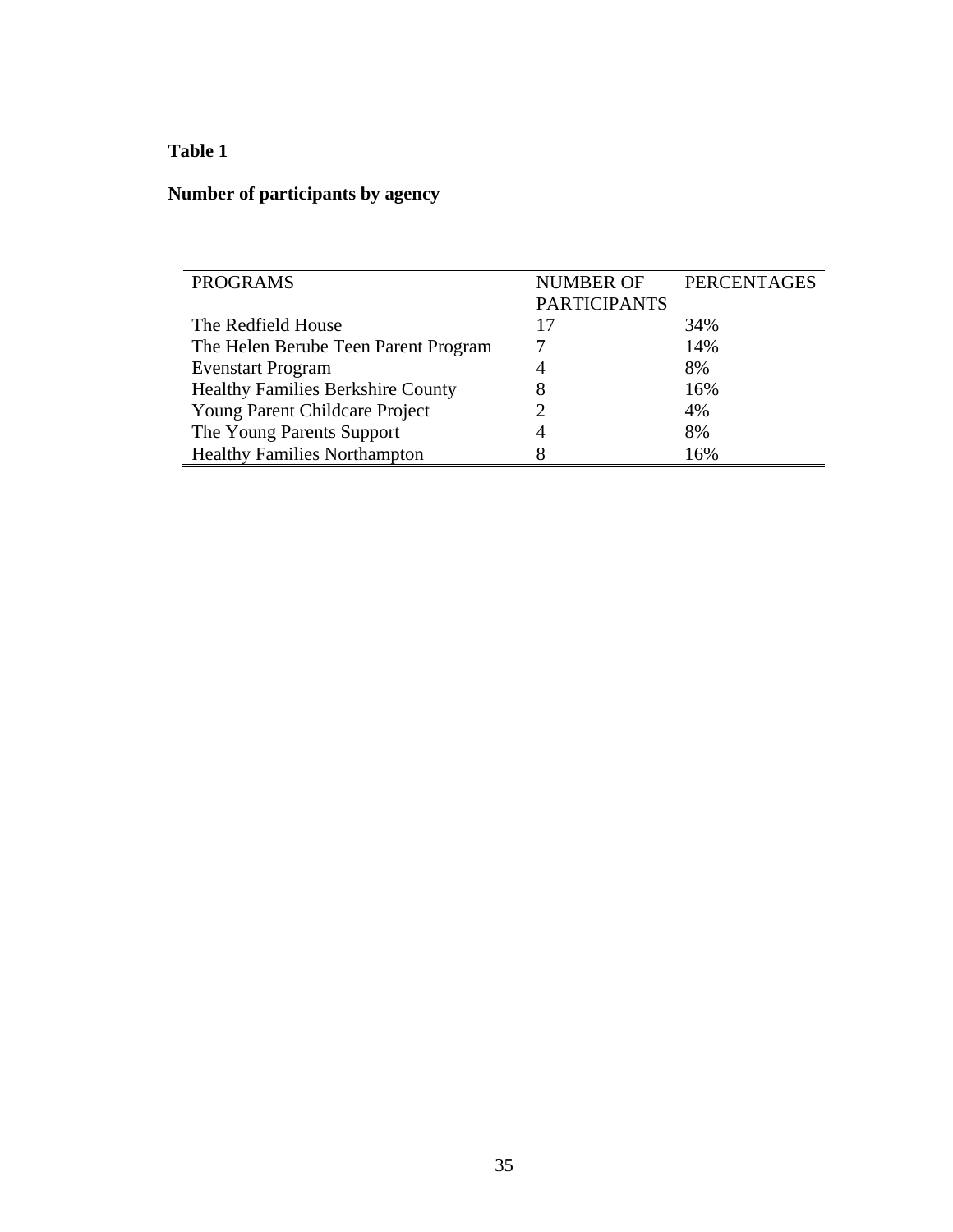**Table 1**

**Number of participants by agency**

| PROGRAMS | NUMBER OF PARTICIPANTS | PERCENTAGES |
|---|---|---|
| The Redfield House | 17 | 34% |
| The Helen Berube Teen Parent Program | 7 | 14% |
| Evenstart Program | 4 | 8% |
| Healthy Families Berkshire County | 8 | 16% |
| Young Parent Childcare Project | 2 | 4% |
| The Young Parents Support | 4 | 8% |
| Healthy Families Northampton | 8 | 16% |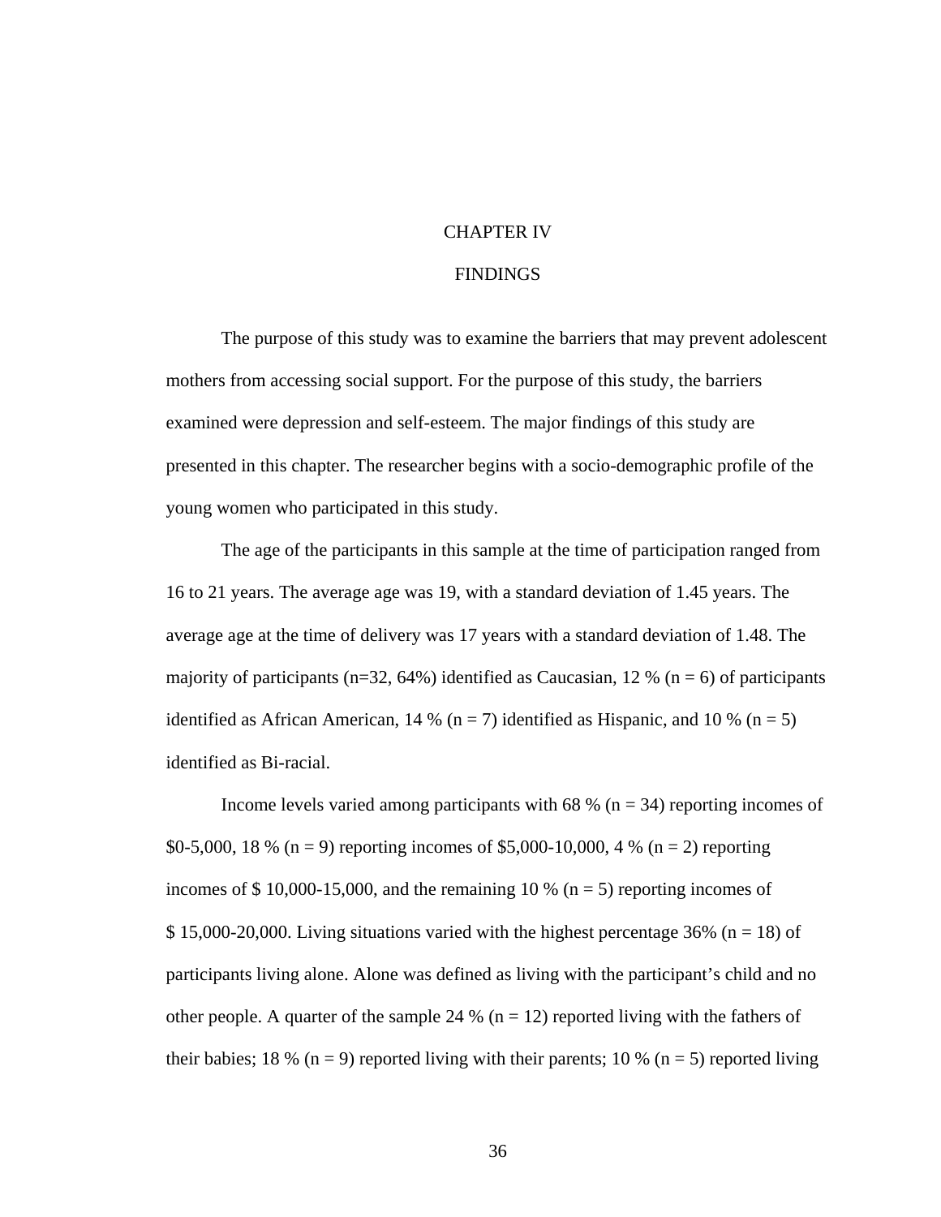# CHAPTER IV

# FINDINGS

The purpose of this study was to examine the barriers that may prevent adolescent mothers from accessing social support. For the purpose of this study, the barriers examined were depression and self-esteem. The major findings of this study are presented in this chapter. The researcher begins with a socio-demographic profile of the young women who participated in this study.

The age of the participants in this sample at the time of participation ranged from 16 to 21 years. The average age was 19, with a standard deviation of 1.45 years. The average age at the time of delivery was 17 years with a standard deviation of 1.48. The majority of participants (n=32, 64%) identified as Caucasian, 12 % (n = 6) of participants identified as African American, 14 % (n = 7) identified as Hispanic, and 10 % (n = 5) identified as Bi-racial.

Income levels varied among participants with 68 % (n = 34) reporting incomes of $0-5,000, 18 % (n = 9) reporting incomes of $5,000-10,000, 4 % (n = 2) reporting incomes of $ 10,000-15,000, and the remaining 10 % (n = 5) reporting incomes of $ 15,000-20,000. Living situations varied with the highest percentage 36% (n = 18) of participants living alone. Alone was defined as living with the participant's child and no other people. A quarter of the sample 24 % (n = 12) reported living with the fathers of their babies; 18 % (n = 9) reported living with their parents; 10 % (n = 5) reported living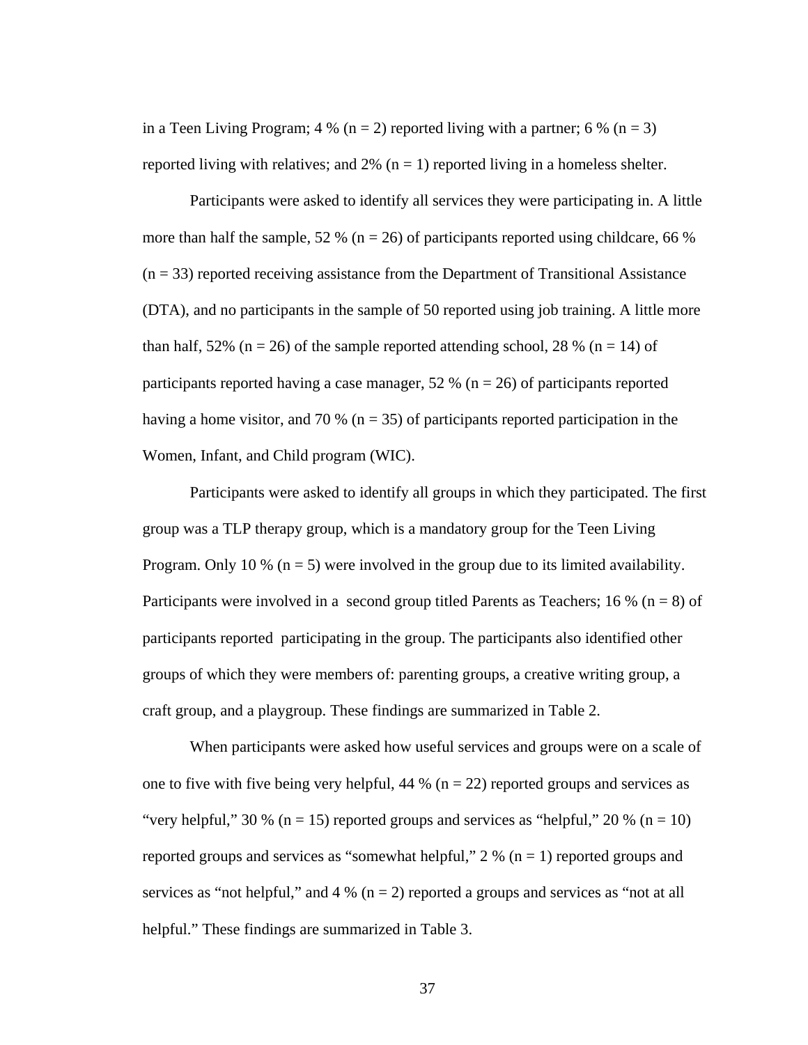in a Teen Living Program; 4 % (n = 2) reported living with a partner; 6 % (n = 3) reported living with relatives; and 2% (n = 1) reported living in a homeless shelter.

Participants were asked to identify all services they were participating in. A little more than half the sample, 52 % (n = 26) of participants reported using childcare, 66 % (n = 33) reported receiving assistance from the Department of Transitional Assistance (DTA), and no participants in the sample of 50 reported using job training. A little more than half, 52% (n = 26) of the sample reported attending school, 28 % (n = 14) of participants reported having a case manager, 52 % (n = 26) of participants reported having a home visitor, and 70 % (n = 35) of participants reported participation in the Women, Infant, and Child program (WIC).

Participants were asked to identify all groups in which they participated. The first group was a TLP therapy group, which is a mandatory group for the Teen Living Program. Only 10 % (n = 5) were involved in the group due to its limited availability. Participants were involved in a second group titled Parents as Teachers; 16 % (n = 8) of participants reported participating in the group. The participants also identified other groups of which they were members of: parenting groups, a creative writing group, a craft group, and a playgroup. These findings are summarized in Table 2.

When participants were asked how useful services and groups were on a scale of one to five with five being very helpful, 44 % (n = 22) reported groups and services as "very helpful," 30 % (n = 15) reported groups and services as "helpful," 20 % (n = 10) reported groups and services as "somewhat helpful," 2 % (n = 1) reported groups and services as "not helpful," and 4 % (n = 2) reported a groups and services as "not at all helpful." These findings are summarized in Table 3.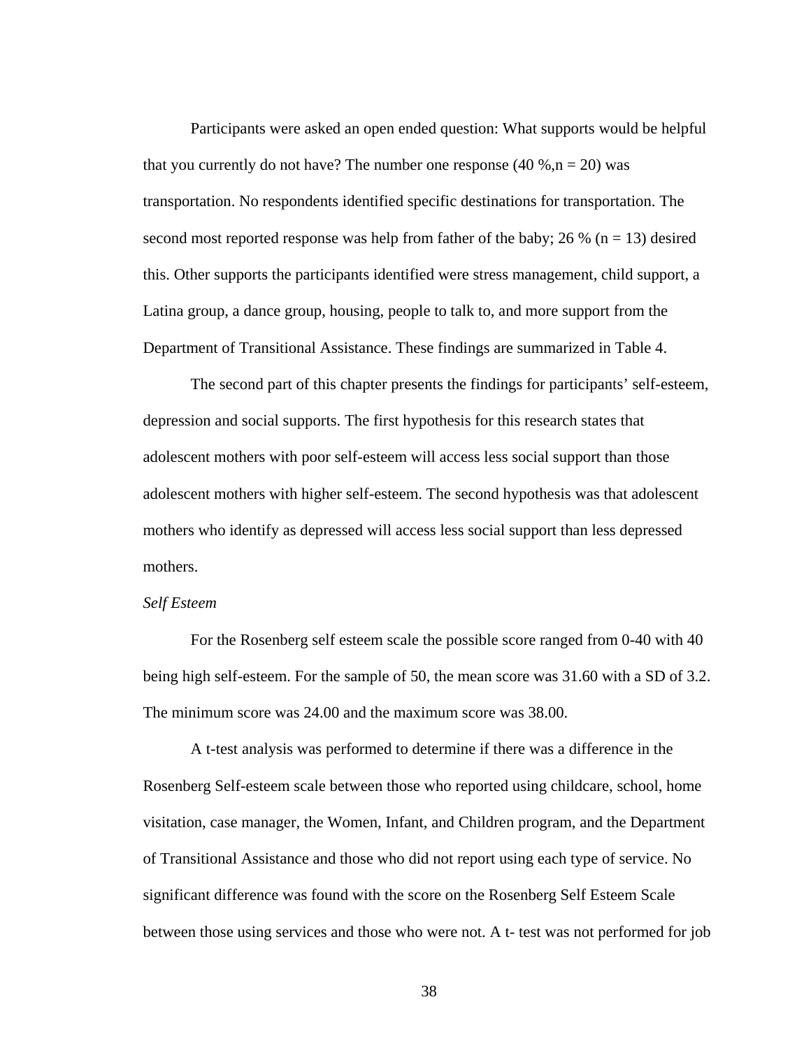Participants were asked an open ended question: What supports would be helpful that you currently do not have? The number one response (40 %,n = 20) was transportation. No respondents identified specific destinations for transportation. The second most reported response was help from father of the baby; 26 % (n = 13) desired this. Other supports the participants identified were stress management, child support, a Latina group, a dance group, housing, people to talk to, and more support from the Department of Transitional Assistance. These findings are summarized in Table 4.

The second part of this chapter presents the findings for participants' self-esteem, depression and social supports. The first hypothesis for this research states that adolescent mothers with poor self-esteem will access less social support than those adolescent mothers with higher self-esteem. The second hypothesis was that adolescent mothers who identify as depressed will access less social support than less depressed mothers.

*Self Esteem*

For the Rosenberg self esteem scale the possible score ranged from 0-40 with 40 being high self-esteem. For the sample of 50, the mean score was 31.60 with a SD of 3.2. The minimum score was 24.00 and the maximum score was 38.00.

A t-test analysis was performed to determine if there was a difference in the Rosenberg Self-esteem scale between those who reported using childcare, school, home visitation, case manager, the Women, Infant, and Children program, and the Department of Transitional Assistance and those who did not report using each type of service. No significant difference was found with the score on the Rosenberg Self Esteem Scale between those using services and those who were not. A t- test was not performed for job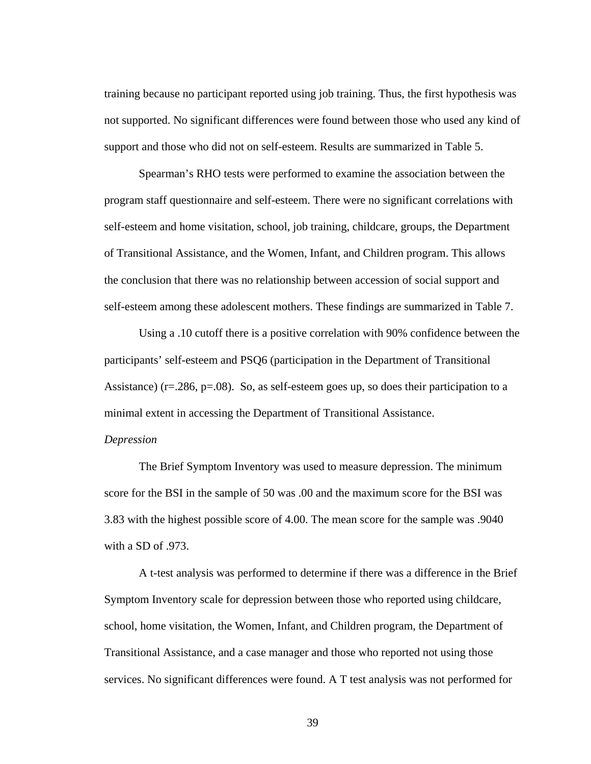training because no participant reported using job training. Thus, the first hypothesis was not supported. No significant differences were found between those who used any kind of support and those who did not on self-esteem. Results are summarized in Table 5.

Spearman's RHO tests were performed to examine the association between the program staff questionnaire and self-esteem. There were no significant correlations with self-esteem and home visitation, school, job training, childcare, groups, the Department of Transitional Assistance, and the Women, Infant, and Children program. This allows the conclusion that there was no relationship between accession of social support and self-esteem among these adolescent mothers. These findings are summarized in Table 7.

Using a .10 cutoff there is a positive correlation with 90% confidence between the participants' self-esteem and PSQ6 (participation in the Department of Transitional Assistance) ($r=.286$, $p=.08$). So, as self-esteem goes up, so does their participation to a minimal extent in accessing the Department of Transitional Assistance.

*Depression*

The Brief Symptom Inventory was used to measure depression. The minimum score for the BSI in the sample of 50 was .00 and the maximum score for the BSI was 3.83 with the highest possible score of 4.00. The mean score for the sample was .9040 with a SD of .973.

A t-test analysis was performed to determine if there was a difference in the Brief Symptom Inventory scale for depression between those who reported using childcare, school, home visitation, the Women, Infant, and Children program, the Department of Transitional Assistance, and a case manager and those who reported not using those services. No significant differences were found. A T test analysis was not performed for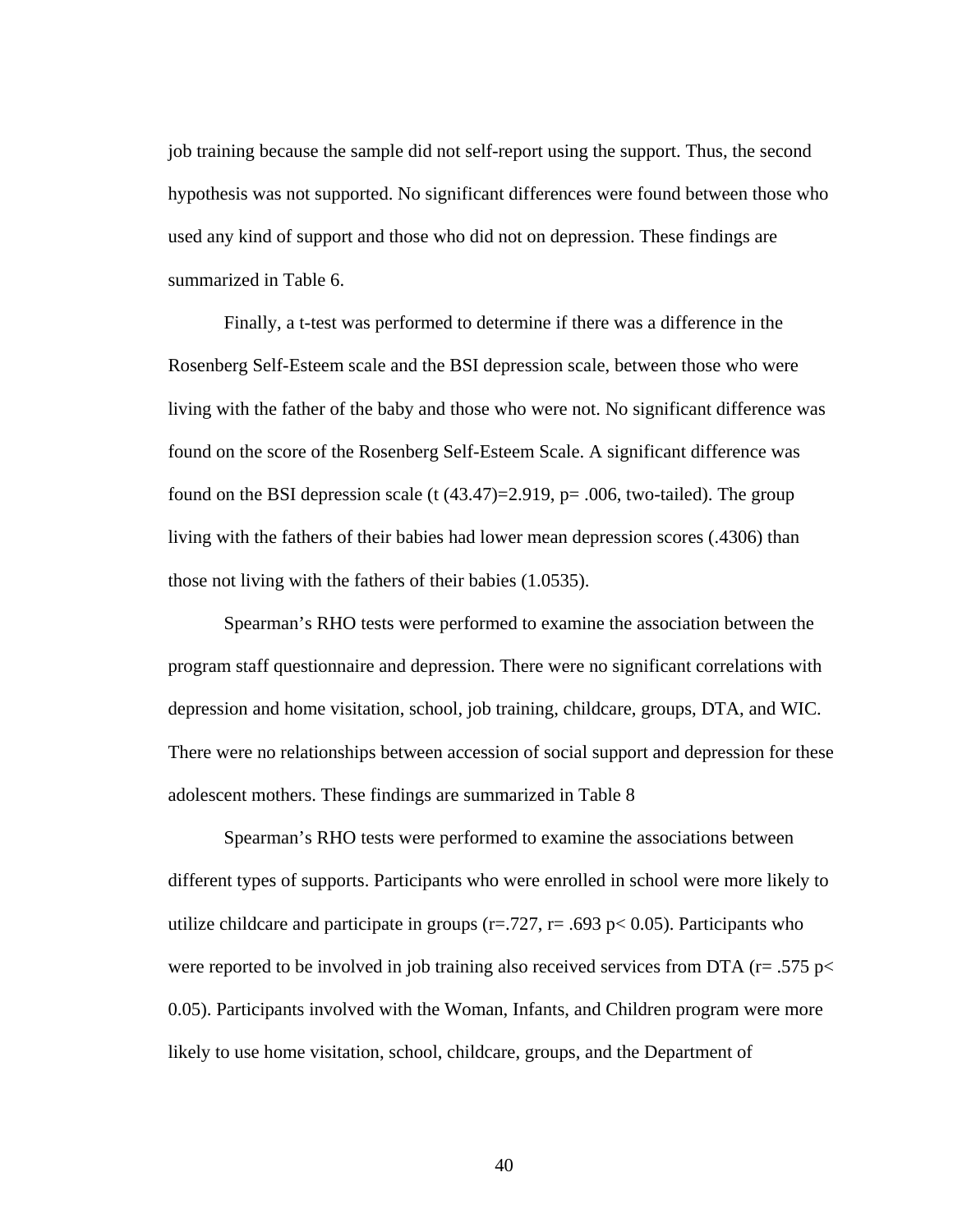job training because the sample did not self-report using the support. Thus, the second hypothesis was not supported. No significant differences were found between those who used any kind of support and those who did not on depression. These findings are summarized in Table 6.

Finally, a t-test was performed to determine if there was a difference in the Rosenberg Self-Esteem scale and the BSI depression scale, between those who were living with the father of the baby and those who were not. No significant difference was found on the score of the Rosenberg Self-Esteem Scale. A significant difference was found on the BSI depression scale ($t(43.47)=2.919$, $p= .006$, two-tailed). The group living with the fathers of their babies had lower mean depression scores (.4306) than those not living with the fathers of their babies (1.0535).

Spearman's RHO tests were performed to examine the association between the program staff questionnaire and depression. There were no significant correlations with depression and home visitation, school, job training, childcare, groups, DTA, and WIC. There were no relationships between accession of social support and depression for these adolescent mothers. These findings are summarized in Table 8

Spearman's RHO tests were performed to examine the associations between different types of supports. Participants who were enrolled in school were more likely to utilize childcare and participate in groups ($r=.727$, $r= .693$ $p< 0.05$). Participants who were reported to be involved in job training also received services from DTA ($r= .575$ $p< 0.05$). Participants involved with the Woman, Infants, and Children program were more likely to use home visitation, school, childcare, groups, and the Department of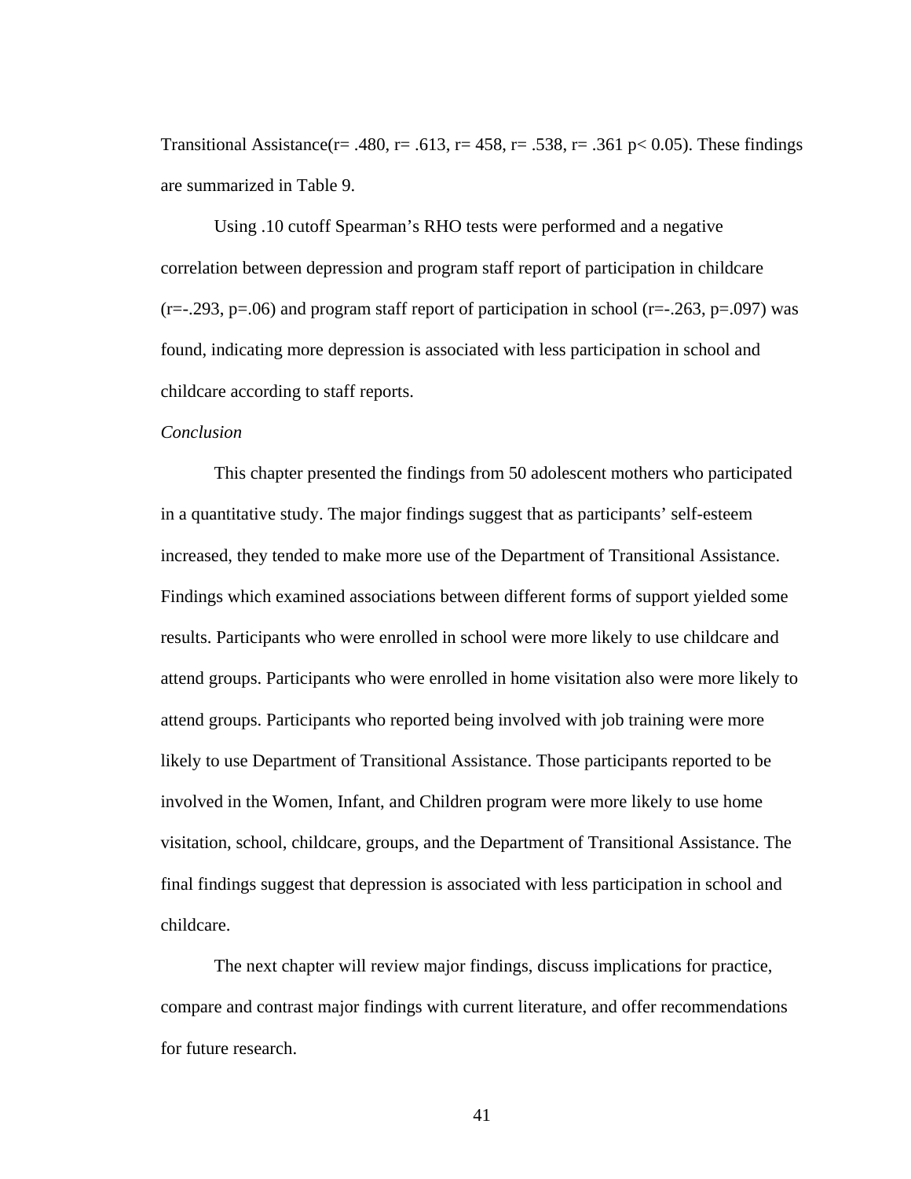Transitional Assistance($r= .480$, $r= .613$, $r= 458$, $r= .538$, $r= .361$ $p< 0.05$). These findings are summarized in Table 9.

Using .10 cutoff Spearman's RHO tests were performed and a negative correlation between depression and program staff report of participation in childcare ($r=-.293$, $p=.06$) and program staff report of participation in school ($r=-.263$, $p=.097$) was found, indicating more depression is associated with less participation in school and childcare according to staff reports.

*Conclusion*

This chapter presented the findings from 50 adolescent mothers who participated in a quantitative study. The major findings suggest that as participants' self-esteem increased, they tended to make more use of the Department of Transitional Assistance. Findings which examined associations between different forms of support yielded some results. Participants who were enrolled in school were more likely to use childcare and attend groups. Participants who were enrolled in home visitation also were more likely to attend groups. Participants who reported being involved with job training were more likely to use Department of Transitional Assistance. Those participants reported to be involved in the Women, Infant, and Children program were more likely to use home visitation, school, childcare, groups, and the Department of Transitional Assistance. The final findings suggest that depression is associated with less participation in school and childcare.

The next chapter will review major findings, discuss implications for practice, compare and contrast major findings with current literature, and offer recommendations for future research.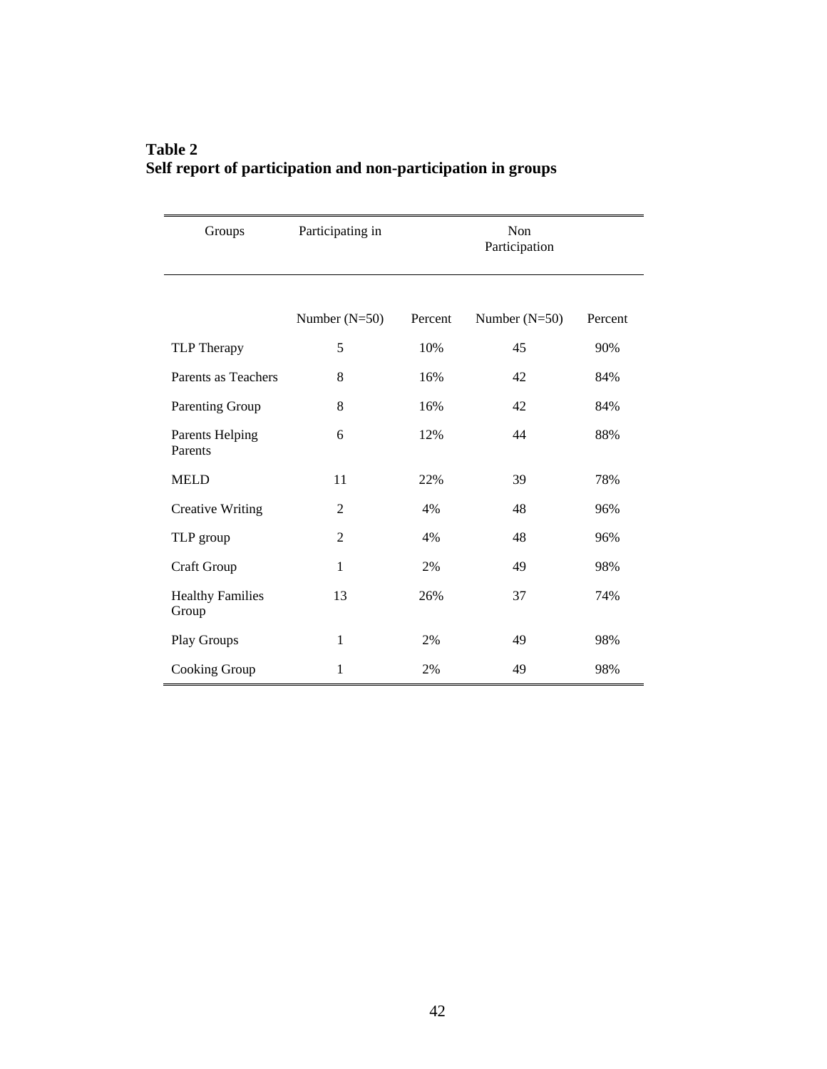**Table 2**
**Self report of participation and non-participation in groups**

| Groups | Participating in | | Non Participation | |
|---|---|---|---|---|
| | Number (N=50) | Percent | Number (N=50) | Percent |
| TLP Therapy | 5 | 10% | 45 | 90% |
| Parents as Teachers | 8 | 16% | 42 | 84% |
| Parenting Group | 8 | 16% | 42 | 84% |
| Parents Helping Parents | 6 | 12% | 44 | 88% |
| MELD | 11 | 22% | 39 | 78% |
| Creative Writing | 2 | 4% | 48 | 96% |
| TLP group | 2 | 4% | 48 | 96% |
| Craft Group | 1 | 2% | 49 | 98% |
| Healthy Families Group | 13 | 26% | 37 | 74% |
| Play Groups | 1 | 2% | 49 | 98% |
| Cooking Group | 1 | 2% | 49 | 98% |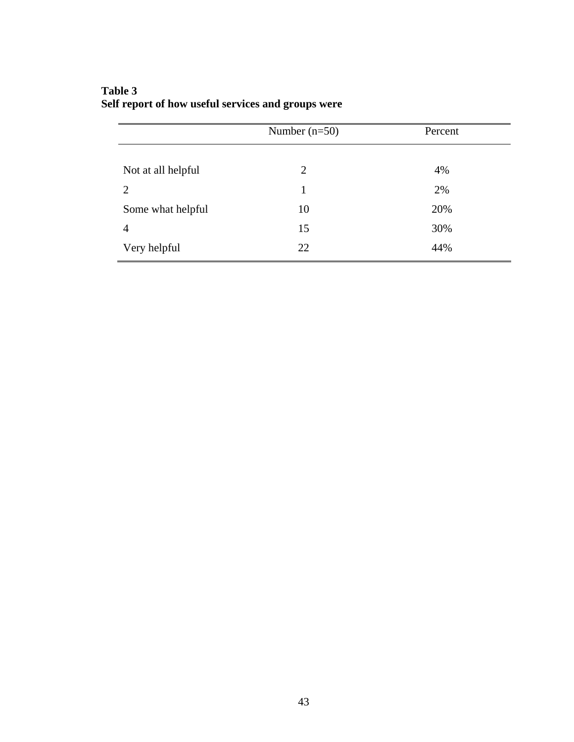**Table 3**
**Self report of how useful services and groups were**

| | Number (n=50) | Percent |
|---|---|---|
| Not at all helpful | 2 | 4% |
| 2 | 1 | 2% |
| Some what helpful | 10 | 20% |
| 4 | 15 | 30% |
| Very helpful | 22 | 44% |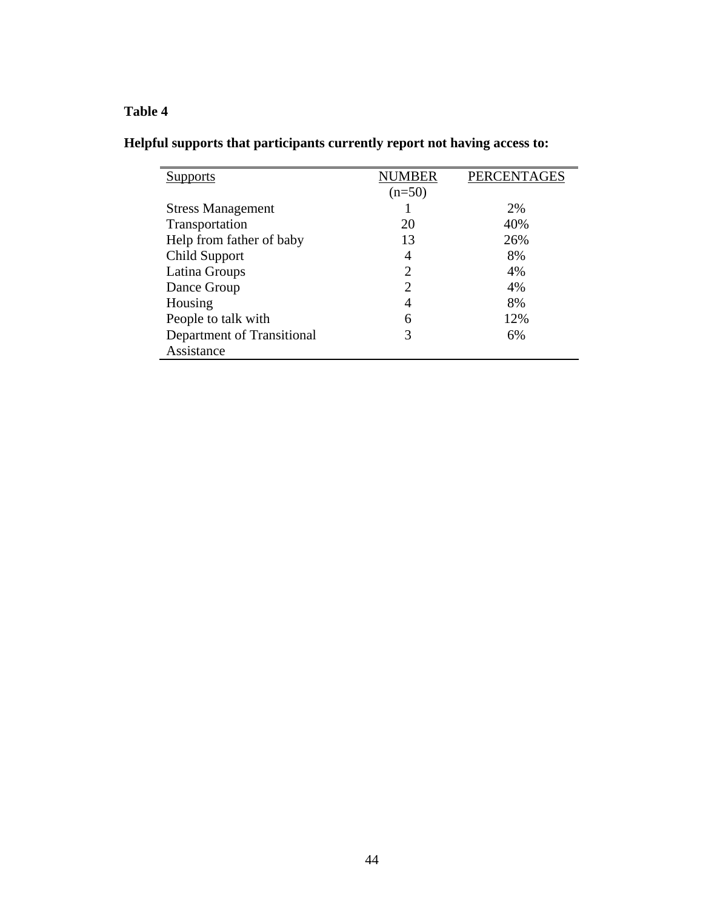**Table 4**

**Helpful supports that participants currently report not having access to:**

| Supports | NUMBER (n=50) | PERCENTAGES |
|---|---|---|
| Stress Management | 1 | 2% |
| Transportation | 20 | 40% |
| Help from father of baby | 13 | 26% |
| Child Support | 4 | 8% |
| Latina Groups | 2 | 4% |
| Dance Group | 2 | 4% |
| Housing | 4 | 8% |
| People to talk with | 6 | 12% |
| Department of Transitional Assistance | 3 | 6% |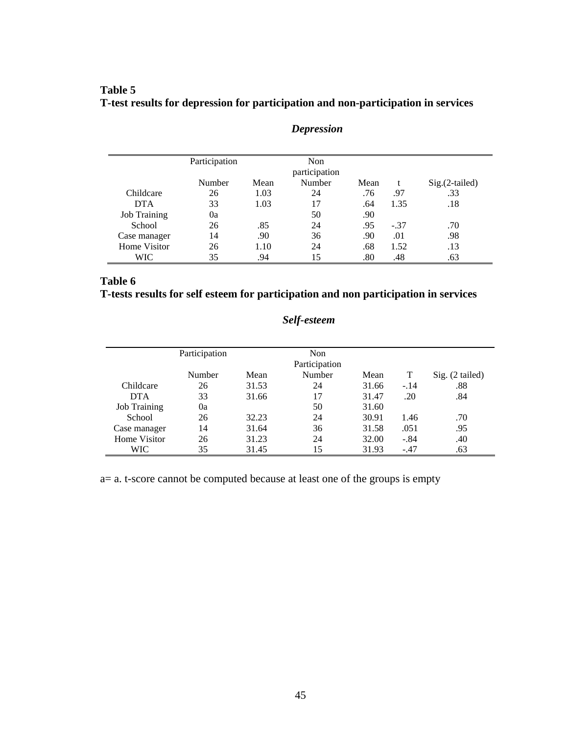**Table 5**
**T-test results for depression for participation and non-participation in services**

***Depression***

| | Participation | | Non participation | | | |
|---|---|---|---|---|---|---|
| | Number | Mean | Number | Mean | t | Sig.(2-tailed) |
| Childcare | 26 | 1.03 | 24 | .76 | .97 | .33 |
| DTA | 33 | 1.03 | 17 | .64 | 1.35 | .18 |
| Job Training | 0a | | 50 | .90 | | |
| School | 26 | .85 | 24 | .95 | -.37 | .70 |
| Case manager | 14 | .90 | 36 | .90 | .01 | .98 |
| Home Visitor | 26 | 1.10 | 24 | .68 | 1.52 | .13 |
| WIC | 35 | .94 | 15 | .80 | .48 | .63 |

**Table 6**
**T-tests results for self esteem for participation and non participation in services**

***Self-esteem***

| | Participation | | Non Participation | | | |
|---|---|---|---|---|---|---|
| | Number | Mean | Number | Mean | T | Sig. (2 tailed) |
| Childcare | 26 | 31.53 | 24 | 31.66 | -.14 | .88 |
| DTA | 33 | 31.66 | 17 | 31.47 | .20 | .84 |
| Job Training | 0a | | 50 | 31.60 | | |
| School | 26 | 32.23 | 24 | 30.91 | 1.46 | .70 |
| Case manager | 14 | 31.64 | 36 | 31.58 | .051 | .95 |
| Home Visitor | 26 | 31.23 | 24 | 32.00 | -.84 | .40 |
| WIC | 35 | 31.45 | 15 | 31.93 | -.47 | .63 |

a= a. t-score cannot be computed because at least one of the groups is empty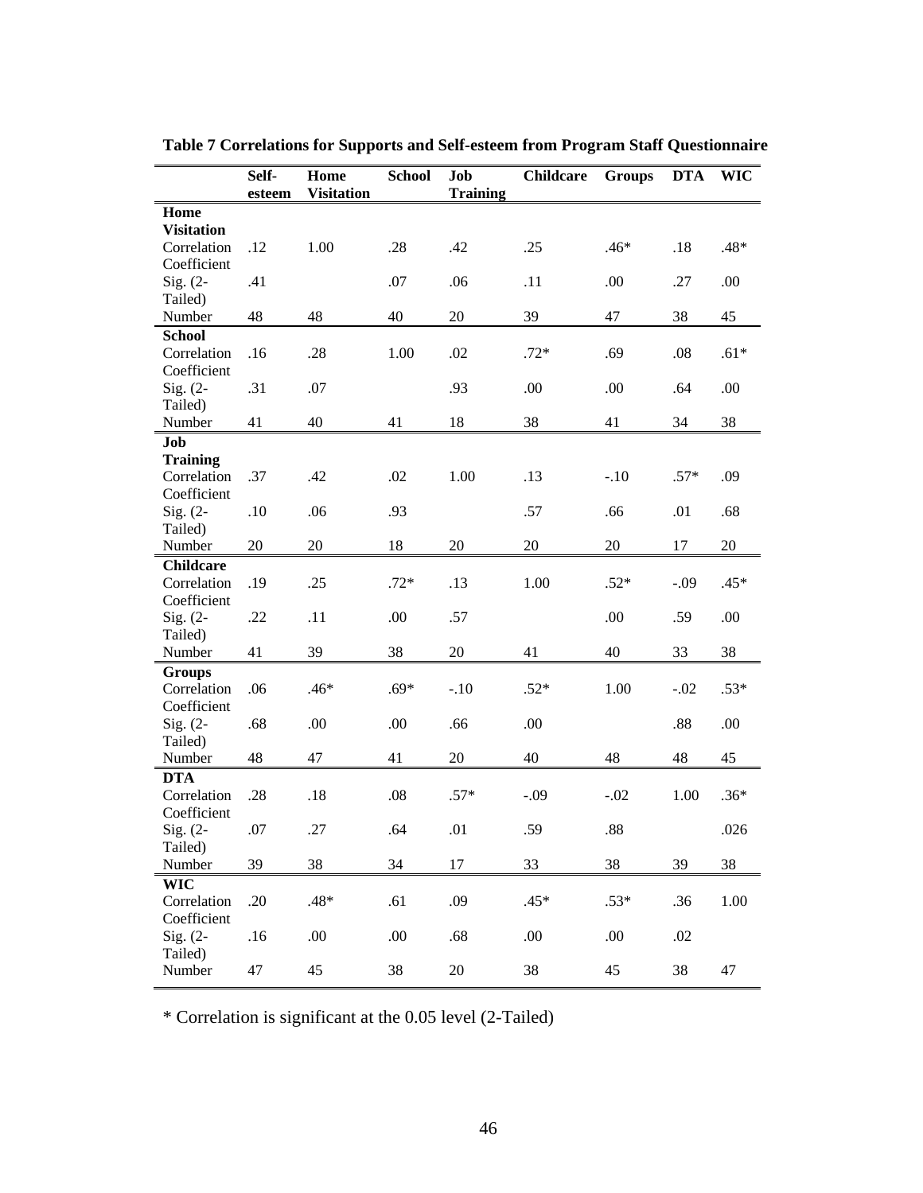**Table 7 Correlations for Supports and Self-esteem from Program Staff Questionnaire**

| | Self-esteem | Home Visitation | School | Job Training | Childcare | Groups | DTA | WIC |
|---|---|---|---|---|---|---|---|---|
| **Home Visitation** | | | | | | | | |
| Correlation Coefficient | .12 | 1.00 | .28 | .42 | .25 | .46* | .18 | .48* |
| Sig. (2-Tailed) | .41 | | .07 | .06 | .11 | .00 | .27 | .00 |
| Number | 48 | 48 | 40 | 20 | 39 | 47 | 38 | 45 |
| **School** | | | | | | | | |
| Correlation Coefficient | .16 | .28 | 1.00 | .02 | .72* | .69 | .08 | .61* |
| Sig. (2-Tailed) | .31 | .07 | | .93 | .00 | .00 | .64 | .00 |
| Number | 41 | 40 | 41 | 18 | 38 | 41 | 34 | 38 |
| **Job Training** | | | | | | | | |
| Correlation Coefficient | .37 | .42 | .02 | 1.00 | .13 | -.10 | .57* | .09 |
| Sig. (2-Tailed) | .10 | .06 | .93 | | .57 | .66 | .01 | .68 |
| Number | 20 | 20 | 18 | 20 | 20 | 20 | 17 | 20 |
| **Childcare** | | | | | | | | |
| Correlation Coefficient | .19 | .25 | .72* | .13 | 1.00 | .52* | -.09 | .45* |
| Sig. (2-Tailed) | .22 | .11 | .00 | .57 | | .00 | .59 | .00 |
| Number | 41 | 39 | 38 | 20 | 41 | 40 | 33 | 38 |
| **Groups** | | | | | | | | |
| Correlation Coefficient | .06 | .46* | .69* | -.10 | .52* | 1.00 | -.02 | .53* |
| Sig. (2-Tailed) | .68 | .00 | .00 | .66 | .00 | | .88 | .00 |
| Number | 48 | 47 | 41 | 20 | 40 | 48 | 48 | 45 |
| **DTA** | | | | | | | | |
| Correlation Coefficient | .28 | .18 | .08 | .57* | -.09 | -.02 | 1.00 | .36* |
| Sig. (2-Tailed) | .07 | .27 | .64 | .01 | .59 | .88 | | .026 |
| Number | 39 | 38 | 34 | 17 | 33 | 38 | 39 | 38 |
| **WIC** | | | | | | | | |
| Correlation Coefficient | .20 | .48* | .61 | .09 | .45* | .53* | .36 | 1.00 |
| Sig. (2-Tailed) | .16 | .00 | .00 | .68 | .00 | .00 | .02 | |
| Number | 47 | 45 | 38 | 20 | 38 | 45 | 38 | 47 |

\* Correlation is significant at the 0.05 level (2-Tailed)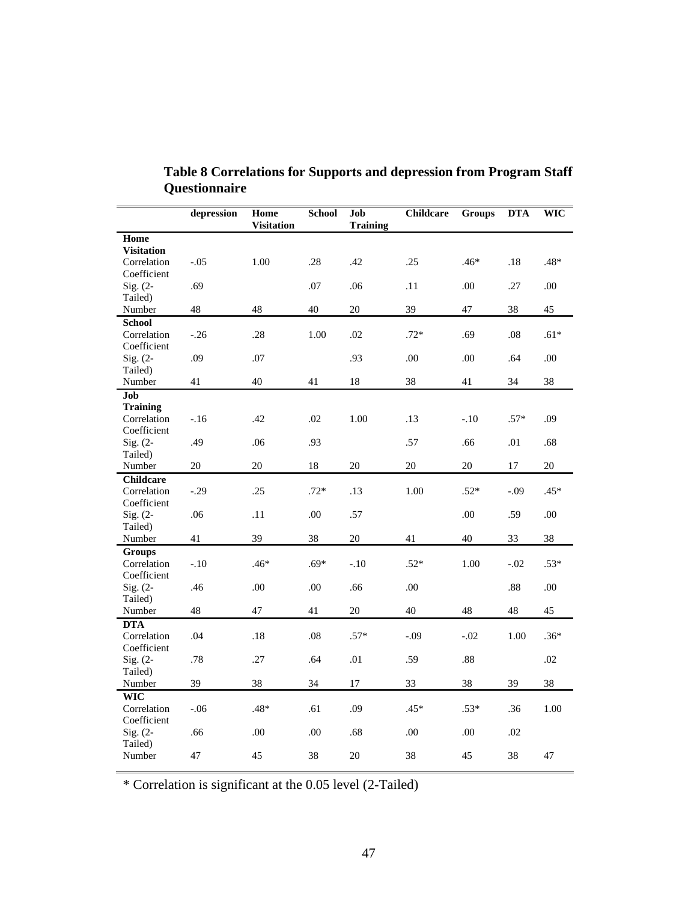**Table 8 Correlations for Supports and depression from Program Staff Questionnaire**

| | depression | Home Visitation | School | Job Training | Childcare | Groups | DTA | WIC |
|---|---|---|---|---|---|---|---|---|
| **Home Visitation** | | | | | | | | |
| Correlation Coefficient | -.05 | 1.00 | .28 | .42 | .25 | .46* | .18 | .48* |
| Sig. (2-Tailed) | .69 | | .07 | .06 | .11 | .00 | .27 | .00 |
| Number | 48 | 48 | 40 | 20 | 39 | 47 | 38 | 45 |
| **School** | | | | | | | | |
| Correlation Coefficient | -.26 | .28 | 1.00 | .02 | .72* | .69 | .08 | .61* |
| Sig. (2-Tailed) | .09 | .07 | | .93 | .00 | .00 | .64 | .00 |
| Number | 41 | 40 | 41 | 18 | 38 | 41 | 34 | 38 |
| **Job Training** | | | | | | | | |
| Correlation Coefficient | -.16 | .42 | .02 | 1.00 | .13 | -.10 | .57* | .09 |
| Sig. (2-Tailed) | .49 | .06 | .93 | | .57 | .66 | .01 | .68 |
| Number | 20 | 20 | 18 | 20 | 20 | 20 | 17 | 20 |
| **Childcare** | | | | | | | | |
| Correlation Coefficient | -.29 | .25 | .72* | .13 | 1.00 | .52* | -.09 | .45* |
| Sig. (2-Tailed) | .06 | .11 | .00 | .57 | | .00 | .59 | .00 |
| Number | 41 | 39 | 38 | 20 | 41 | 40 | 33 | 38 |
| **Groups** | | | | | | | | |
| Correlation Coefficient | -.10 | .46* | .69* | -.10 | .52* | 1.00 | -.02 | .53* |
| Sig. (2-Tailed) | .46 | .00 | .00 | .66 | .00 | | .88 | .00 |
| Number | 48 | 47 | 41 | 20 | 40 | 48 | 48 | 45 |
| **DTA** | | | | | | | | |
| Correlation Coefficient | .04 | .18 | .08 | .57* | -.09 | -.02 | 1.00 | .36* |
| Sig. (2-Tailed) | .78 | .27 | .64 | .01 | .59 | .88 | | .02 |
| Number | 39 | 38 | 34 | 17 | 33 | 38 | 39 | 38 |
| **WIC** | | | | | | | | |
| Correlation Coefficient | -.06 | .48* | .61 | .09 | .45* | .53* | .36 | 1.00 |
| Sig. (2-Tailed) | .66 | .00 | .00 | .68 | .00 | .00 | .02 | |
| Number | 47 | 45 | 38 | 20 | 38 | 45 | 38 | 47 |

* Correlation is significant at the 0.05 level (2-Tailed)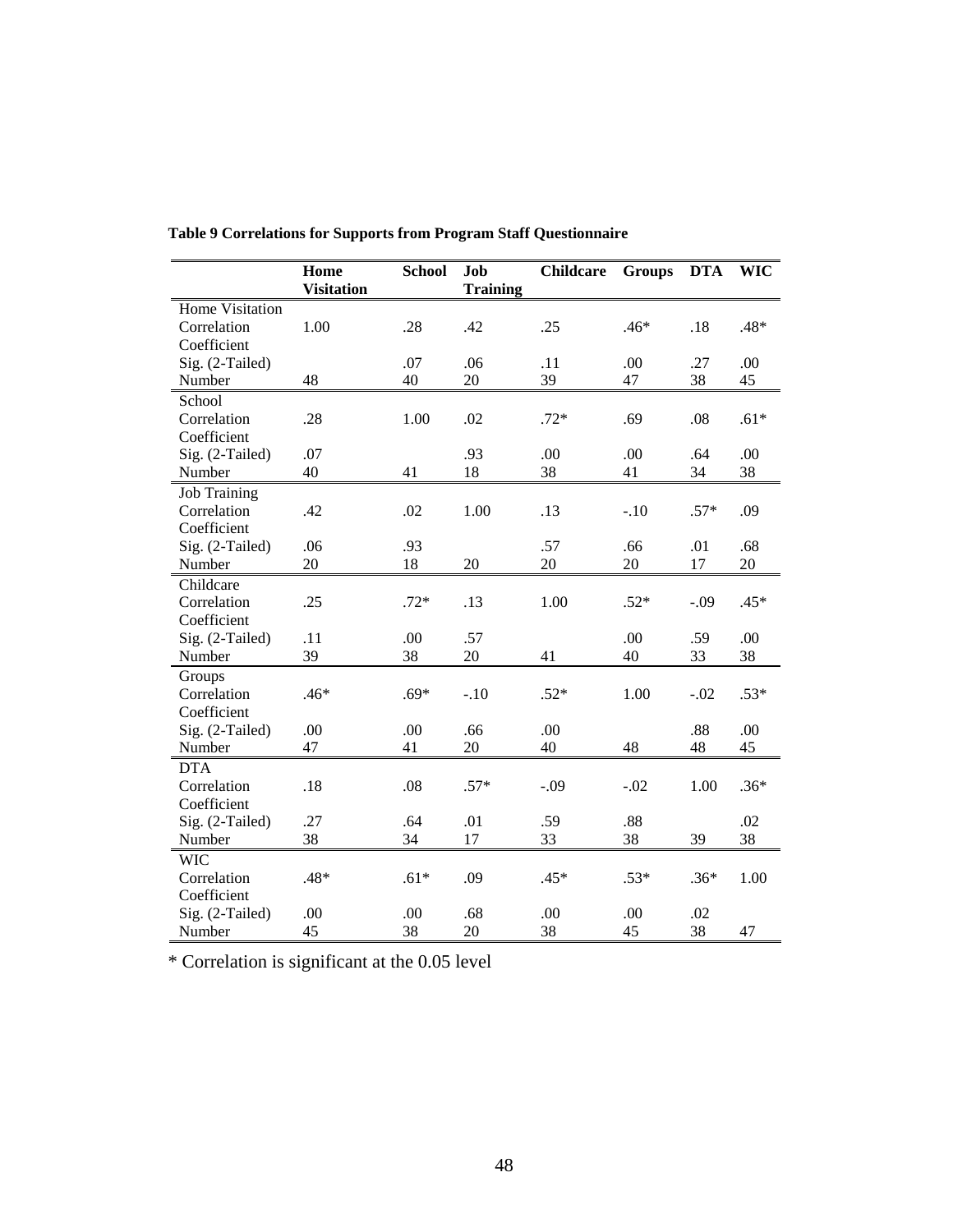**Table 9 Correlations for Supports from Program Staff Questionnaire**

| | Home Visitation | School | Job Training | Childcare | Groups | DTA | WIC |
|---|---|---|---|---|---|---|---|
| Home Visitation | | | | | | | |
| Correlation Coefficient | 1.00 | .28 | .42 | .25 | .46* | .18 | .48* |
| Sig. (2-Tailed) | | .07 | .06 | .11 | .00 | .27 | .00 |
| Number | 48 | 40 | 20 | 39 | 47 | 38 | 45 |
| School | | | | | | | |
| Correlation Coefficient | .28 | 1.00 | .02 | .72* | .69 | .08 | .61* |
| Sig. (2-Tailed) | .07 | | .93 | .00 | .00 | .64 | .00 |
| Number | 40 | 41 | 18 | 38 | 41 | 34 | 38 |
| Job Training | | | | | | | |
| Correlation Coefficient | .42 | .02 | 1.00 | .13 | -.10 | .57* | .09 |
| Sig. (2-Tailed) | .06 | .93 | | .57 | .66 | .01 | .68 |
| Number | 20 | 18 | 20 | 20 | 20 | 17 | 20 |
| Childcare | | | | | | | |
| Correlation Coefficient | .25 | .72* | .13 | 1.00 | .52* | -.09 | .45* |
| Sig. (2-Tailed) | .11 | .00 | .57 | | .00 | .59 | .00 |
| Number | 39 | 38 | 20 | 41 | 40 | 33 | 38 |
| Groups | | | | | | | |
| Correlation Coefficient | .46* | .69* | -.10 | .52* | 1.00 | -.02 | .53* |
| Sig. (2-Tailed) | .00 | .00 | .66 | .00 | | .88 | .00 |
| Number | 47 | 41 | 20 | 40 | 48 | 48 | 45 |
| DTA | | | | | | | |
| Correlation Coefficient | .18 | .08 | .57* | -.09 | -.02 | 1.00 | .36* |
| Sig. (2-Tailed) | .27 | .64 | .01 | .59 | .88 | | .02 |
| Number | 38 | 34 | 17 | 33 | 38 | 39 | 38 |
| WIC | | | | | | | |
| Correlation Coefficient | .48* | .61* | .09 | .45* | .53* | .36* | 1.00 |
| Sig. (2-Tailed) | .00 | .00 | .68 | .00 | .00 | .02 | |
| Number | 45 | 38 | 20 | 38 | 45 | 38 | 47 |

* Correlation is significant at the 0.05 level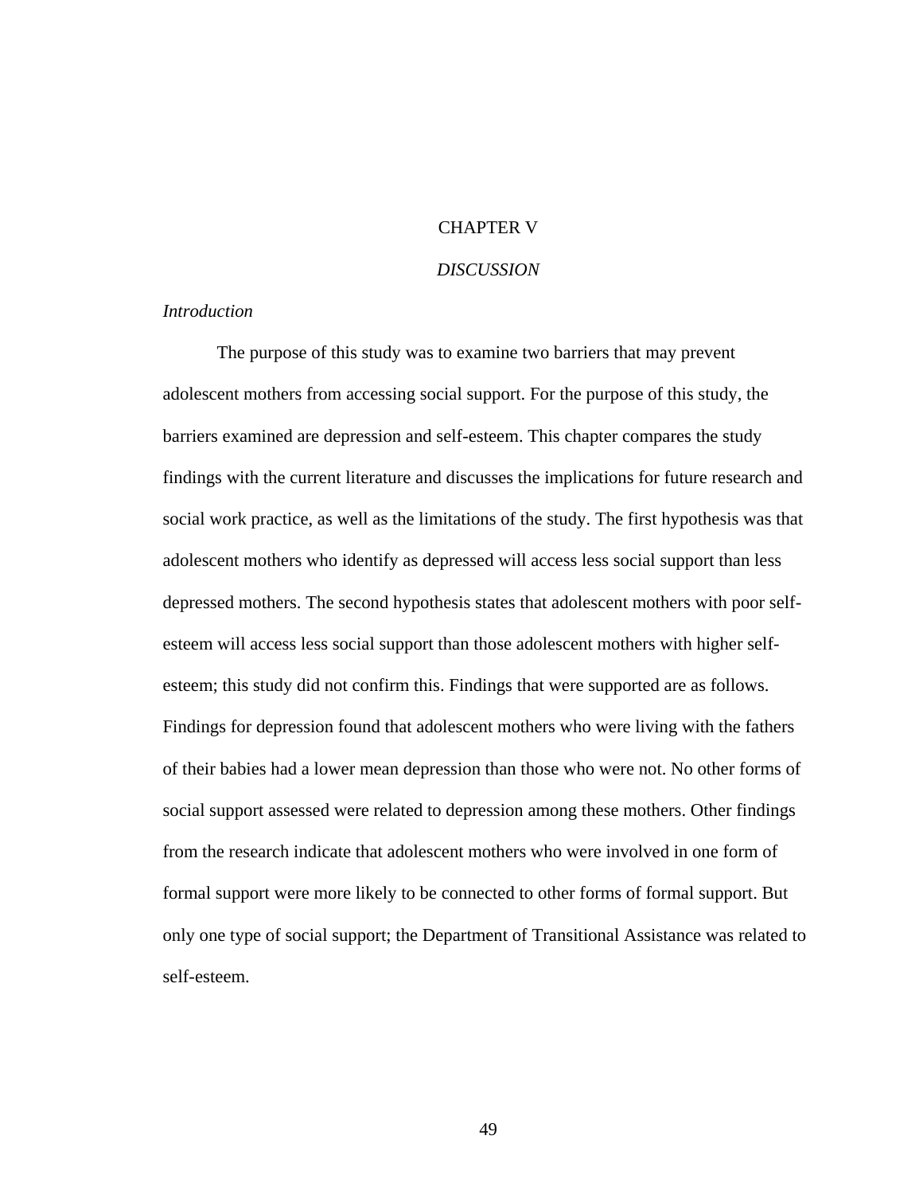# CHAPTER V

## *DISCUSSION*

### *Introduction*

The purpose of this study was to examine two barriers that may prevent adolescent mothers from accessing social support. For the purpose of this study, the barriers examined are depression and self-esteem. This chapter compares the study findings with the current literature and discusses the implications for future research and social work practice, as well as the limitations of the study. The first hypothesis was that adolescent mothers who identify as depressed will access less social support than less depressed mothers. The second hypothesis states that adolescent mothers with poor self-esteem will access less social support than those adolescent mothers with higher self-esteem; this study did not confirm this. Findings that were supported are as follows. Findings for depression found that adolescent mothers who were living with the fathers of their babies had a lower mean depression than those who were not. No other forms of social support assessed were related to depression among these mothers. Other findings from the research indicate that adolescent mothers who were involved in one form of formal support were more likely to be connected to other forms of formal support. But only one type of social support; the Department of Transitional Assistance was related to self-esteem.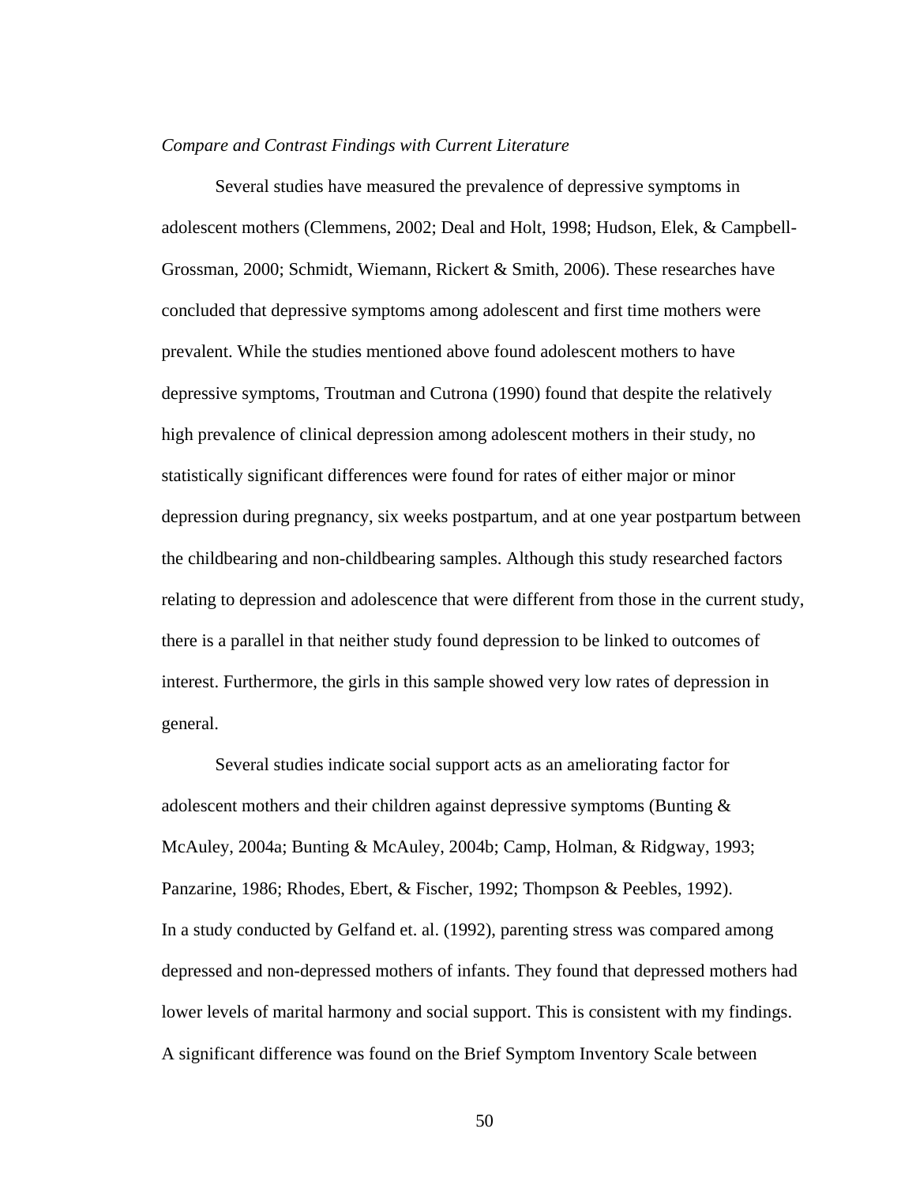*Compare and Contrast Findings with Current Literature*

Several studies have measured the prevalence of depressive symptoms in adolescent mothers (Clemmens, 2002; Deal and Holt, 1998; Hudson, Elek, & Campbell-Grossman, 2000; Schmidt, Wiemann, Rickert & Smith, 2006). These researches have concluded that depressive symptoms among adolescent and first time mothers were prevalent. While the studies mentioned above found adolescent mothers to have depressive symptoms, Troutman and Cutrona (1990) found that despite the relatively high prevalence of clinical depression among adolescent mothers in their study, no statistically significant differences were found for rates of either major or minor depression during pregnancy, six weeks postpartum, and at one year postpartum between the childbearing and non-childbearing samples. Although this study researched factors relating to depression and adolescence that were different from those in the current study, there is a parallel in that neither study found depression to be linked to outcomes of interest. Furthermore, the girls in this sample showed very low rates of depression in general.

Several studies indicate social support acts as an ameliorating factor for adolescent mothers and their children against depressive symptoms (Bunting & McAuley, 2004a; Bunting & McAuley, 2004b; Camp, Holman, & Ridgway, 1993; Panzarine, 1986; Rhodes, Ebert, & Fischer, 1992; Thompson & Peebles, 1992).
In a study conducted by Gelfand et. al. (1992), parenting stress was compared among depressed and non-depressed mothers of infants. They found that depressed mothers had lower levels of marital harmony and social support. This is consistent with my findings. A significant difference was found on the Brief Symptom Inventory Scale between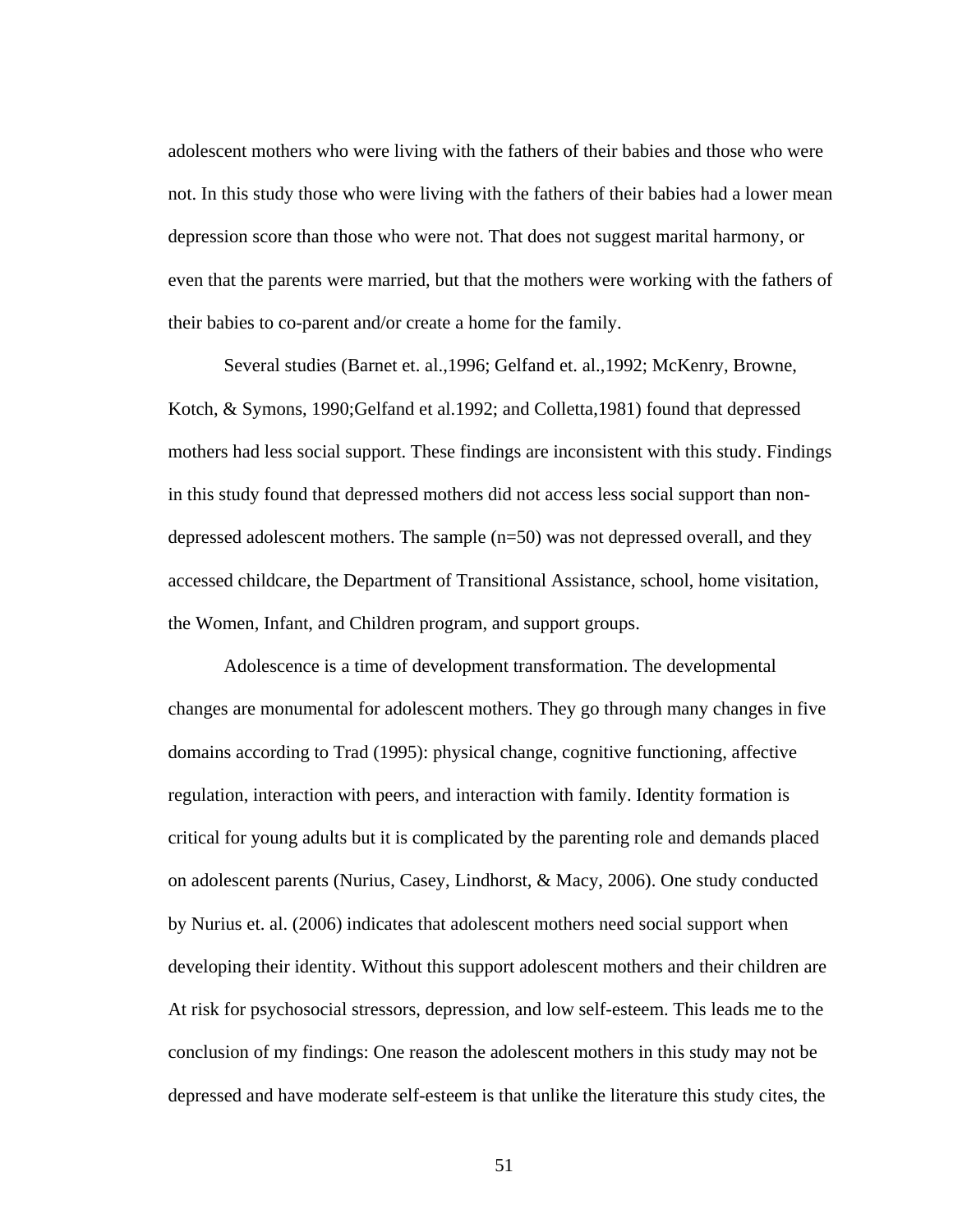adolescent mothers who were living with the fathers of their babies and those who were not. In this study those who were living with the fathers of their babies had a lower mean depression score than those who were not. That does not suggest marital harmony, or even that the parents were married, but that the mothers were working with the fathers of their babies to co-parent and/or create a home for the family.

Several studies (Barnet et. al.,1996; Gelfand et. al.,1992; McKenry, Browne, Kotch, & Symons, 1990;Gelfand et al.1992; and Colletta,1981) found that depressed mothers had less social support. These findings are inconsistent with this study. Findings in this study found that depressed mothers did not access less social support than non-depressed adolescent mothers. The sample (n=50) was not depressed overall, and they accessed childcare, the Department of Transitional Assistance, school, home visitation, the Women, Infant, and Children program, and support groups.

Adolescence is a time of development transformation. The developmental changes are monumental for adolescent mothers. They go through many changes in five domains according to Trad (1995): physical change, cognitive functioning, affective regulation, interaction with peers, and interaction with family. Identity formation is critical for young adults but it is complicated by the parenting role and demands placed on adolescent parents (Nurius, Casey, Lindhorst, & Macy, 2006). One study conducted by Nurius et. al. (2006) indicates that adolescent mothers need social support when developing their identity. Without this support adolescent mothers and their children are At risk for psychosocial stressors, depression, and low self-esteem. This leads me to the conclusion of my findings: One reason the adolescent mothers in this study may not be depressed and have moderate self-esteem is that unlike the literature this study cites, the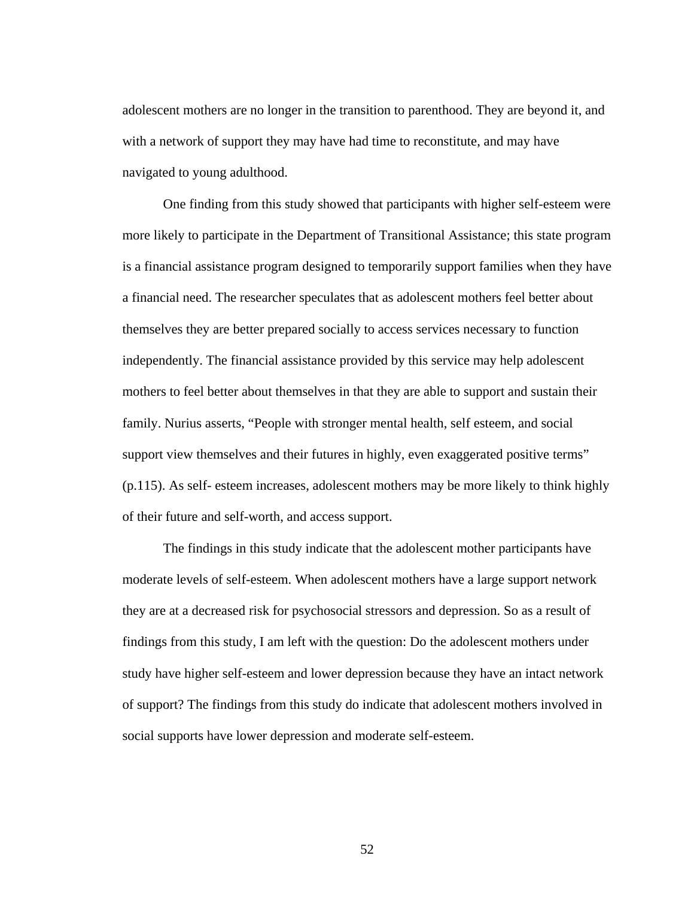adolescent mothers are no longer in the transition to parenthood. They are beyond it, and with a network of support they may have had time to reconstitute, and may have navigated to young adulthood.

One finding from this study showed that participants with higher self-esteem were more likely to participate in the Department of Transitional Assistance; this state program is a financial assistance program designed to temporarily support families when they have a financial need. The researcher speculates that as adolescent mothers feel better about themselves they are better prepared socially to access services necessary to function independently. The financial assistance provided by this service may help adolescent mothers to feel better about themselves in that they are able to support and sustain their family. Nurius asserts, "People with stronger mental health, self esteem, and social support view themselves and their futures in highly, even exaggerated positive terms" (p.115). As self- esteem increases, adolescent mothers may be more likely to think highly of their future and self-worth, and access support.

The findings in this study indicate that the adolescent mother participants have moderate levels of self-esteem. When adolescent mothers have a large support network they are at a decreased risk for psychosocial stressors and depression. So as a result of findings from this study, I am left with the question: Do the adolescent mothers under study have higher self-esteem and lower depression because they have an intact network of support? The findings from this study do indicate that adolescent mothers involved in social supports have lower depression and moderate self-esteem.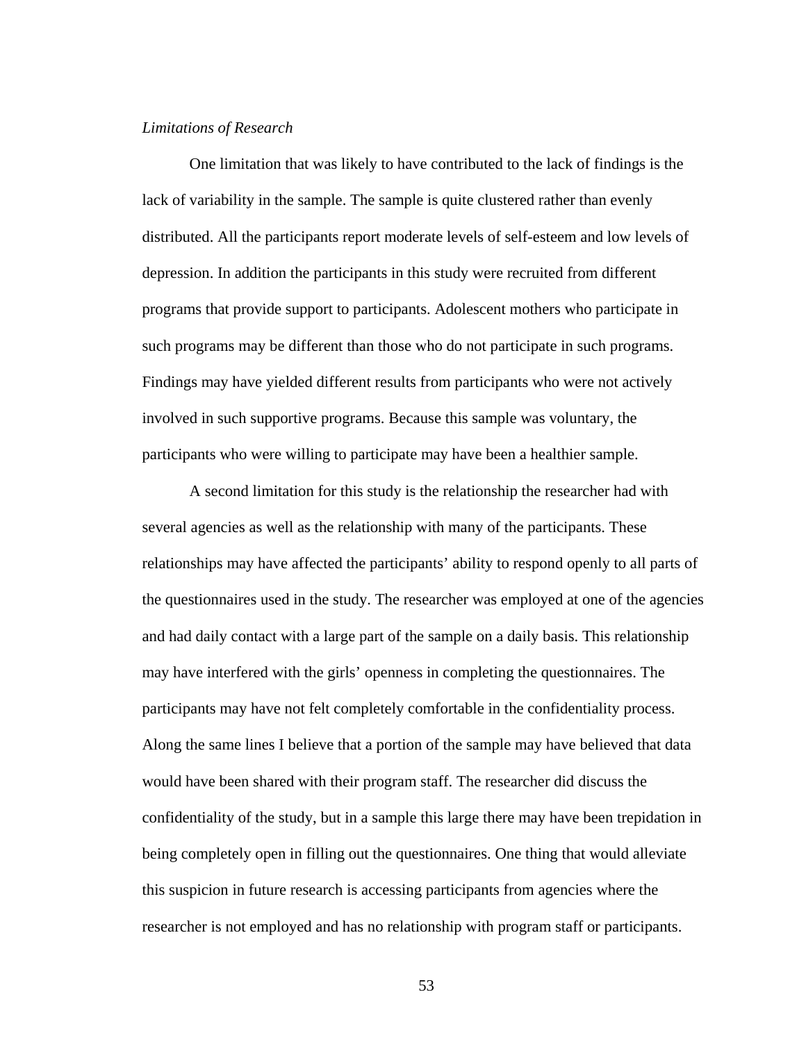*Limitations of Research*

One limitation that was likely to have contributed to the lack of findings is the lack of variability in the sample. The sample is quite clustered rather than evenly distributed. All the participants report moderate levels of self-esteem and low levels of depression. In addition the participants in this study were recruited from different programs that provide support to participants. Adolescent mothers who participate in such programs may be different than those who do not participate in such programs. Findings may have yielded different results from participants who were not actively involved in such supportive programs. Because this sample was voluntary, the participants who were willing to participate may have been a healthier sample.

A second limitation for this study is the relationship the researcher had with several agencies as well as the relationship with many of the participants. These relationships may have affected the participants' ability to respond openly to all parts of the questionnaires used in the study. The researcher was employed at one of the agencies and had daily contact with a large part of the sample on a daily basis. This relationship may have interfered with the girls' openness in completing the questionnaires. The participants may have not felt completely comfortable in the confidentiality process. Along the same lines I believe that a portion of the sample may have believed that data would have been shared with their program staff. The researcher did discuss the confidentiality of the study, but in a sample this large there may have been trepidation in being completely open in filling out the questionnaires. One thing that would alleviate this suspicion in future research is accessing participants from agencies where the researcher is not employed and has no relationship with program staff or participants.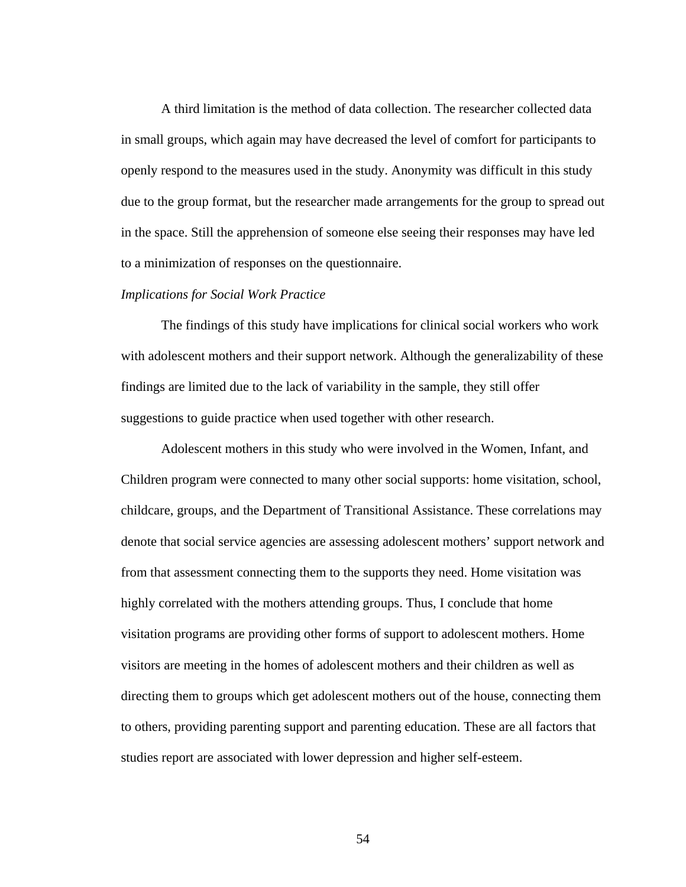A third limitation is the method of data collection. The researcher collected data in small groups, which again may have decreased the level of comfort for participants to openly respond to the measures used in the study. Anonymity was difficult in this study due to the group format, but the researcher made arrangements for the group to spread out in the space. Still the apprehension of someone else seeing their responses may have led to a minimization of responses on the questionnaire.

*Implications for Social Work Practice*

The findings of this study have implications for clinical social workers who work with adolescent mothers and their support network. Although the generalizability of these findings are limited due to the lack of variability in the sample, they still offer suggestions to guide practice when used together with other research.

Adolescent mothers in this study who were involved in the Women, Infant, and Children program were connected to many other social supports: home visitation, school, childcare, groups, and the Department of Transitional Assistance. These correlations may denote that social service agencies are assessing adolescent mothers' support network and from that assessment connecting them to the supports they need. Home visitation was highly correlated with the mothers attending groups. Thus, I conclude that home visitation programs are providing other forms of support to adolescent mothers. Home visitors are meeting in the homes of adolescent mothers and their children as well as directing them to groups which get adolescent mothers out of the house, connecting them to others, providing parenting support and parenting education. These are all factors that studies report are associated with lower depression and higher self-esteem.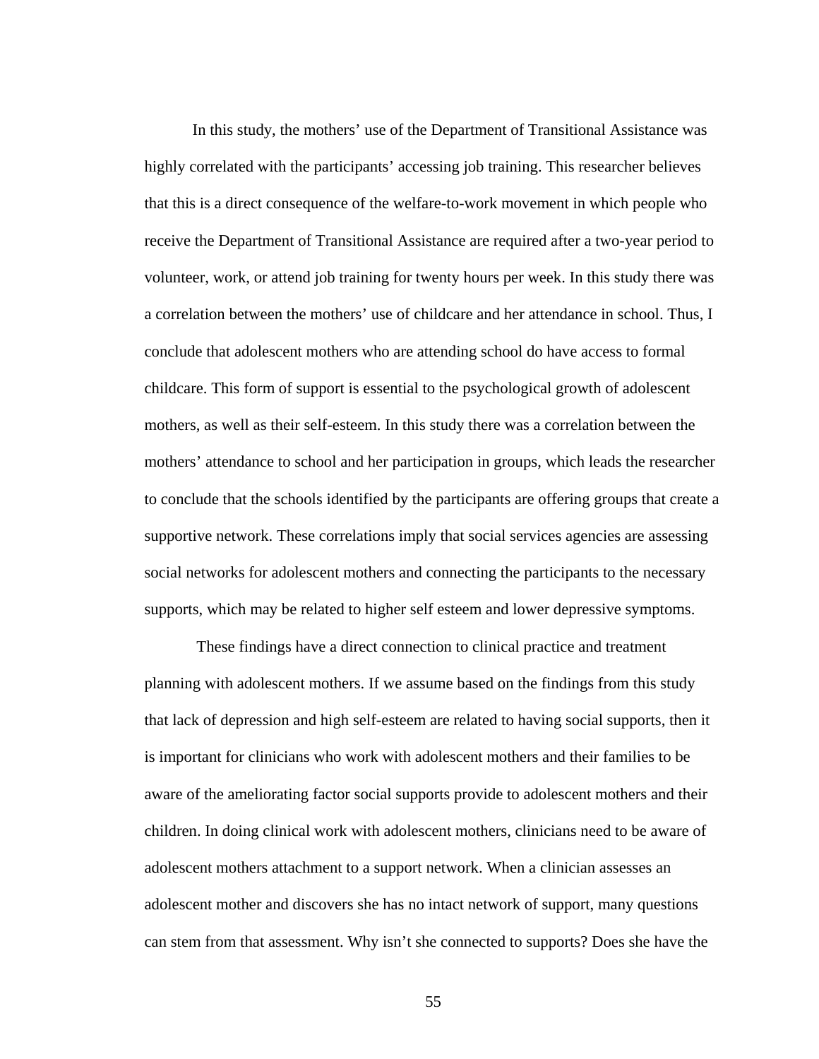In this study, the mothers' use of the Department of Transitional Assistance was highly correlated with the participants' accessing job training. This researcher believes that this is a direct consequence of the welfare-to-work movement in which people who receive the Department of Transitional Assistance are required after a two-year period to volunteer, work, or attend job training for twenty hours per week. In this study there was a correlation between the mothers' use of childcare and her attendance in school. Thus, I conclude that adolescent mothers who are attending school do have access to formal childcare. This form of support is essential to the psychological growth of adolescent mothers, as well as their self-esteem. In this study there was a correlation between the mothers' attendance to school and her participation in groups, which leads the researcher to conclude that the schools identified by the participants are offering groups that create a supportive network. These correlations imply that social services agencies are assessing social networks for adolescent mothers and connecting the participants to the necessary supports, which may be related to higher self esteem and lower depressive symptoms.

These findings have a direct connection to clinical practice and treatment planning with adolescent mothers. If we assume based on the findings from this study that lack of depression and high self-esteem are related to having social supports, then it is important for clinicians who work with adolescent mothers and their families to be aware of the ameliorating factor social supports provide to adolescent mothers and their children. In doing clinical work with adolescent mothers, clinicians need to be aware of adolescent mothers attachment to a support network. When a clinician assesses an adolescent mother and discovers she has no intact network of support, many questions can stem from that assessment. Why isn't she connected to supports? Does she have the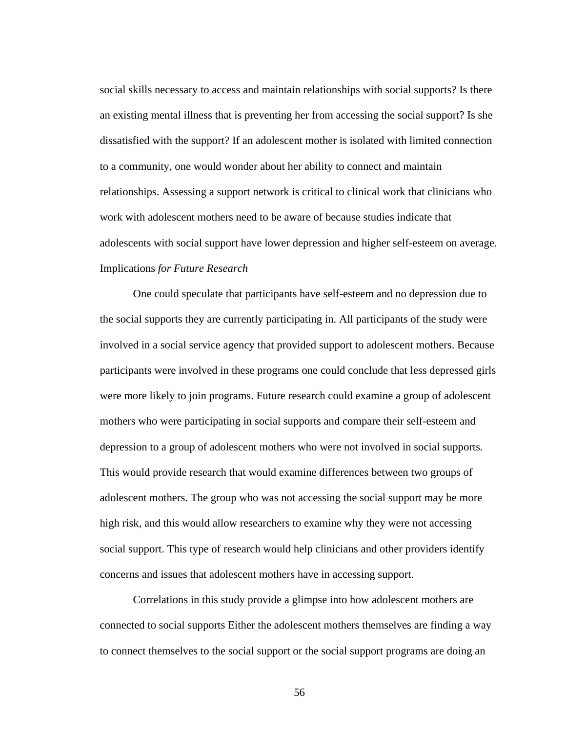social skills necessary to access and maintain relationships with social supports? Is there an existing mental illness that is preventing her from accessing the social support? Is she dissatisfied with the support? If an adolescent mother is isolated with limited connection to a community, one would wonder about her ability to connect and maintain relationships. Assessing a support network is critical to clinical work that clinicians who work with adolescent mothers need to be aware of because studies indicate that adolescents with social support have lower depression and higher self-esteem on average.

### Implications *for Future Research*

One could speculate that participants have self-esteem and no depression due to the social supports they are currently participating in. All participants of the study were involved in a social service agency that provided support to adolescent mothers. Because participants were involved in these programs one could conclude that less depressed girls were more likely to join programs. Future research could examine a group of adolescent mothers who were participating in social supports and compare their self-esteem and depression to a group of adolescent mothers who were not involved in social supports. This would provide research that would examine differences between two groups of adolescent mothers. The group who was not accessing the social support may be more high risk, and this would allow researchers to examine why they were not accessing social support. This type of research would help clinicians and other providers identify concerns and issues that adolescent mothers have in accessing support.

Correlations in this study provide a glimpse into how adolescent mothers are connected to social supports Either the adolescent mothers themselves are finding a way to connect themselves to the social support or the social support programs are doing an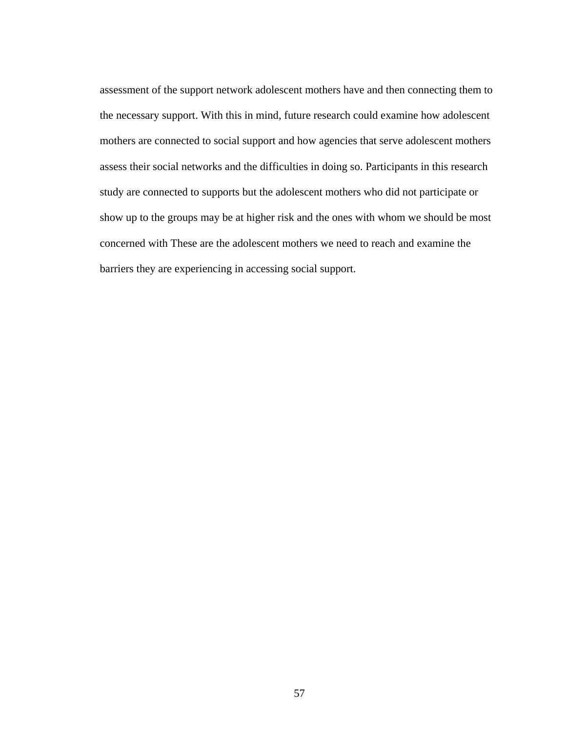assessment of the support network adolescent mothers have and then connecting them to the necessary support. With this in mind, future research could examine how adolescent mothers are connected to social support and how agencies that serve adolescent mothers assess their social networks and the difficulties in doing so. Participants in this research study are connected to supports but the adolescent mothers who did not participate or show up to the groups may be at higher risk and the ones with whom we should be most concerned with These are the adolescent mothers we need to reach and examine the barriers they are experiencing in accessing social support.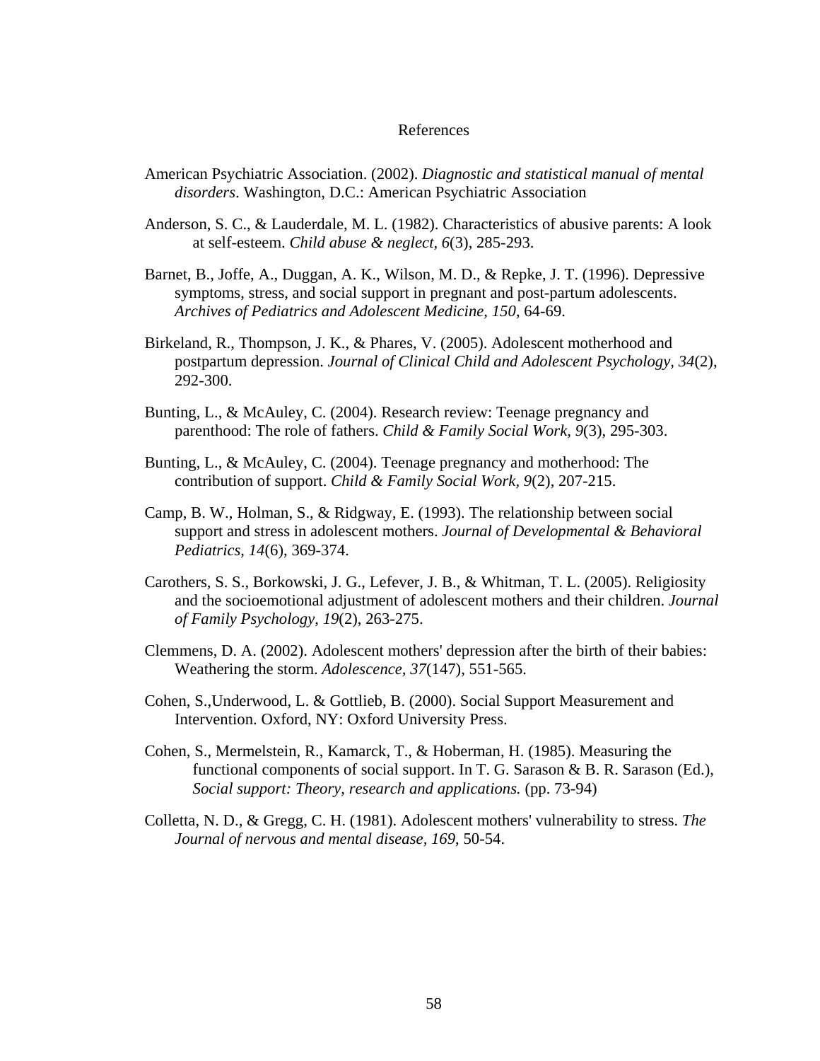# References

American Psychiatric Association. (2002). *Diagnostic and statistical manual of mental disorders*. Washington, D.C.: American Psychiatric Association

Anderson, S. C., & Lauderdale, M. L. (1982). Characteristics of abusive parents: A look at self-esteem. *Child abuse & neglect, 6*(3), 285-293.

Barnet, B., Joffe, A., Duggan, A. K., Wilson, M. D., & Repke, J. T. (1996). Depressive symptoms, stress, and social support in pregnant and post-partum adolescents. *Archives of Pediatrics and Adolescent Medicine, 150*, 64-69.

Birkeland, R., Thompson, J. K., & Phares, V. (2005). Adolescent motherhood and postpartum depression. *Journal of Clinical Child and Adolescent Psychology, 34*(2), 292-300.

Bunting, L., & McAuley, C. (2004). Research review: Teenage pregnancy and parenthood: The role of fathers. *Child & Family Social Work, 9*(3), 295-303.

Bunting, L., & McAuley, C. (2004). Teenage pregnancy and motherhood: The contribution of support. *Child & Family Social Work, 9*(2), 207-215.

Camp, B. W., Holman, S., & Ridgway, E. (1993). The relationship between social support and stress in adolescent mothers. *Journal of Developmental & Behavioral Pediatrics, 14*(6), 369-374.

Carothers, S. S., Borkowski, J. G., Lefever, J. B., & Whitman, T. L. (2005). Religiosity and the socioemotional adjustment of adolescent mothers and their children. *Journal of Family Psychology, 19*(2), 263-275.

Clemmens, D. A. (2002). Adolescent mothers' depression after the birth of their babies: Weathering the storm. *Adolescence, 37*(147), 551-565.

Cohen, S.,Underwood, L. & Gottlieb, B. (2000). Social Support Measurement and Intervention. Oxford, NY: Oxford University Press.

Cohen, S., Mermelstein, R., Kamarck, T., & Hoberman, H. (1985). Measuring the functional components of social support. In T. G. Sarason & B. R. Sarason (Ed.), *Social support: Theory, research and applications.* (pp. 73-94)

Colletta, N. D., & Gregg, C. H. (1981). Adolescent mothers' vulnerability to stress. *The Journal of nervous and mental disease, 169*, 50-54.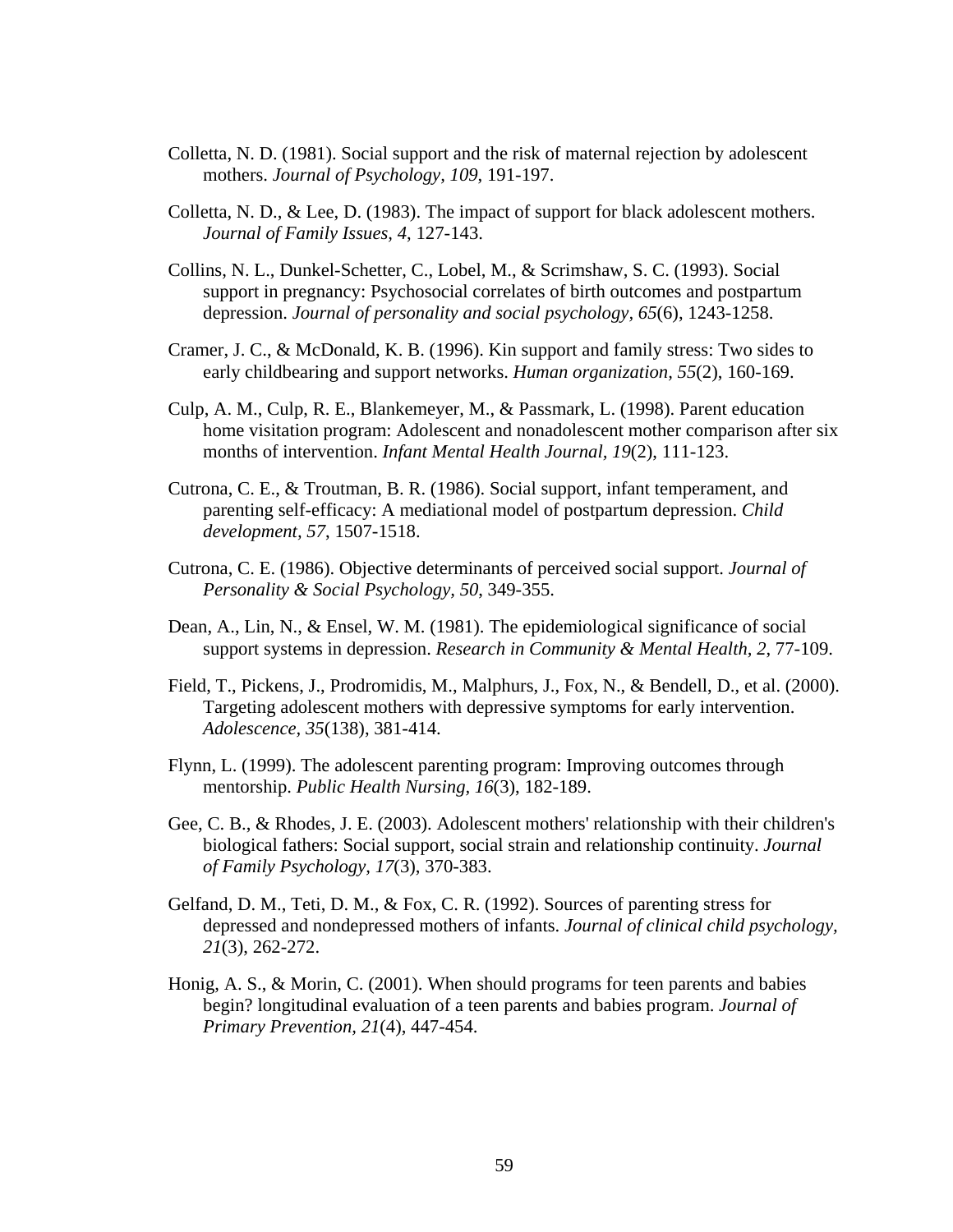Colletta, N. D. (1981). Social support and the risk of maternal rejection by adolescent mothers. *Journal of Psychology, 109*, 191-197.

Colletta, N. D., & Lee, D. (1983). The impact of support for black adolescent mothers. *Journal of Family Issues, 4*, 127-143.

Collins, N. L., Dunkel-Schetter, C., Lobel, M., & Scrimshaw, S. C. (1993). Social support in pregnancy: Psychosocial correlates of birth outcomes and postpartum depression. *Journal of personality and social psychology, 65*(6), 1243-1258.

Cramer, J. C., & McDonald, K. B. (1996). Kin support and family stress: Two sides to early childbearing and support networks. *Human organization, 55*(2), 160-169.

Culp, A. M., Culp, R. E., Blankemeyer, M., & Passmark, L. (1998). Parent education home visitation program: Adolescent and nonadolescent mother comparison after six months of intervention. *Infant Mental Health Journal, 19*(2), 111-123.

Cutrona, C. E., & Troutman, B. R. (1986). Social support, infant temperament, and parenting self-efficacy: A mediational model of postpartum depression. *Child development, 57*, 1507-1518.

Cutrona, C. E. (1986). Objective determinants of perceived social support. *Journal of Personality & Social Psychology, 50*, 349-355.

Dean, A., Lin, N., & Ensel, W. M. (1981). The epidemiological significance of social support systems in depression. *Research in Community & Mental Health, 2*, 77-109.

Field, T., Pickens, J., Prodromidis, M., Malphurs, J., Fox, N., & Bendell, D., et al. (2000). Targeting adolescent mothers with depressive symptoms for early intervention. *Adolescence, 35*(138), 381-414.

Flynn, L. (1999). The adolescent parenting program: Improving outcomes through mentorship. *Public Health Nursing, 16*(3), 182-189.

Gee, C. B., & Rhodes, J. E. (2003). Adolescent mothers' relationship with their children's biological fathers: Social support, social strain and relationship continuity. *Journal of Family Psychology, 17*(3), 370-383.

Gelfand, D. M., Teti, D. M., & Fox, C. R. (1992). Sources of parenting stress for depressed and nondepressed mothers of infants. *Journal of clinical child psychology, 21*(3), 262-272.

Honig, A. S., & Morin, C. (2001). When should programs for teen parents and babies begin? longitudinal evaluation of a teen parents and babies program. *Journal of Primary Prevention, 21*(4), 447-454.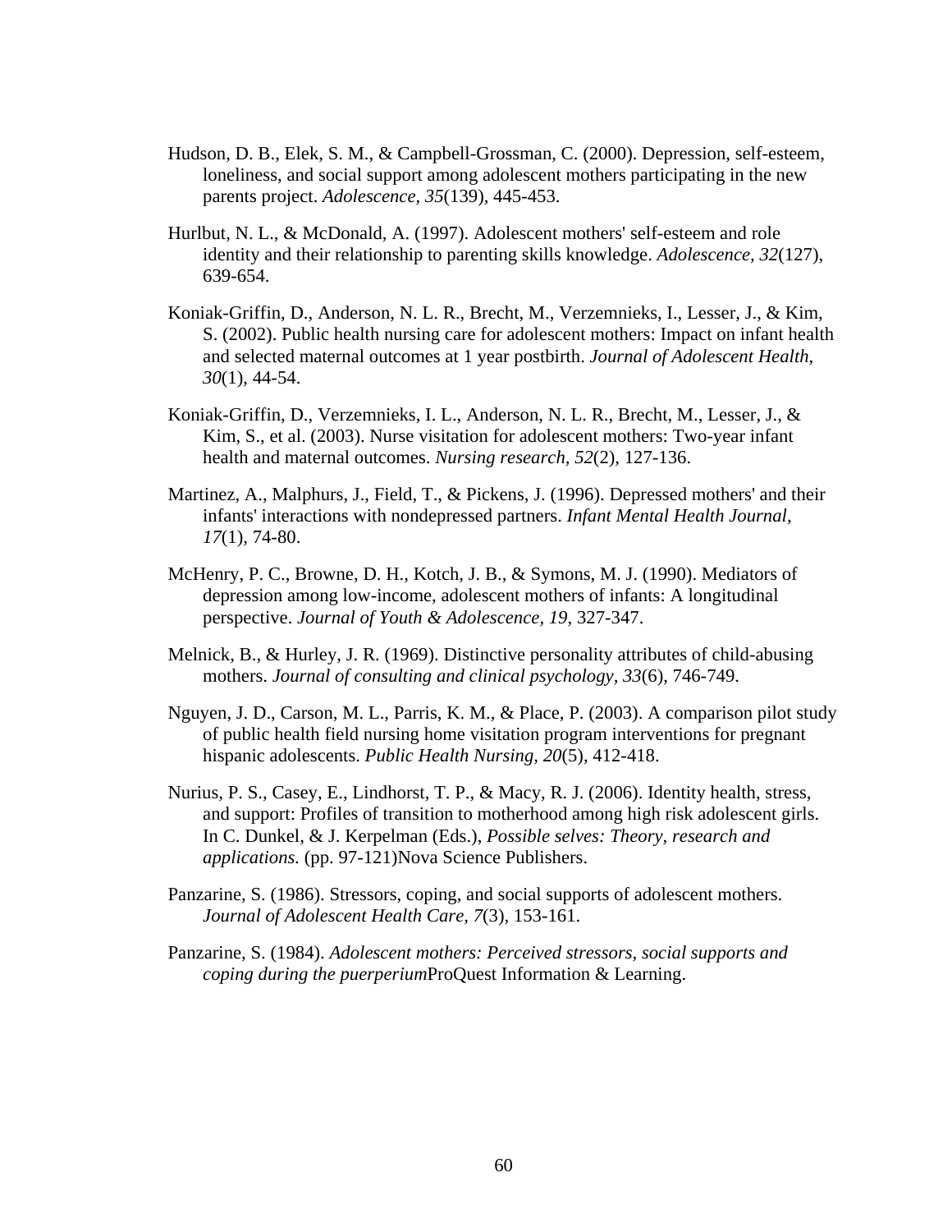Hudson, D. B., Elek, S. M., & Campbell-Grossman, C. (2000). Depression, self-esteem, loneliness, and social support among adolescent mothers participating in the new parents project. *Adolescence, 35*(139), 445-453.

Hurlbut, N. L., & McDonald, A. (1997). Adolescent mothers' self-esteem and role identity and their relationship to parenting skills knowledge. *Adolescence, 32*(127), 639-654.

Koniak-Griffin, D., Anderson, N. L. R., Brecht, M., Verzemnieks, I., Lesser, J., & Kim, S. (2002). Public health nursing care for adolescent mothers: Impact on infant health and selected maternal outcomes at 1 year postbirth. *Journal of Adolescent Health, 30*(1), 44-54.

Koniak-Griffin, D., Verzemnieks, I. L., Anderson, N. L. R., Brecht, M., Lesser, J., & Kim, S., et al. (2003). Nurse visitation for adolescent mothers: Two-year infant health and maternal outcomes. *Nursing research, 52*(2), 127-136.

Martinez, A., Malphurs, J., Field, T., & Pickens, J. (1996). Depressed mothers' and their infants' interactions with nondepressed partners. *Infant Mental Health Journal, 17*(1), 74-80.

McHenry, P. C., Browne, D. H., Kotch, J. B., & Symons, M. J. (1990). Mediators of depression among low-income, adolescent mothers of infants: A longitudinal perspective. *Journal of Youth & Adolescence, 19*, 327-347.

Melnick, B., & Hurley, J. R. (1969). Distinctive personality attributes of child-abusing mothers. *Journal of consulting and clinical psychology, 33*(6), 746-749.

Nguyen, J. D., Carson, M. L., Parris, K. M., & Place, P. (2003). A comparison pilot study of public health field nursing home visitation program interventions for pregnant hispanic adolescents. *Public Health Nursing, 20*(5), 412-418.

Nurius, P. S., Casey, E., Lindhorst, T. P., & Macy, R. J. (2006). Identity health, stress, and support: Profiles of transition to motherhood among high risk adolescent girls. In C. Dunkel, & J. Kerpelman (Eds.), *Possible selves: Theory, research and applications.* (pp. 97-121)Nova Science Publishers.

Panzarine, S. (1986). Stressors, coping, and social supports of adolescent mothers. *Journal of Adolescent Health Care, 7*(3), 153-161.

Panzarine, S. (1984). *Adolescent mothers: Perceived stressors, social supports and coping during the puerperium*ProQuest Information & Learning.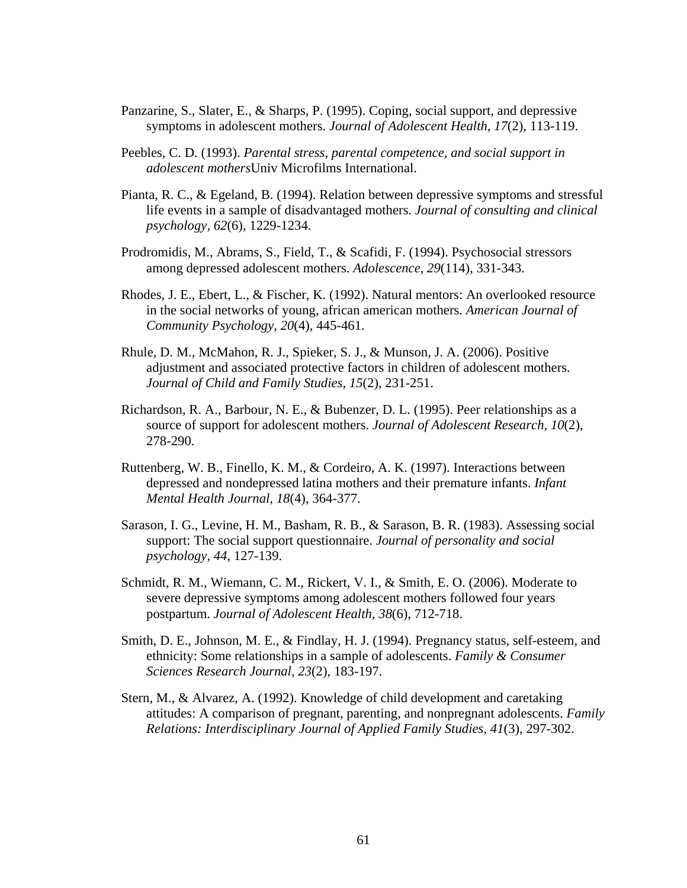Panzarine, S., Slater, E., & Sharps, P. (1995). Coping, social support, and depressive symptoms in adolescent mothers. *Journal of Adolescent Health, 17*(2), 113-119.

Peebles, C. D. (1993). *Parental stress, parental competence, and social support in adolescent mothers*Univ Microfilms International.

Pianta, R. C., & Egeland, B. (1994). Relation between depressive symptoms and stressful life events in a sample of disadvantaged mothers. *Journal of consulting and clinical psychology, 62*(6), 1229-1234.

Prodromidis, M., Abrams, S., Field, T., & Scafidi, F. (1994). Psychosocial stressors among depressed adolescent mothers. *Adolescence, 29*(114), 331-343.

Rhodes, J. E., Ebert, L., & Fischer, K. (1992). Natural mentors: An overlooked resource in the social networks of young, african american mothers. *American Journal of Community Psychology, 20*(4), 445-461.

Rhule, D. M., McMahon, R. J., Spieker, S. J., & Munson, J. A. (2006). Positive adjustment and associated protective factors in children of adolescent mothers. *Journal of Child and Family Studies, 15*(2), 231-251.

Richardson, R. A., Barbour, N. E., & Bubenzer, D. L. (1995). Peer relationships as a source of support for adolescent mothers. *Journal of Adolescent Research, 10*(2), 278-290.

Ruttenberg, W. B., Finello, K. M., & Cordeiro, A. K. (1997). Interactions between depressed and nondepressed latina mothers and their premature infants. *Infant Mental Health Journal, 18*(4), 364-377.

Sarason, I. G., Levine, H. M., Basham, R. B., & Sarason, B. R. (1983). Assessing social support: The social support questionnaire. *Journal of personality and social psychology, 44*, 127-139.

Schmidt, R. M., Wiemann, C. M., Rickert, V. I., & Smith, E. O. (2006). Moderate to severe depressive symptoms among adolescent mothers followed four years postpartum. *Journal of Adolescent Health, 38*(6), 712-718.

Smith, D. E., Johnson, M. E., & Findlay, H. J. (1994). Pregnancy status, self-esteem, and ethnicity: Some relationships in a sample of adolescents. *Family & Consumer Sciences Research Journal, 23*(2), 183-197.

Stern, M., & Alvarez, A. (1992). Knowledge of child development and caretaking attitudes: A comparison of pregnant, parenting, and nonpregnant adolescents. *Family Relations: Interdisciplinary Journal of Applied Family Studies, 41*(3), 297-302.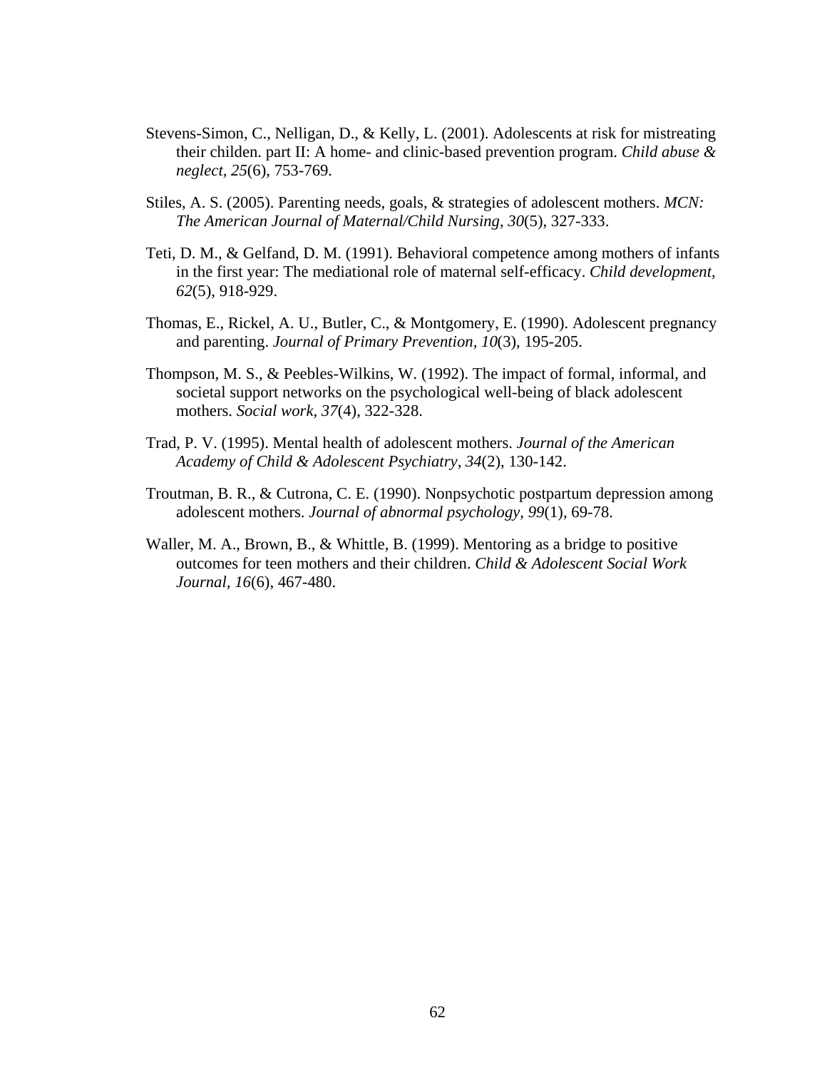Stevens-Simon, C., Nelligan, D., & Kelly, L. (2001). Adolescents at risk for mistreating their childen. part II: A home- and clinic-based prevention program. *Child abuse & neglect, 25*(6), 753-769.

Stiles, A. S. (2005). Parenting needs, goals, & strategies of adolescent mothers. *MCN: The American Journal of Maternal/Child Nursing, 30*(5), 327-333.

Teti, D. M., & Gelfand, D. M. (1991). Behavioral competence among mothers of infants in the first year: The mediational role of maternal self-efficacy. *Child development, 62*(5), 918-929.

Thomas, E., Rickel, A. U., Butler, C., & Montgomery, E. (1990). Adolescent pregnancy and parenting. *Journal of Primary Prevention, 10*(3), 195-205.

Thompson, M. S., & Peebles-Wilkins, W. (1992). The impact of formal, informal, and societal support networks on the psychological well-being of black adolescent mothers. *Social work, 37*(4), 322-328.

Trad, P. V. (1995). Mental health of adolescent mothers. *Journal of the American Academy of Child & Adolescent Psychiatry, 34*(2), 130-142.

Troutman, B. R., & Cutrona, C. E. (1990). Nonpsychotic postpartum depression among adolescent mothers. *Journal of abnormal psychology, 99*(1), 69-78.

Waller, M. A., Brown, B., & Whittle, B. (1999). Mentoring as a bridge to positive outcomes for teen mothers and their children. *Child & Adolescent Social Work Journal, 16*(6), 467-480.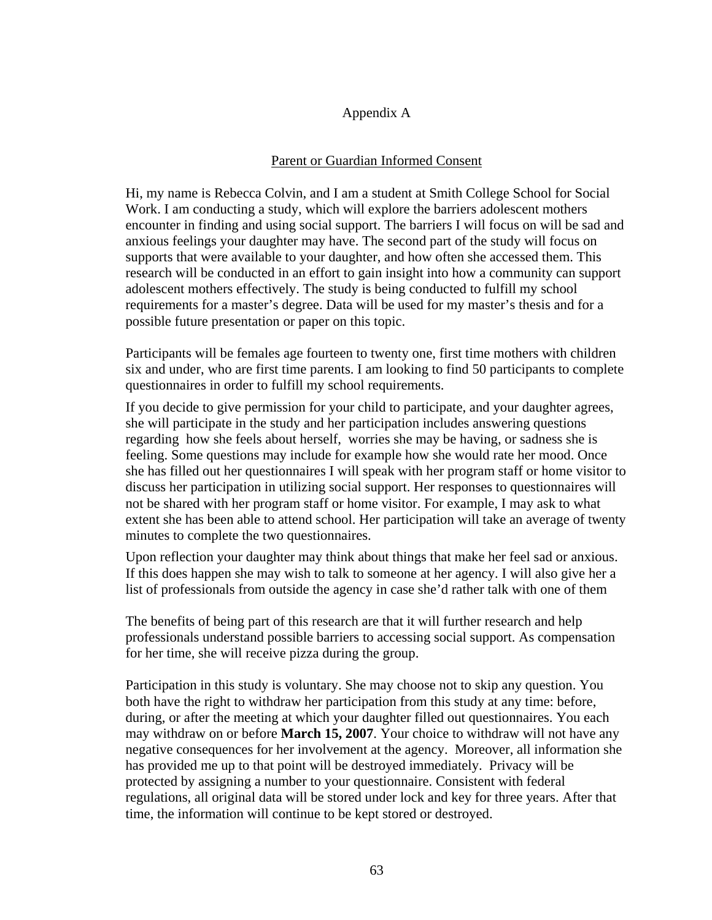Appendix A

<u>Parent or Guardian Informed Consent</u>

Hi, my name is Rebecca Colvin, and I am a student at Smith College School for Social Work. I am conducting a study, which will explore the barriers adolescent mothers encounter in finding and using social support. The barriers I will focus on will be sad and anxious feelings your daughter may have. The second part of the study will focus on supports that were available to your daughter, and how often she accessed them. This research will be conducted in an effort to gain insight into how a community can support adolescent mothers effectively. The study is being conducted to fulfill my school requirements for a master's degree. Data will be used for my master's thesis and for a possible future presentation or paper on this topic.

Participants will be females age fourteen to twenty one, first time mothers with children six and under, who are first time parents. I am looking to find 50 participants to complete questionnaires in order to fulfill my school requirements.

If you decide to give permission for your child to participate, and your daughter agrees, she will participate in the study and her participation includes answering questions regarding how she feels about herself, worries she may be having, or sadness she is feeling. Some questions may include for example how she would rate her mood. Once she has filled out her questionnaires I will speak with her program staff or home visitor to discuss her participation in utilizing social support. Her responses to questionnaires will not be shared with her program staff or home visitor. For example, I may ask to what extent she has been able to attend school. Her participation will take an average of twenty minutes to complete the two questionnaires.

Upon reflection your daughter may think about things that make her feel sad or anxious. If this does happen she may wish to talk to someone at her agency. I will also give her a list of professionals from outside the agency in case she'd rather talk with one of them

The benefits of being part of this research are that it will further research and help professionals understand possible barriers to accessing social support. As compensation for her time, she will receive pizza during the group.

Participation in this study is voluntary. She may choose not to skip any question. You both have the right to withdraw her participation from this study at any time: before, during, or after the meeting at which your daughter filled out questionnaires. You each may withdraw on or before **March 15, 2007**. Your choice to withdraw will not have any negative consequences for her involvement at the agency. Moreover, all information she has provided me up to that point will be destroyed immediately. Privacy will be protected by assigning a number to your questionnaire. Consistent with federal regulations, all original data will be stored under lock and key for three years. After that time, the information will continue to be kept stored or destroyed.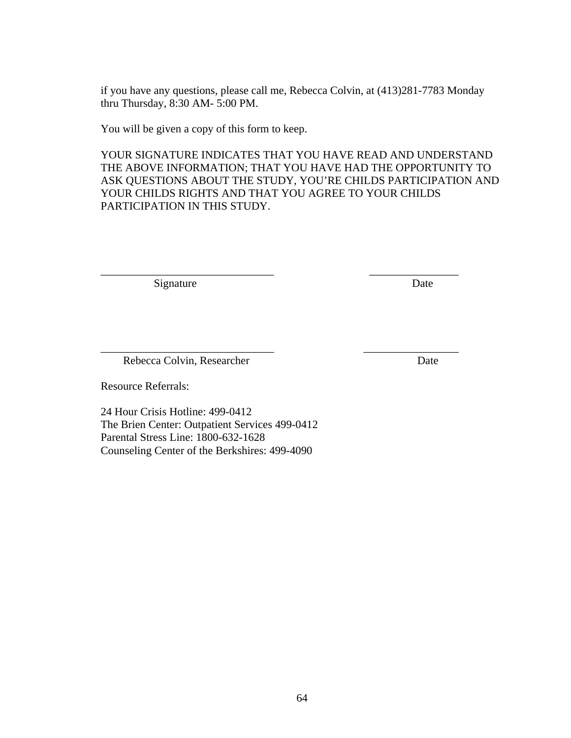if you have any questions, please call me, Rebecca Colvin, at (413)281-7783 Monday thru Thursday, 8:30 AM- 5:00 PM.

You will be given a copy of this form to keep.

YOUR SIGNATURE INDICATES THAT YOU HAVE READ AND UNDERSTAND THE ABOVE INFORMATION; THAT YOU HAVE HAD THE OPPORTUNITY TO ASK QUESTIONS ABOUT THE STUDY, YOU'RE CHILDS PARTICIPATION AND YOUR CHILDS RIGHTS AND THAT YOU AGREE TO YOUR CHILDS PARTICIPATION IN THIS STUDY.

_______________________________ &nbsp;&nbsp;&nbsp;&nbsp;&nbsp;&nbsp;&nbsp;&nbsp;&nbsp;&nbsp;&nbsp;&nbsp; ________________

Signature &nbsp;&nbsp;&nbsp;&nbsp;&nbsp;&nbsp;&nbsp;&nbsp;&nbsp;&nbsp;&nbsp;&nbsp;&nbsp;&nbsp;&nbsp;&nbsp;&nbsp;&nbsp;&nbsp;&nbsp;&nbsp;&nbsp;&nbsp;&nbsp;&nbsp;&nbsp;&nbsp;&nbsp;&nbsp;&nbsp;&nbsp;&nbsp;&nbsp;&nbsp;&nbsp;&nbsp;&nbsp;&nbsp;&nbsp;&nbsp; Date

_______________________________ &nbsp;&nbsp;&nbsp;&nbsp;&nbsp;&nbsp;&nbsp;&nbsp;&nbsp;&nbsp;&nbsp;&nbsp; ________________

Rebecca Colvin, Researcher &nbsp;&nbsp;&nbsp;&nbsp;&nbsp;&nbsp;&nbsp;&nbsp;&nbsp;&nbsp;&nbsp;&nbsp;&nbsp;&nbsp;&nbsp;&nbsp;&nbsp;&nbsp;&nbsp;&nbsp;&nbsp;&nbsp;&nbsp;&nbsp; Date

Resource Referrals:

24 Hour Crisis Hotline: 499-0412
The Brien Center: Outpatient Services 499-0412
Parental Stress Line: 1800-632-1628
Counseling Center of the Berkshires: 499-4090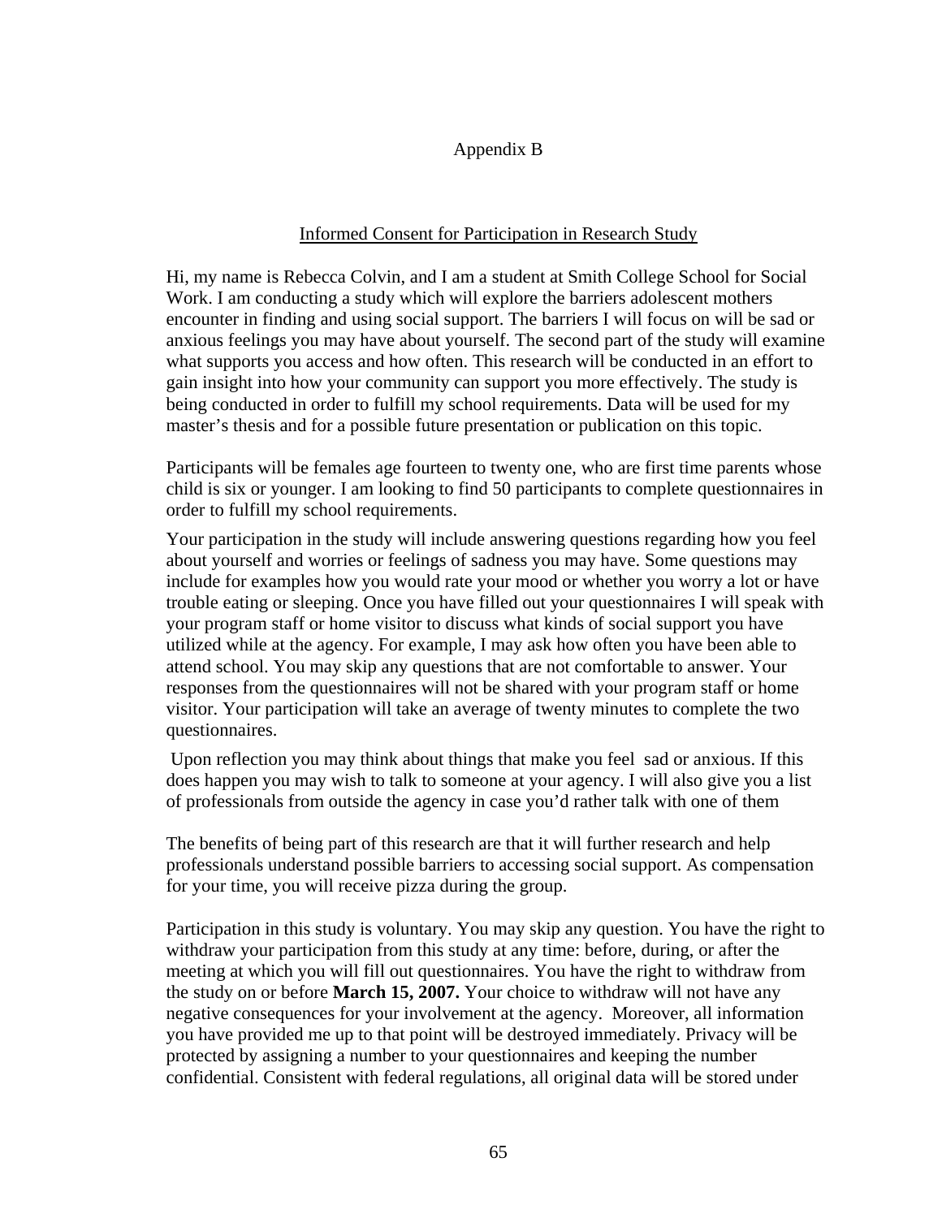Appendix B

Informed Consent for Participation in Research Study

Hi, my name is Rebecca Colvin, and I am a student at Smith College School for Social Work. I am conducting a study which will explore the barriers adolescent mothers encounter in finding and using social support. The barriers I will focus on will be sad or anxious feelings you may have about yourself. The second part of the study will examine what supports you access and how often. This research will be conducted in an effort to gain insight into how your community can support you more effectively. The study is being conducted in order to fulfill my school requirements. Data will be used for my master's thesis and for a possible future presentation or publication on this topic.

Participants will be females age fourteen to twenty one, who are first time parents whose child is six or younger. I am looking to find 50 participants to complete questionnaires in order to fulfill my school requirements.

Your participation in the study will include answering questions regarding how you feel about yourself and worries or feelings of sadness you may have. Some questions may include for examples how you would rate your mood or whether you worry a lot or have trouble eating or sleeping. Once you have filled out your questionnaires I will speak with your program staff or home visitor to discuss what kinds of social support you have utilized while at the agency. For example, I may ask how often you have been able to attend school. You may skip any questions that are not comfortable to answer. Your responses from the questionnaires will not be shared with your program staff or home visitor. Your participation will take an average of twenty minutes to complete the two questionnaires.

Upon reflection you may think about things that make you feel sad or anxious. If this does happen you may wish to talk to someone at your agency. I will also give you a list of professionals from outside the agency in case you'd rather talk with one of them

The benefits of being part of this research are that it will further research and help professionals understand possible barriers to accessing social support. As compensation for your time, you will receive pizza during the group.

Participation in this study is voluntary. You may skip any question. You have the right to withdraw your participation from this study at any time: before, during, or after the meeting at which you will fill out questionnaires. You have the right to withdraw from the study on or before **March 15, 2007.** Your choice to withdraw will not have any negative consequences for your involvement at the agency. Moreover, all information you have provided me up to that point will be destroyed immediately. Privacy will be protected by assigning a number to your questionnaires and keeping the number confidential. Consistent with federal regulations, all original data will be stored under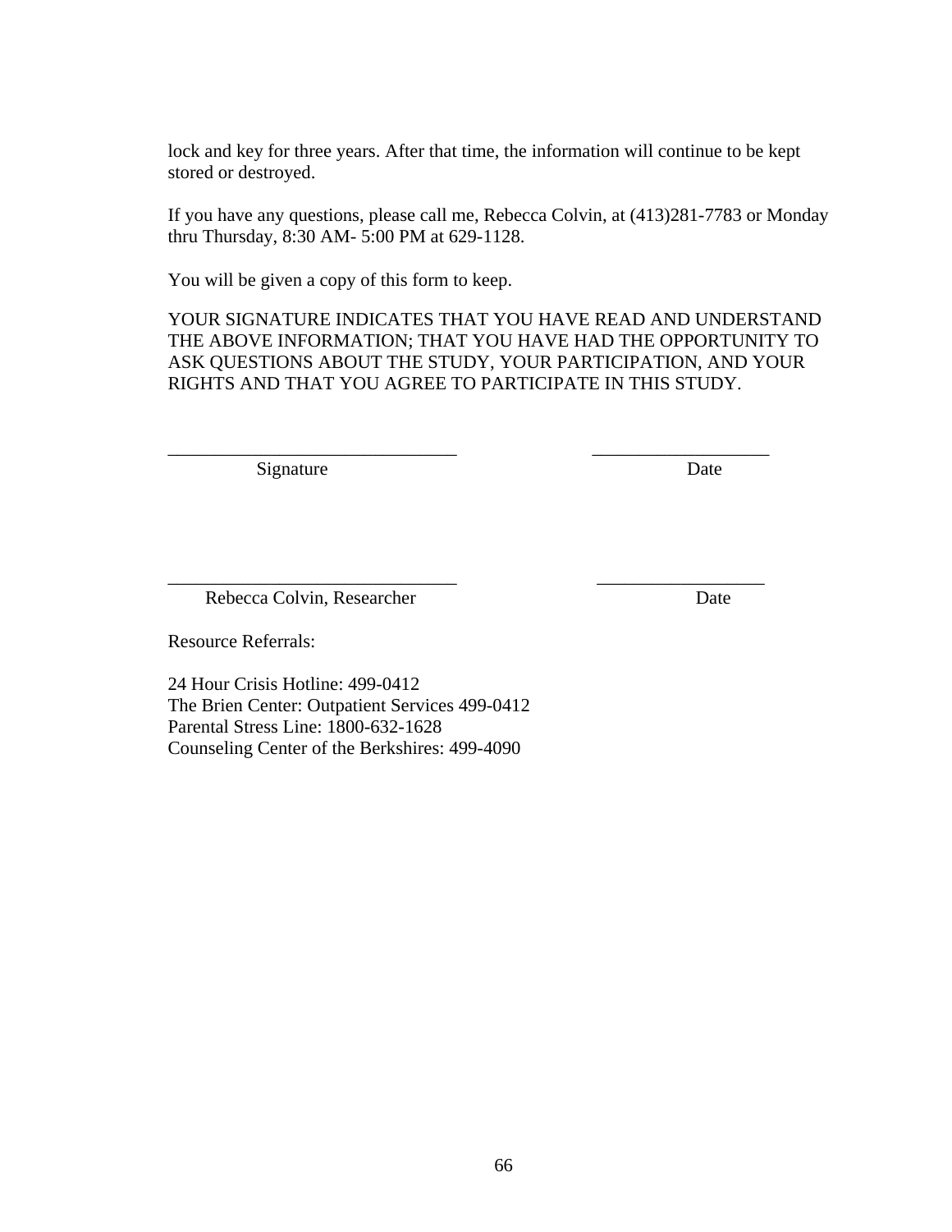lock and key for three years. After that time, the information will continue to be kept stored or destroyed.

If you have any questions, please call me, Rebecca Colvin, at (413)281-7783 or Monday thru Thursday, 8:30 AM- 5:00 PM at 629-1128.

You will be given a copy of this form to keep.

YOUR SIGNATURE INDICATES THAT YOU HAVE READ AND UNDERSTAND THE ABOVE INFORMATION; THAT YOU HAVE HAD THE OPPORTUNITY TO ASK QUESTIONS ABOUT THE STUDY, YOUR PARTICIPATION, AND YOUR RIGHTS AND THAT YOU AGREE TO PARTICIPATE IN THIS STUDY.

_______________________________ ___________________

Signature Date

_______________________________ __________________

Rebecca Colvin, Researcher Date

Resource Referrals:

24 Hour Crisis Hotline: 499-0412
The Brien Center: Outpatient Services 499-0412
Parental Stress Line: 1800-632-1628
Counseling Center of the Berkshires: 499-4090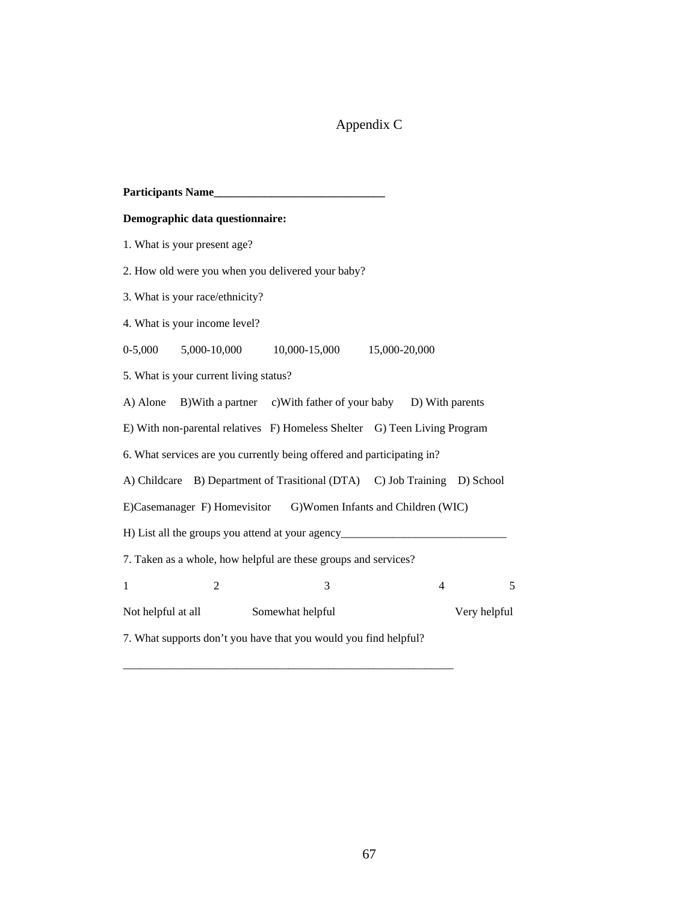# Appendix C

**Participants Name______________________________**

**Demographic data questionnaire:**

1. What is your present age?

2. How old were you when you delivered your baby?

3. What is your race/ethnicity?

4. What is your income level?

0-5,000 5,000-10,000 10,000-15,000 15,000-20,000

5. What is your current living status?

A) Alone B)With a partner c)With father of your baby D) With parents

E) With non-parental relatives F) Homeless Shelter G) Teen Living Program

6. What services are you currently being offered and participating in?

A) Childcare B) Department of Trasitional (DTA) C) Job Training D) School

E)Casemanager F) Homevisitor G)Women Infants and Children (WIC)

H) List all the groups you attend at your agency_____________________________

7. Taken as a whole, how helpful are these groups and services?

1 2 3 4 5

Not helpful at all Somewhat helpful Very helpful

7. What supports don't you have that you would you find helpful?

___________________________________________________________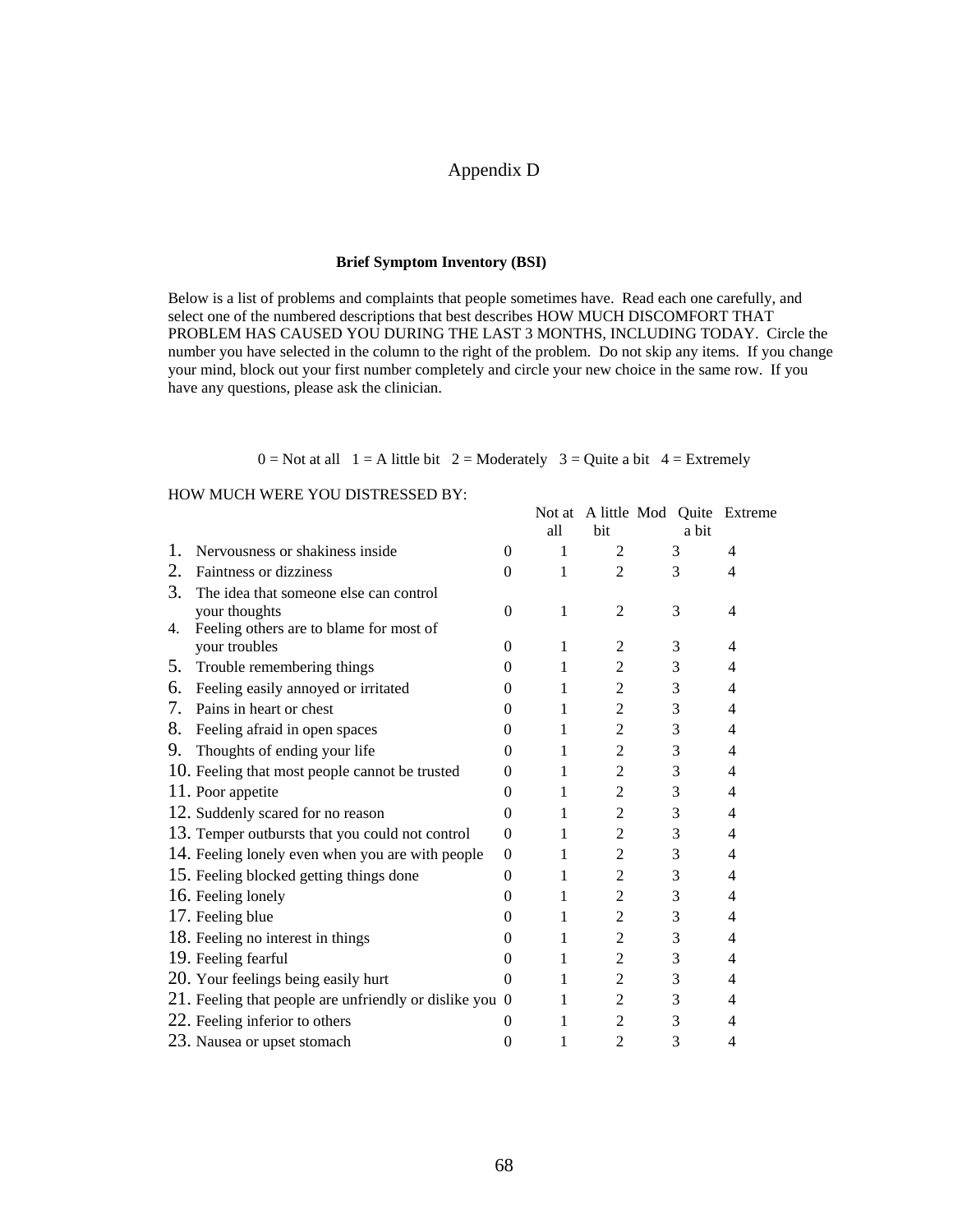# Appendix D

**Brief Symptom Inventory (BSI)**

Below is a list of problems and complaints that people sometimes have. Read each one carefully, and select one of the numbered descriptions that best describes HOW MUCH DISCOMFORT THAT PROBLEM HAS CAUSED YOU DURING THE LAST 3 MONTHS, INCLUDING TODAY. Circle the number you have selected in the column to the right of the problem. Do not skip any items. If you change your mind, block out your first number completely and circle your new choice in the same row. If you have any questions, please ask the clinician.

0 = Not at all   1 = A little bit   2 = Moderately   3 = Quite a bit   4 = Extremely

HOW MUCH WERE YOU DISTRESSED BY:

| | Not at all | A little bit | Mod | Quite a bit | Extreme |
|---|---|---|---|---|---|
| 1. Nervousness or shakiness inside | 0 | 1 | 2 | 3 | 4 |
| 2. Faintness or dizziness | 0 | 1 | 2 | 3 | 4 |
| 3. The idea that someone else can control your thoughts | 0 | 1 | 2 | 3 | 4 |
| 4. Feeling others are to blame for most of your troubles | 0 | 1 | 2 | 3 | 4 |
| 5. Trouble remembering things | 0 | 1 | 2 | 3 | 4 |
| 6. Feeling easily annoyed or irritated | 0 | 1 | 2 | 3 | 4 |
| 7. Pains in heart or chest | 0 | 1 | 2 | 3 | 4 |
| 8. Feeling afraid in open spaces | 0 | 1 | 2 | 3 | 4 |
| 9. Thoughts of ending your life | 0 | 1 | 2 | 3 | 4 |
| 10. Feeling that most people cannot be trusted | 0 | 1 | 2 | 3 | 4 |
| 11. Poor appetite | 0 | 1 | 2 | 3 | 4 |
| 12. Suddenly scared for no reason | 0 | 1 | 2 | 3 | 4 |
| 13. Temper outbursts that you could not control | 0 | 1 | 2 | 3 | 4 |
| 14. Feeling lonely even when you are with people | 0 | 1 | 2 | 3 | 4 |
| 15. Feeling blocked getting things done | 0 | 1 | 2 | 3 | 4 |
| 16. Feeling lonely | 0 | 1 | 2 | 3 | 4 |
| 17. Feeling blue | 0 | 1 | 2 | 3 | 4 |
| 18. Feeling no interest in things | 0 | 1 | 2 | 3 | 4 |
| 19. Feeling fearful | 0 | 1 | 2 | 3 | 4 |
| 20. Your feelings being easily hurt | 0 | 1 | 2 | 3 | 4 |
| 21. Feeling that people are unfriendly or dislike you | 0 | 1 | 2 | 3 | 4 |
| 22. Feeling inferior to others | 0 | 1 | 2 | 3 | 4 |
| 23. Nausea or upset stomach | 0 | 1 | 2 | 3 | 4 |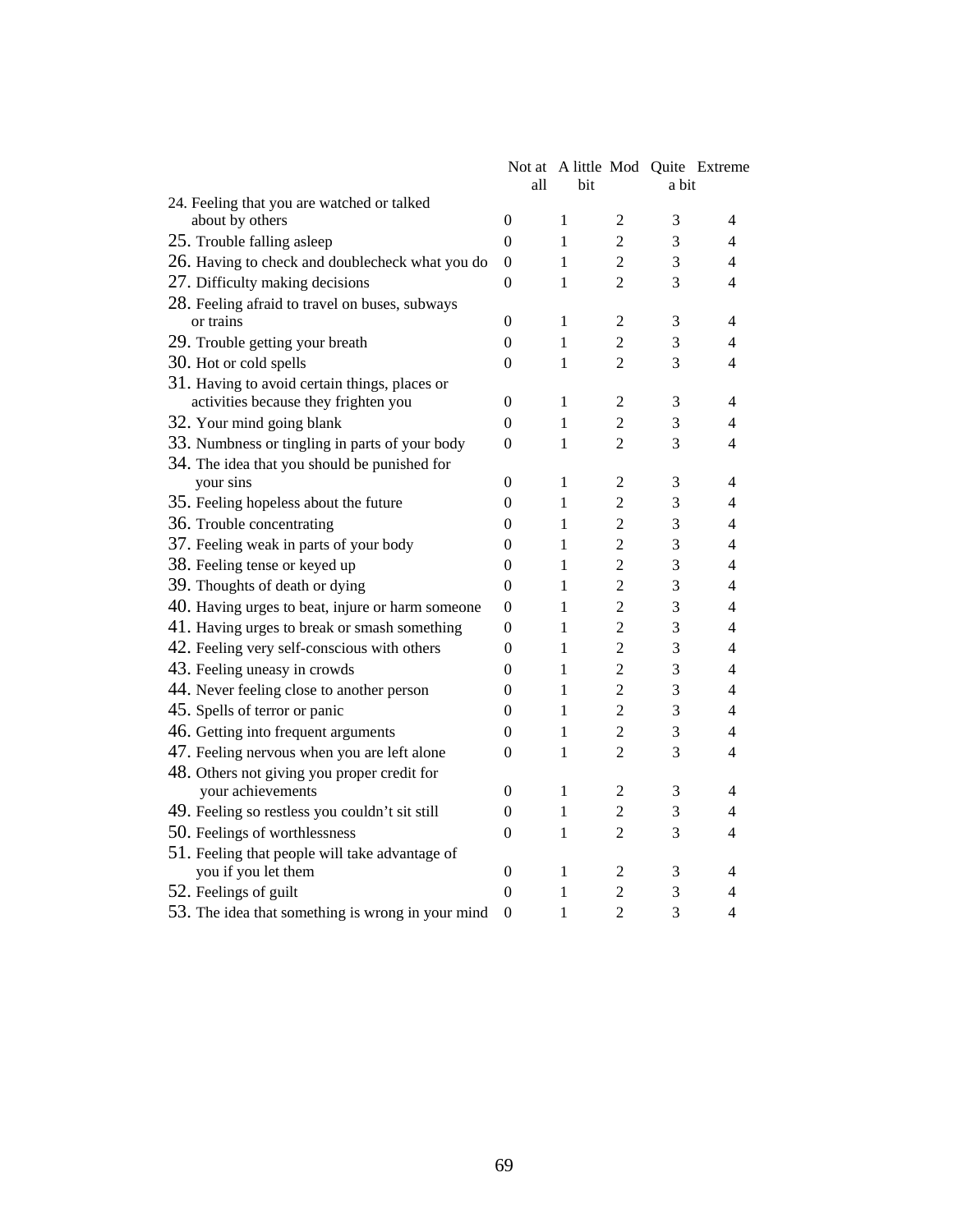| | Not at all | A little bit | Mod | Quite a bit | Extreme |
|---|---|---|---|---|---|
| 24. Feeling that you are watched or talked about by others | 0 | 1 | 2 | 3 | 4 |
| 25. Trouble falling asleep | 0 | 1 | 2 | 3 | 4 |
| 26. Having to check and doublecheck what you do | 0 | 1 | 2 | 3 | 4 |
| 27. Difficulty making decisions | 0 | 1 | 2 | 3 | 4 |
| 28. Feeling afraid to travel on buses, subways or trains | 0 | 1 | 2 | 3 | 4 |
| 29. Trouble getting your breath | 0 | 1 | 2 | 3 | 4 |
| 30. Hot or cold spells | 0 | 1 | 2 | 3 | 4 |
| 31. Having to avoid certain things, places or activities because they frighten you | 0 | 1 | 2 | 3 | 4 |
| 32. Your mind going blank | 0 | 1 | 2 | 3 | 4 |
| 33. Numbness or tingling in parts of your body | 0 | 1 | 2 | 3 | 4 |
| 34. The idea that you should be punished for your sins | 0 | 1 | 2 | 3 | 4 |
| 35. Feeling hopeless about the future | 0 | 1 | 2 | 3 | 4 |
| 36. Trouble concentrating | 0 | 1 | 2 | 3 | 4 |
| 37. Feeling weak in parts of your body | 0 | 1 | 2 | 3 | 4 |
| 38. Feeling tense or keyed up | 0 | 1 | 2 | 3 | 4 |
| 39. Thoughts of death or dying | 0 | 1 | 2 | 3 | 4 |
| 40. Having urges to beat, injure or harm someone | 0 | 1 | 2 | 3 | 4 |
| 41. Having urges to break or smash something | 0 | 1 | 2 | 3 | 4 |
| 42. Feeling very self-conscious with others | 0 | 1 | 2 | 3 | 4 |
| 43. Feeling uneasy in crowds | 0 | 1 | 2 | 3 | 4 |
| 44. Never feeling close to another person | 0 | 1 | 2 | 3 | 4 |
| 45. Spells of terror or panic | 0 | 1 | 2 | 3 | 4 |
| 46. Getting into frequent arguments | 0 | 1 | 2 | 3 | 4 |
| 47. Feeling nervous when you are left alone | 0 | 1 | 2 | 3 | 4 |
| 48. Others not giving you proper credit for your achievements | 0 | 1 | 2 | 3 | 4 |
| 49. Feeling so restless you couldn't sit still | 0 | 1 | 2 | 3 | 4 |
| 50. Feelings of worthlessness | 0 | 1 | 2 | 3 | 4 |
| 51. Feeling that people will take advantage of you if you let them | 0 | 1 | 2 | 3 | 4 |
| 52. Feelings of guilt | 0 | 1 | 2 | 3 | 4 |
| 53. The idea that something is wrong in your mind | 0 | 1 | 2 | 3 | 4 |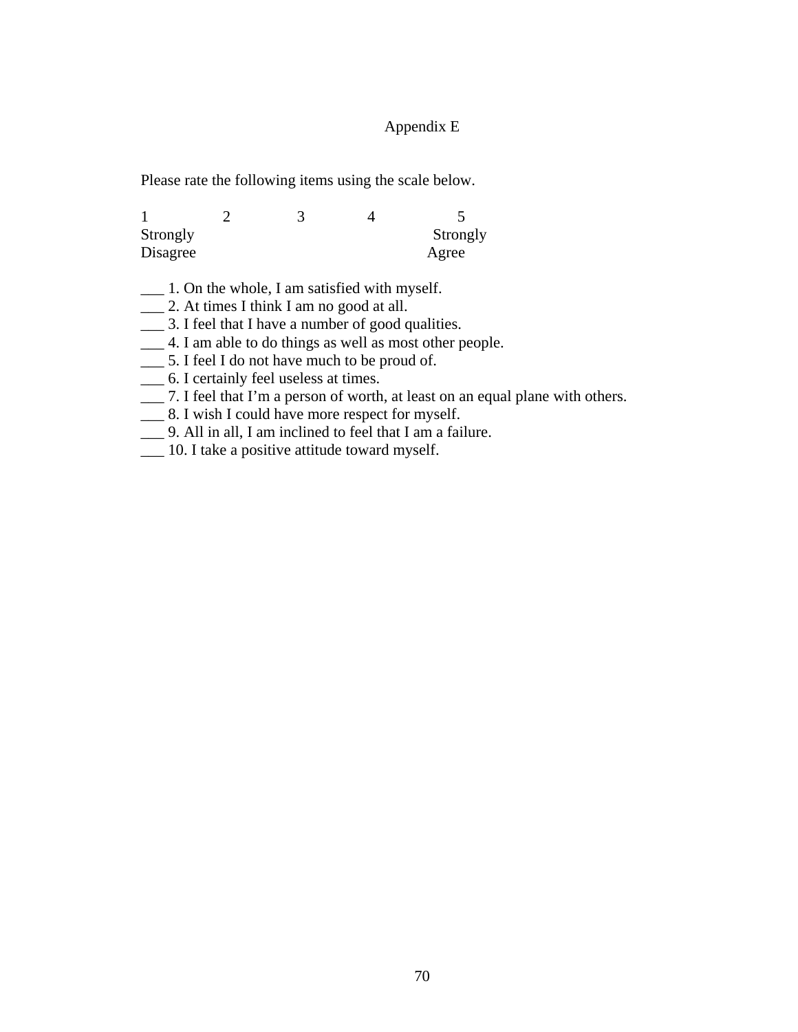# Appendix E

Please rate the following items using the scale below.

| 1 | 2 | 3 | 4 | 5 |
|---|---|---|---|---|
| Strongly Disagree | | | | Strongly Agree |

___ 1. On the whole, I am satisfied with myself.
___ 2. At times I think I am no good at all.
___ 3. I feel that I have a number of good qualities.
___ 4. I am able to do things as well as most other people.
___ 5. I feel I do not have much to be proud of.
___ 6. I certainly feel useless at times.
___ 7. I feel that I’m a person of worth, at least on an equal plane with others.
___ 8. I wish I could have more respect for myself.
___ 9. All in all, I am inclined to feel that I am a failure.
___ 10. I take a positive attitude toward myself.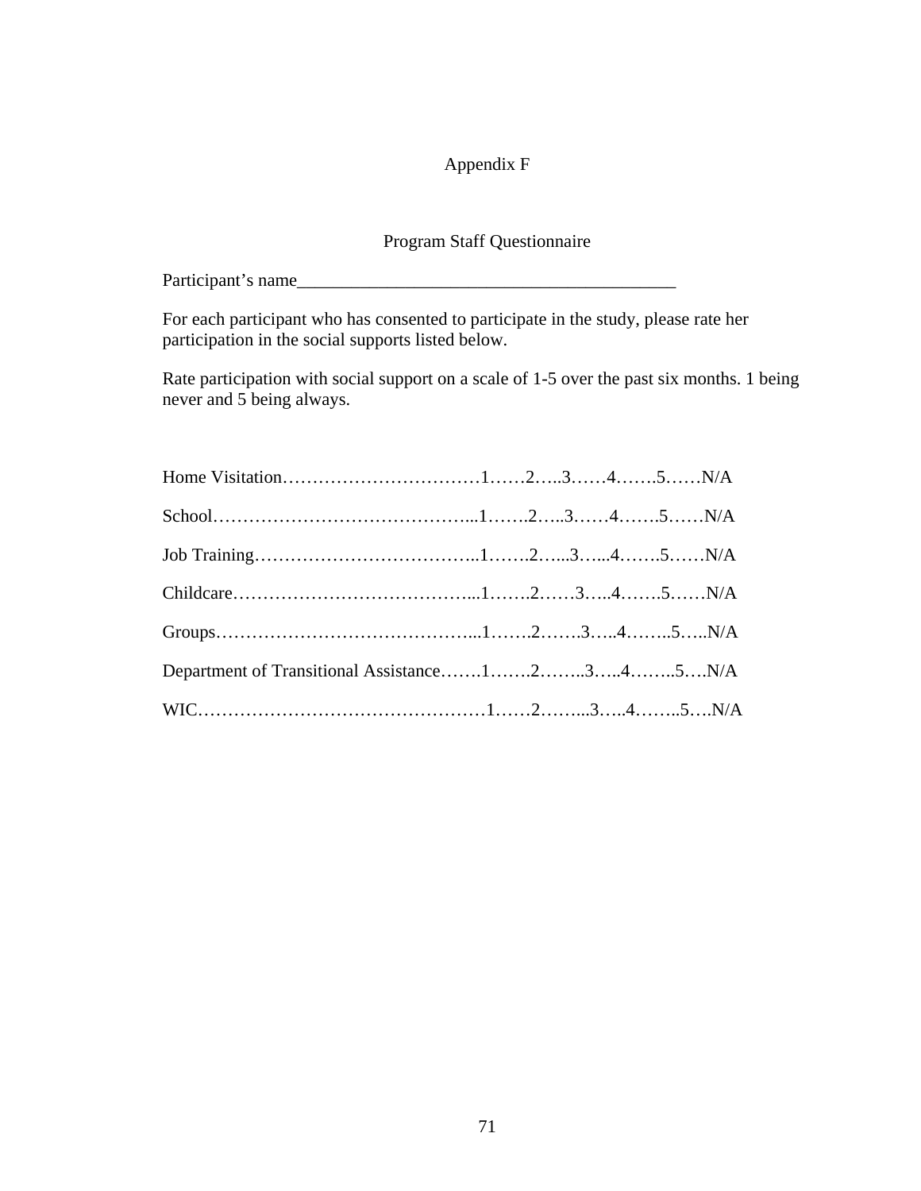# Appendix F

## Program Staff Questionnaire

Participant's name__________________________________________

For each participant who has consented to participate in the study, please rate her participation in the social supports listed below.

Rate participation with social support on a scale of 1-5 over the past six months. 1 being never and 5 being always.

Home Visitation……………………………1……2…..3……4…….5……N/A

School……………………………………...1…….2…..3……4…….5……N/A

Job Training………………………………..1…….2…...3…...4…….5……N/A

Childcare…………………………………...1…….2……3…..4…….5……N/A

Groups……………………………………...1…….2…….3…..4……..5…..N/A

Department of Transitional Assistance…….1…….2……..3…..4……..5….N/A

WIC…………………………………………1……2……...3…..4……..5….N/A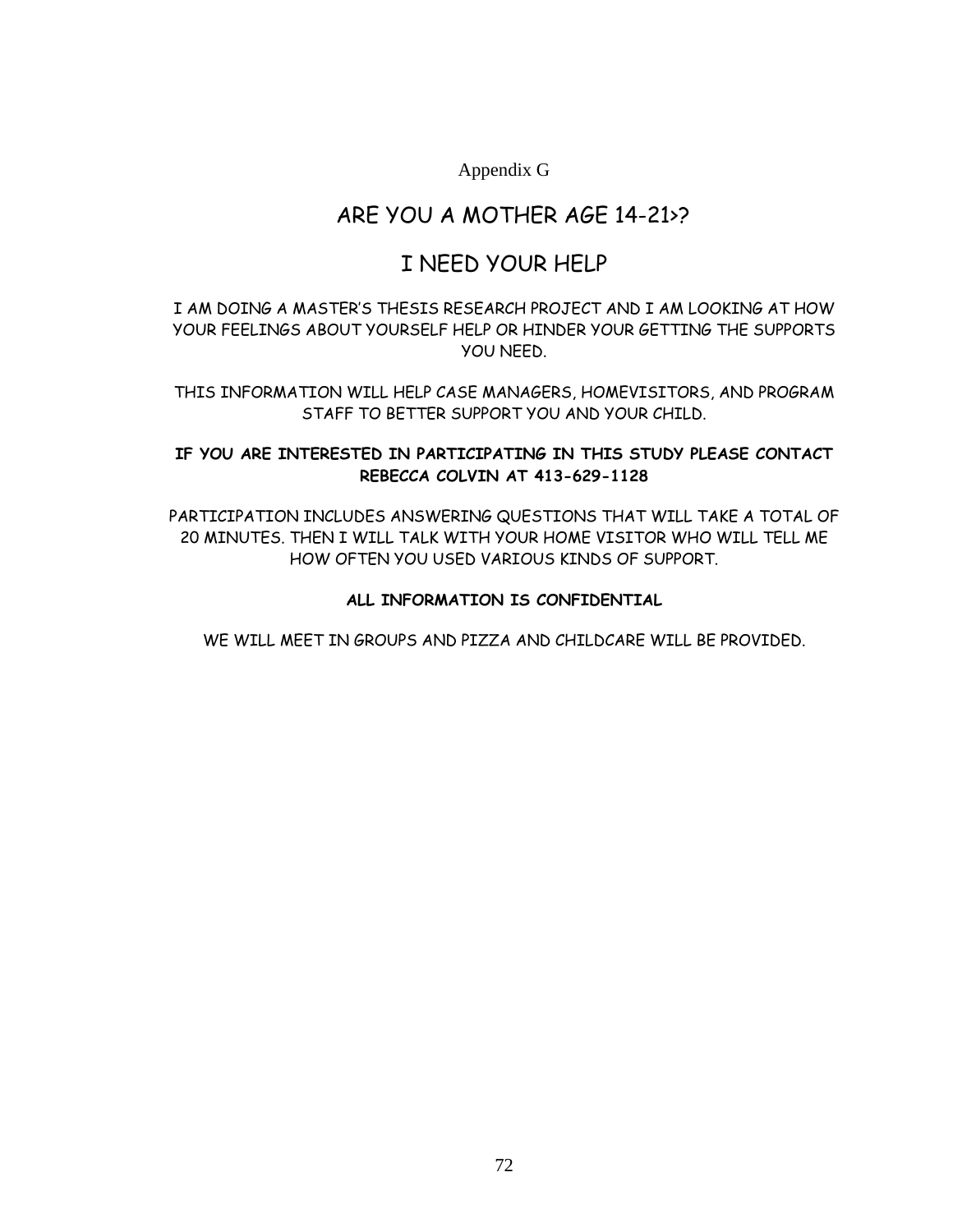Appendix G

# ARE YOU A MOTHER AGE 14-21>?

# I NEED YOUR HELP

I AM DOING A MASTER'S THESIS RESEARCH PROJECT AND I AM LOOKING AT HOW YOUR FEELINGS ABOUT YOURSELF HELP OR HINDER YOUR GETTING THE SUPPORTS YOU NEED.

THIS INFORMATION WILL HELP CASE MANAGERS, HOMEVISITORS, AND PROGRAM STAFF TO BETTER SUPPORT YOU AND YOUR CHILD.

**IF YOU ARE INTERESTED IN PARTICIPATING IN THIS STUDY PLEASE CONTACT REBECCA COLVIN AT 413-629-1128**

PARTICIPATION INCLUDES ANSWERING QUESTIONS THAT WILL TAKE A TOTAL OF 20 MINUTES. THEN I WILL TALK WITH YOUR HOME VISITOR WHO WILL TELL ME HOW OFTEN YOU USED VARIOUS KINDS OF SUPPORT.

**ALL INFORMATION IS CONFIDENTIAL**

WE WILL MEET IN GROUPS AND PIZZA AND CHILDCARE WILL BE PROVIDED.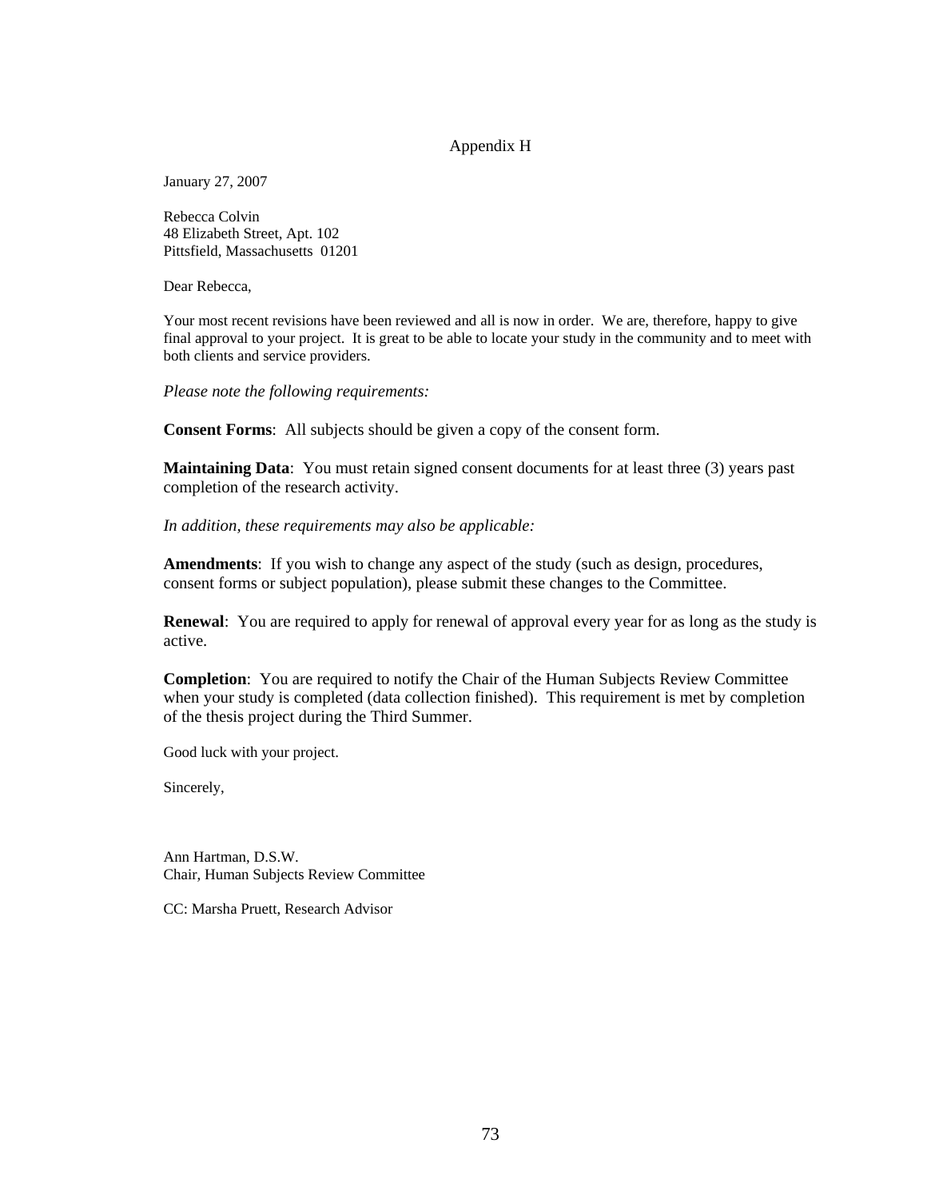# Appendix H

January 27, 2007

Rebecca Colvin
48 Elizabeth Street, Apt. 102
Pittsfield, Massachusetts 01201

Dear Rebecca,

Your most recent revisions have been reviewed and all is now in order. We are, therefore, happy to give final approval to your project. It is great to be able to locate your study in the community and to meet with both clients and service providers.

*Please note the following requirements:*

**Consent Forms**: All subjects should be given a copy of the consent form.

**Maintaining Data**: You must retain signed consent documents for at least three (3) years past completion of the research activity.

*In addition, these requirements may also be applicable:*

**Amendments**: If you wish to change any aspect of the study (such as design, procedures, consent forms or subject population), please submit these changes to the Committee.

**Renewal**: You are required to apply for renewal of approval every year for as long as the study is active.

**Completion**: You are required to notify the Chair of the Human Subjects Review Committee when your study is completed (data collection finished). This requirement is met by completion of the thesis project during the Third Summer.

Good luck with your project.

Sincerely,

Ann Hartman, D.S.W.
Chair, Human Subjects Review Committee

CC: Marsha Pruett, Research Advisor